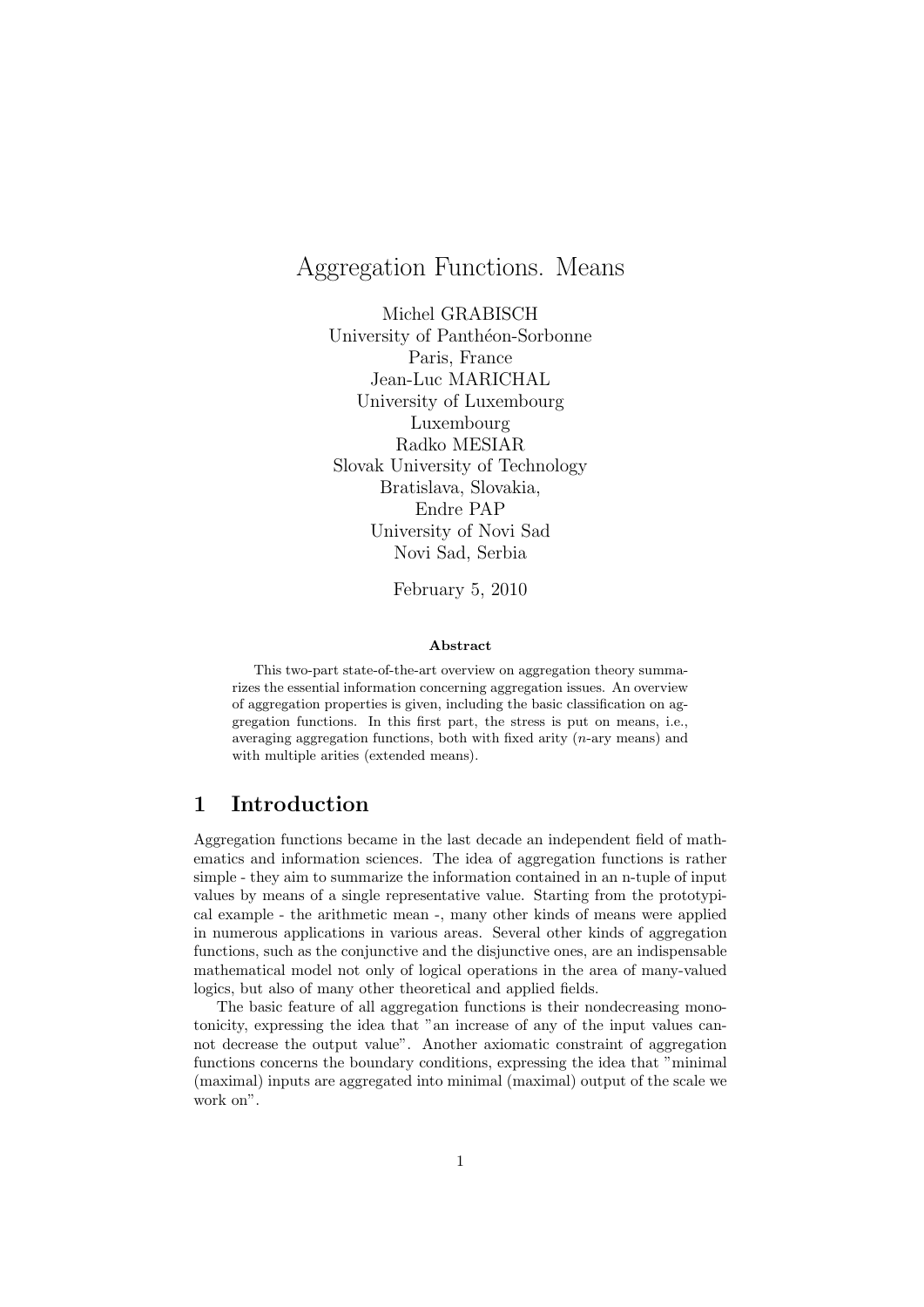# Aggregation Functions. Means

Michel GRABISCH
University of Panthéon-Sorbonne
Paris, France
Jean-Luc MARICHAL
University of Luxembourg
Luxembourg
Radko MESIAR
Slovak University of Technology
Bratislava, Slovakia,
Endre PAP
University of Novi Sad
Novi Sad, Serbia

February 5, 2010

**Abstract**

This two-part state-of-the-art overview on aggregation theory summarizes the essential information concerning aggregation issues. An overview of aggregation properties is given, including the basic classification on aggregation functions. In this first part, the stress is put on means, i.e., averaging aggregation functions, both with fixed arity ($n$-ary means) and with multiple arities (extended means).

## 1 Introduction

Aggregation functions became in the last decade an independent field of mathematics and information sciences. The idea of aggregation functions is rather simple - they aim to summarize the information contained in an n-tuple of input values by means of a single representative value. Starting from the prototypical example - the arithmetic mean -, many other kinds of means were applied in numerous applications in various areas. Several other kinds of aggregation functions, such as the conjunctive and the disjunctive ones, are an indispensable mathematical model not only of logical operations in the area of many-valued logics, but also of many other theoretical and applied fields.

The basic feature of all aggregation functions is their nondecreasing monotonicity, expressing the idea that "an increase of any of the input values cannot decrease the output value". Another axiomatic constraint of aggregation functions concerns the boundary conditions, expressing the idea that "minimal (maximal) inputs are aggregated into minimal (maximal) output of the scale we work on".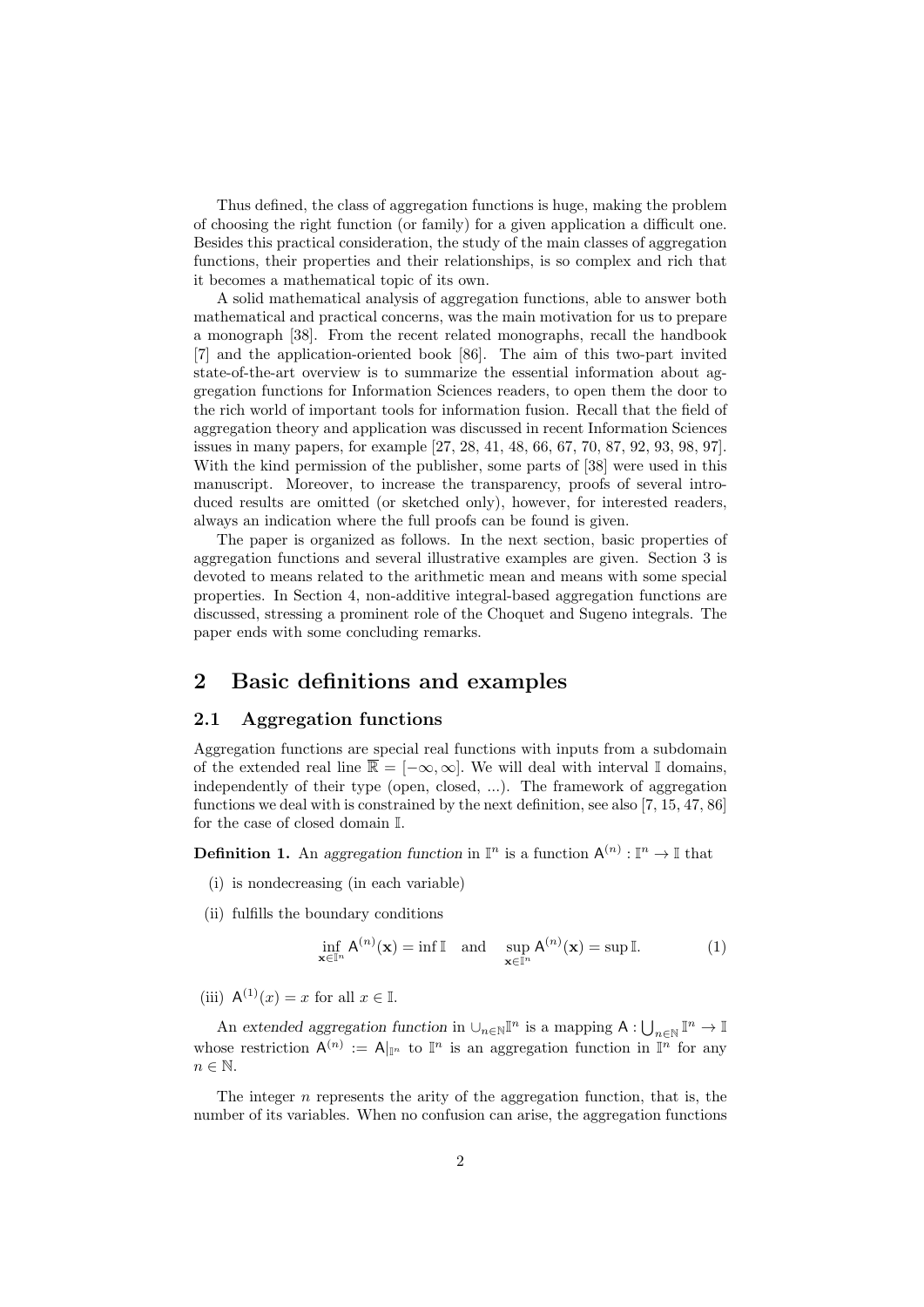Thus defined, the class of aggregation functions is huge, making the problem of choosing the right function (or family) for a given application a difficult one. Besides this practical consideration, the study of the main classes of aggregation functions, their properties and their relationships, is so complex and rich that it becomes a mathematical topic of its own.

A solid mathematical analysis of aggregation functions, able to answer both mathematical and practical concerns, was the main motivation for us to prepare a monograph [38]. From the recent related monographs, recall the handbook [7] and the application-oriented book [86]. The aim of this two-part invited state-of-the-art overview is to summarize the essential information about aggregation functions for Information Sciences readers, to open them the door to the rich world of important tools for information fusion. Recall that the field of aggregation theory and application was discussed in recent Information Sciences issues in many papers, for example [27, 28, 41, 48, 66, 67, 70, 87, 92, 93, 98, 97]. With the kind permission of the publisher, some parts of [38] were used in this manuscript. Moreover, to increase the transparency, proofs of several introduced results are omitted (or sketched only), however, for interested readers, always an indication where the full proofs can be found is given.

The paper is organized as follows. In the next section, basic properties of aggregation functions and several illustrative examples are given. Section 3 is devoted to means related to the arithmetic mean and means with some special properties. In Section 4, non-additive integral-based aggregation functions are discussed, stressing a prominent role of the Choquet and Sugeno integrals. The paper ends with some concluding remarks.

## 2 Basic definitions and examples

### 2.1 Aggregation functions

Aggregation functions are special real functions with inputs from a subdomain of the extended real line $\overline{\mathbb{R}} = [-\infty, \infty]$. We will deal with interval $\mathbb{I}$ domains, independently of their type (open, closed, ...). The framework of aggregation functions we deal with is constrained by the next definition, see also [7, 15, 47, 86] for the case of closed domain $\mathbb{I}$.

**Definition 1.** An *aggregation function* in $\mathbb{I}^n$ is a function $\mathsf{A}^{(n)} : \mathbb{I}^n \to \mathbb{I}$ that

(i) is nondecreasing (in each variable)

(ii) fulfills the boundary conditions

$$\inf_{\mathbf{x} \in \mathbb{I}^n} \mathsf{A}^{(n)}(\mathbf{x}) = \inf \mathbb{I} \quad \text{and} \quad \sup_{\mathbf{x} \in \mathbb{I}^n} \mathsf{A}^{(n)}(\mathbf{x}) = \sup \mathbb{I}. \tag{1}$$

(iii) $\mathsf{A}^{(1)}(x) = x$ for all $x \in \mathbb{I}$.

An *extended aggregation function* in $\cup_{n\in\mathbb{N}}\mathbb{I}^n$ is a mapping $\mathsf{A} : \bigcup_{n\in\mathbb{N}} \mathbb{I}^n \to \mathbb{I}$ whose restriction $\mathsf{A}^{(n)} := \mathsf{A}|_{\mathbb{I}^n}$ to $\mathbb{I}^n$ is an aggregation function in $\mathbb{I}^n$ for any $n \in \mathbb{N}$.

The integer $n$ represents the arity of the aggregation function, that is, the number of its variables. When no confusion can arise, the aggregation functions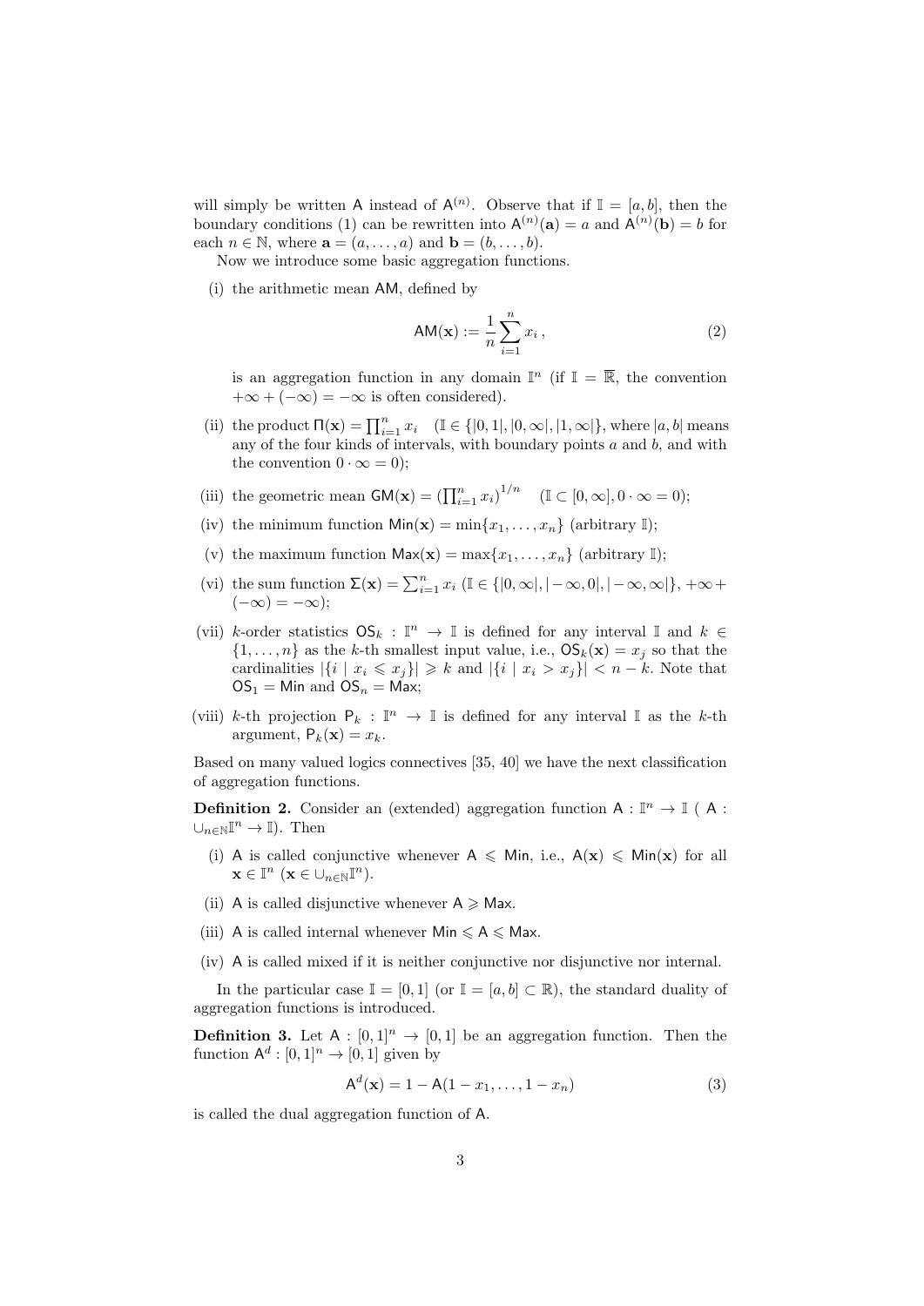will simply be written $\mathsf{A}$ instead of $\mathsf{A}^{(n)}$. Observe that if $\mathbb{I} = [a, b]$, then the boundary conditions (1) can be rewritten into $\mathsf{A}^{(n)}(\mathbf{a}) = a$ and $\mathsf{A}^{(n)}(\mathbf{b}) = b$ for each $n \in \mathbb{N}$, where $\mathbf{a} = (a, \ldots, a)$ and $\mathbf{b} = (b, \ldots, b)$.

Now we introduce some basic aggregation functions.

(i) the arithmetic mean $\mathsf{AM}$, defined by

$$\mathsf{AM}(\mathbf{x}) := \frac{1}{n}\sum_{i=1}^{n} x_i\,, \tag{2}$$

is an aggregation function in any domain $\mathbb{I}^n$ (if $\mathbb{I} = \overline{\mathbb{R}}$, the convention $+\infty + (-\infty) = -\infty$ is often considered).

(ii) the product $\Pi(\mathbf{x}) = \prod_{i=1}^{n} x_i$ $\quad(\mathbb{I} \in \{|0, 1|, |0, \infty|, |1, \infty|\}$, where $|a, b|$ means any of the four kinds of intervals, with boundary points $a$ and $b$, and with the convention $0 \cdot \infty = 0)$;

(iii) the geometric mean $\mathsf{GM}(\mathbf{x}) = \left(\prod_{i=1}^{n} x_i\right)^{1/n}$ $\quad(\mathbb{I} \subset [0, \infty], 0 \cdot \infty = 0)$;

(iv) the minimum function $\mathsf{Min}(\mathbf{x}) = \min\{x_1, \ldots, x_n\}$ (arbitrary $\mathbb{I}$);

(v) the maximum function $\mathsf{Max}(\mathbf{x}) = \max\{x_1, \ldots, x_n\}$ (arbitrary $\mathbb{I}$);

(vi) the sum function $\Sigma(\mathbf{x}) = \sum_{i=1}^{n} x_i$ $(\mathbb{I} \in \{|0, \infty|, |-\infty, 0|, |-\infty, \infty|\}$, $+\infty + (-\infty) = -\infty)$;

(vii) $k$-order statistics $\mathsf{OS}_k : \mathbb{I}^n \to \mathbb{I}$ is defined for any interval $\mathbb{I}$ and $k \in \{1, \ldots, n\}$ as the $k$-th smallest input value, i.e., $\mathsf{OS}_k(\mathbf{x}) = x_j$ so that the cardinalities $|\{i \mid x_i \leqslant x_j\}| \geqslant k$ and $|\{i \mid x_i > x_j\}| < n - k$. Note that $\mathsf{OS}_1 = \mathsf{Min}$ and $\mathsf{OS}_n = \mathsf{Max}$;

(viii) $k$-th projection $\mathsf{P}_k : \mathbb{I}^n \to \mathbb{I}$ is defined for any interval $\mathbb{I}$ as the $k$-th argument, $\mathsf{P}_k(\mathbf{x}) = x_k$.

Based on many valued logics connectives [35, 40] we have the next classification of aggregation functions.

**Definition 2.** Consider an (extended) aggregation function $\mathsf{A} : \mathbb{I}^n \to \mathbb{I}$ ( $\mathsf{A} : \cup_{n\in\mathbb{N}}\mathbb{I}^n \to \mathbb{I}$). Then

(i) $\mathsf{A}$ is called conjunctive whenever $\mathsf{A} \leqslant \mathsf{Min}$, i.e., $\mathsf{A}(\mathbf{x}) \leqslant \mathsf{Min}(\mathbf{x})$ for all $\mathbf{x} \in \mathbb{I}^n$ ($\mathbf{x} \in \cup_{n\in\mathbb{N}}\mathbb{I}^n$).

(ii) $\mathsf{A}$ is called disjunctive whenever $\mathsf{A} \geqslant \mathsf{Max}$.

(iii) $\mathsf{A}$ is called internal whenever $\mathsf{Min} \leqslant \mathsf{A} \leqslant \mathsf{Max}$.

(iv) $\mathsf{A}$ is called mixed if it is neither conjunctive nor disjunctive nor internal.

In the particular case $\mathbb{I} = [0, 1]$ (or $\mathbb{I} = [a, b] \subset \mathbb{R}$), the standard duality of aggregation functions is introduced.

**Definition 3.** Let $\mathsf{A} : [0, 1]^n \to [0, 1]$ be an aggregation function. Then the function $\mathsf{A}^d : [0, 1]^n \to [0, 1]$ given by

$$\mathsf{A}^d(\mathbf{x}) = 1 - \mathsf{A}(1 - x_1, \ldots, 1 - x_n) \tag{3}$$

is called the dual aggregation function of $\mathsf{A}$.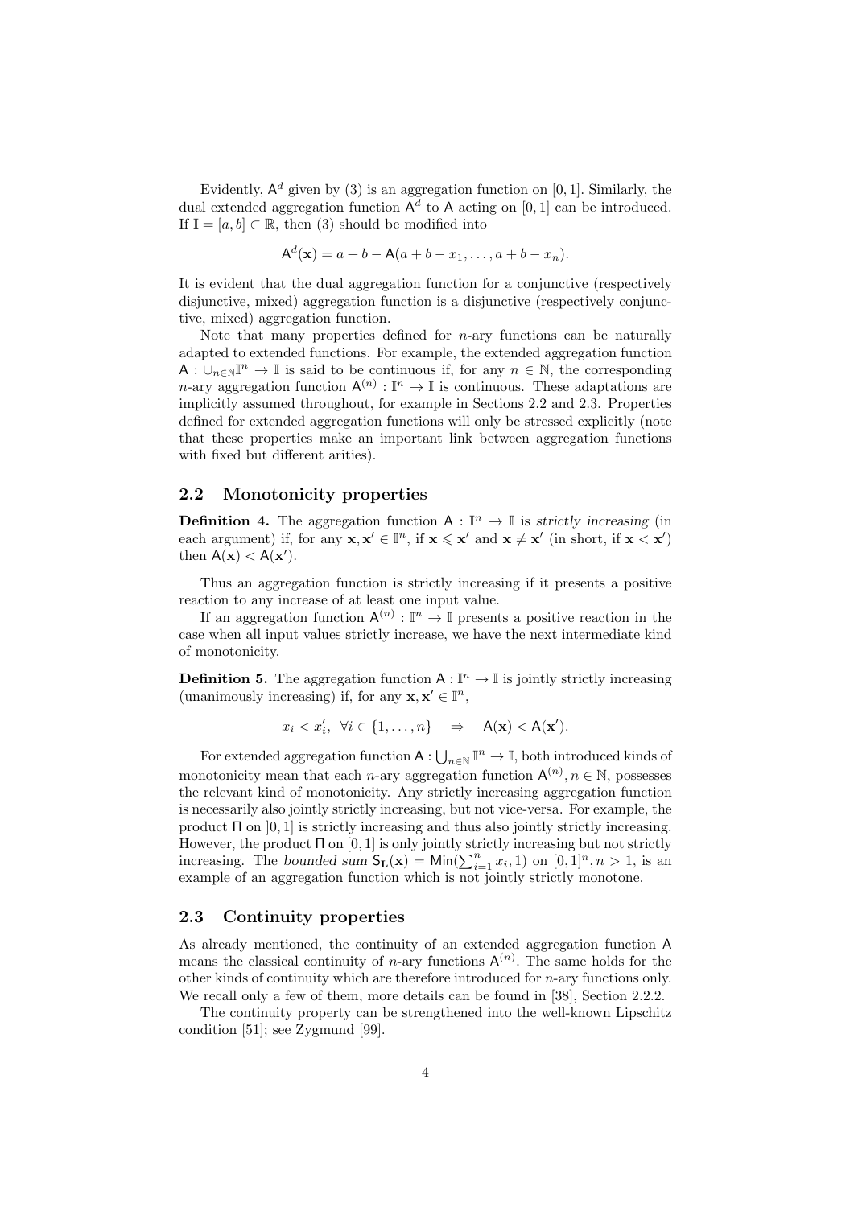Evidently, $\mathsf{A}^d$ given by (3) is an aggregation function on $[0, 1]$. Similarly, the dual extended aggregation function $\mathsf{A}^d$ to $\mathsf{A}$ acting on $[0, 1]$ can be introduced. If $\mathbb{I} = [a, b] \subset \mathbb{R}$, then (3) should be modified into

$$\mathsf{A}^d(\mathbf{x}) = a + b - \mathsf{A}(a + b - x_1, \ldots, a + b - x_n).$$

It is evident that the dual aggregation function for a conjunctive (respectively disjunctive, mixed) aggregation function is a disjunctive (respectively conjunctive, mixed) aggregation function.

Note that many properties defined for $n$-ary functions can be naturally adapted to extended functions. For example, the extended aggregation function $\mathsf{A} : \cup_{n\in\mathbb{N}}\mathbb{I}^n \to \mathbb{I}$ is said to be continuous if, for any $n \in \mathbb{N}$, the corresponding $n$-ary aggregation function $\mathsf{A}^{(n)} : \mathbb{I}^n \to \mathbb{I}$ is continuous. These adaptations are implicitly assumed throughout, for example in Sections 2.2 and 2.3. Properties defined for extended aggregation functions will only be stressed explicitly (note that these properties make an important link between aggregation functions with fixed but different arities).

## 2.2 Monotonicity properties

**Definition 4.** The aggregation function $\mathsf{A} : \mathbb{I}^n \to \mathbb{I}$ is *strictly increasing* (in each argument) if, for any $\mathbf{x}, \mathbf{x}' \in \mathbb{I}^n$, if $\mathbf{x} \leqslant \mathbf{x}'$ and $\mathbf{x} \neq \mathbf{x}'$ (in short, if $\mathbf{x} < \mathbf{x}'$) then $\mathsf{A}(\mathbf{x}) < \mathsf{A}(\mathbf{x}')$.

Thus an aggregation function is strictly increasing if it presents a positive reaction to any increase of at least one input value.

If an aggregation function $\mathsf{A}^{(n)} : \mathbb{I}^n \to \mathbb{I}$ presents a positive reaction in the case when all input values strictly increase, we have the next intermediate kind of monotonicity.

**Definition 5.** The aggregation function $\mathsf{A} : \mathbb{I}^n \to \mathbb{I}$ is jointly strictly increasing (unanimously increasing) if, for any $\mathbf{x}, \mathbf{x}' \in \mathbb{I}^n$,

$$x_i < x_i', \ \forall i \in \{1, \ldots, n\} \quad \Rightarrow \quad \mathsf{A}(\mathbf{x}) < \mathsf{A}(\mathbf{x}').$$

For extended aggregation function $\mathsf{A} : \bigcup_{n\in\mathbb{N}} \mathbb{I}^n \to \mathbb{I}$, both introduced kinds of monotonicity mean that each $n$-ary aggregation function $\mathsf{A}^{(n)}, n \in \mathbb{N}$, possesses the relevant kind of monotonicity. Any strictly increasing aggregation function is necessarily also jointly strictly increasing, but not vice-versa. For example, the product $\Pi$ on $]0, 1]$ is strictly increasing and thus also jointly strictly increasing. However, the product $\Pi$ on $[0, 1]$ is only jointly strictly increasing but not strictly increasing. The *bounded sum* $\mathsf{S}_\mathbf{L}(\mathbf{x}) = \mathsf{Min}(\sum_{i=1}^n x_i, 1)$ on $[0, 1]^n, n > 1$, is an example of an aggregation function which is not jointly strictly monotone.

## 2.3 Continuity properties

As already mentioned, the continuity of an extended aggregation function $\mathsf{A}$ means the classical continuity of $n$-ary functions $\mathsf{A}^{(n)}$. The same holds for the other kinds of continuity which are therefore introduced for $n$-ary functions only. We recall only a few of them, more details can be found in [38], Section 2.2.2.

The continuity property can be strengthened into the well-known Lipschitz condition [51]; see Zygmund [99].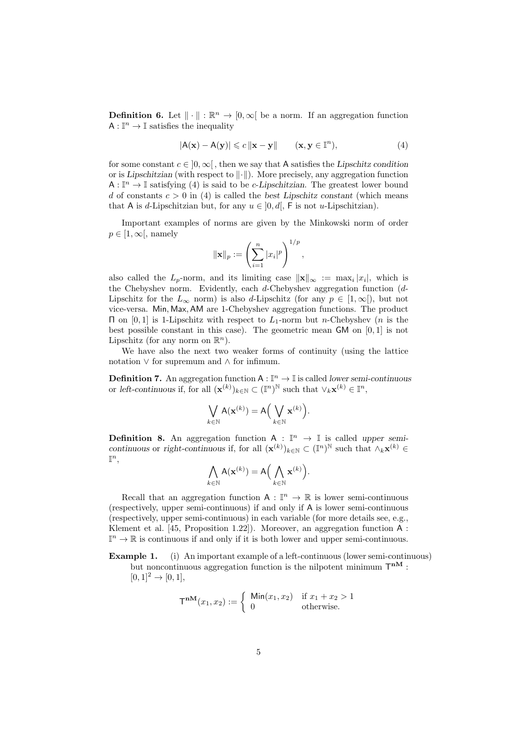**Definition 6.** Let $\|\cdot\| : \mathbb{R}^n \to [0,\infty[$ be a norm. If an aggregation function $\mathsf{A} : \mathbb{I}^n \to \mathbb{I}$ satisfies the inequality

$$|\mathsf{A}(\mathbf{x}) - \mathsf{A}(\mathbf{y})| \leqslant c\,\|\mathbf{x} - \mathbf{y}\| \qquad (\mathbf{x}, \mathbf{y} \in \mathbb{I}^n), \tag{4}$$

for some constant $c \in\, ]0,\infty[$ , then we say that $\mathsf{A}$ satisfies the *Lipschitz condition* or is *Lipschitzian* (with respect to $\|\cdot\|$). More precisely, any aggregation function $\mathsf{A} : \mathbb{I}^n \to \mathbb{I}$ satisfying (4) is said to be *c-Lipschitzian*. The greatest lower bound $d$ of constants $c > 0$ in (4) is called the *best Lipschitz constant* (which means that $\mathsf{A}$ is $d$-Lipschitzian but, for any $u \in\, ]0, d[$, $\mathsf{F}$ is not $u$-Lipschitzian).

Important examples of norms are given by the Minkowski norm of order $p \in [1,\infty[$, namely

$$\|\mathbf{x}\|_p := \left(\sum_{i=1}^{n} |x_i|^p\right)^{1/p},$$

also called the $L_p$-norm, and its limiting case $\|\mathbf{x}\|_\infty := \max_i |x_i|$, which is the Chebyshev norm. Evidently, each $d$-Chebyshev aggregation function ($d$-Lipschitz for the $L_\infty$ norm) is also $d$-Lipschitz (for any $p \in [1,\infty[$), but not vice-versa. $\mathsf{Min}, \mathsf{Max}, \mathsf{AM}$ are 1-Chebyshev aggregation functions. The product $\Pi$ on $[0,1]$ is 1-Lipschitz with respect to $L_1$-norm but $n$-Chebyshev ($n$ is the best possible constant in this case). The geometric mean $\mathsf{GM}$ on $[0,1]$ is not Lipschitz (for any norm on $\mathbb{R}^n$).

We have also the next two weaker forms of continuity (using the lattice notation $\vee$ for supremum and $\wedge$ for infimum.

**Definition 7.** An aggregation function $\mathsf{A} : \mathbb{I}^n \to \mathbb{I}$ is called *lower semi-continuous* or *left-continuous* if, for all $(\mathbf{x}^{(k)})_{k\in\mathbb{N}} \subset (\mathbb{I}^n)^{\mathbb{N}}$ such that $\vee_k \mathbf{x}^{(k)} \in \mathbb{I}^n$,

$$\bigvee_{k\in\mathbb{N}} \mathsf{A}(\mathbf{x}^{(k)}) = \mathsf{A}\Big(\bigvee_{k\in\mathbb{N}} \mathbf{x}^{(k)}\Big).$$

**Definition 8.** An aggregation function $\mathsf{A} : \mathbb{I}^n \to \mathbb{I}$ is called *upper semi-continuous* or *right-continuous* if, for all $(\mathbf{x}^{(k)})_{k\in\mathbb{N}} \subset (\mathbb{I}^n)^{\mathbb{N}}$ such that $\wedge_k \mathbf{x}^{(k)} \in \mathbb{I}^n$,

$$\bigwedge_{k\in\mathbb{N}} \mathsf{A}(\mathbf{x}^{(k)}) = \mathsf{A}\Big(\bigwedge_{k\in\mathbb{N}} \mathbf{x}^{(k)}\Big).$$

Recall that an aggregation function $\mathsf{A} : \mathbb{I}^n \to \mathbb{R}$ is lower semi-continuous (respectively, upper semi-continuous) if and only if $\mathsf{A}$ is lower semi-continuous (respectively, upper semi-continuous) in each variable (for more details see, e.g., Klement et al. [45, Proposition 1.22]). Moreover, an aggregation function $\mathsf{A} : \mathbb{I}^n \to \mathbb{R}$ is continuous if and only if it is both lower and upper semi-continuous.

**Example 1.** (i) An important example of a left-continuous (lower semi-continuous) but noncontinuous aggregation function is the nilpotent minimum $\mathsf{T}^{\mathbf{nM}} : [0,1]^2 \to [0,1]$,

$$\mathsf{T}^{\mathbf{nM}}(x_1, x_2) := \begin{cases} \mathsf{Min}(x_1, x_2) & \text{if } x_1 + x_2 > 1 \\ 0 & \text{otherwise.} \end{cases}$$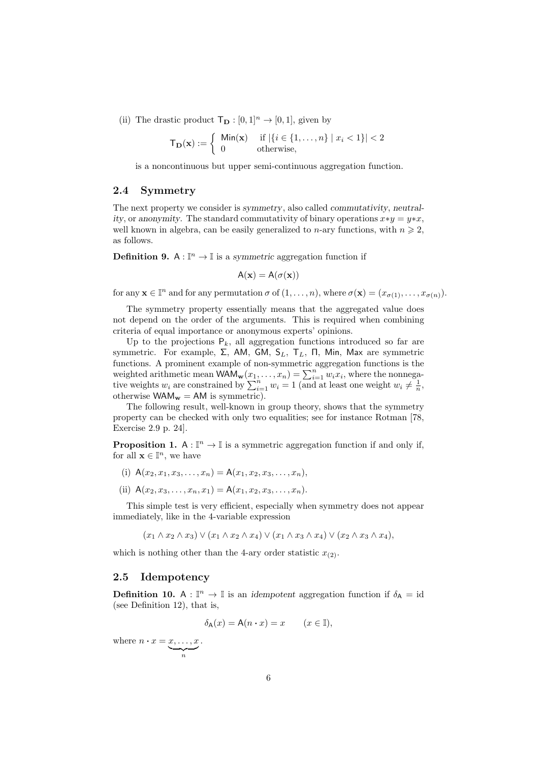(ii) The drastic product $\mathsf{T_D} : [0,1]^n \to [0,1]$, given by

$$\mathsf{T_D}(\mathbf{x}) := \begin{cases} \mathsf{Min}(\mathbf{x}) & \text{if } |\{i \in \{1,\ldots,n\} \mid x_i < 1\}| < 2 \\ 0 & \text{otherwise,} \end{cases}$$

is a noncontinuous but upper semi-continuous aggregation function.

## 2.4 Symmetry

The next property we consider is *symmetry*, also called *commutativity*, *neutrality*, or *anonymity*. The standard commutativity of binary operations $x*y = y*x$, well known in algebra, can be easily generalized to $n$-ary functions, with $n \geqslant 2$, as follows.

**Definition 9.** $\mathsf{A} : \mathbb{I}^n \to \mathbb{I}$ is a *symmetric* aggregation function if

$$\mathsf{A}(\mathbf{x}) = \mathsf{A}(\sigma(\mathbf{x}))$$

for any $\mathbf{x} \in \mathbb{I}^n$ and for any permutation $\sigma$ of $(1,\ldots,n)$, where $\sigma(\mathbf{x}) = (x_{\sigma(1)},\ldots,x_{\sigma(n)})$.

The symmetry property essentially means that the aggregated value does not depend on the order of the arguments. This is required when combining criteria of equal importance or anonymous experts' opinions.

Up to the projections $\mathsf{P}_k$, all aggregation functions introduced so far are symmetric. For example, $\Sigma$, $\mathsf{AM}$, $\mathsf{GM}$, $\mathsf{S}_L$, $\mathsf{T}_L$, $\Pi$, $\mathsf{Min}$, $\mathsf{Max}$ are symmetric functions. A prominent example of non-symmetric aggregation functions is the weighted arithmetic mean $\mathsf{WAM}_{\mathbf{w}}(x_1,\ldots,x_n) = \sum_{i=1}^n w_i x_i$, where the nonnegative weights $w_i$ are constrained by $\sum_{i=1}^n w_i = 1$ (and at least one weight $w_i \neq \frac{1}{n}$, otherwise $\mathsf{WAM}_{\mathbf{w}} = \mathsf{AM}$ is symmetric).

The following result, well-known in group theory, shows that the symmetry property can be checked with only two equalities; see for instance Rotman [78, Exercise 2.9 p. 24].

**Proposition 1.** $\mathsf{A} : \mathbb{I}^n \to \mathbb{I}$ is a symmetric aggregation function if and only if, for all $\mathbf{x} \in \mathbb{I}^n$, we have

(i) $\mathsf{A}(x_2, x_1, x_3, \ldots, x_n) = \mathsf{A}(x_1, x_2, x_3, \ldots, x_n)$,

(ii) $\mathsf{A}(x_2, x_3, \ldots, x_n, x_1) = \mathsf{A}(x_1, x_2, x_3, \ldots, x_n)$.

This simple test is very efficient, especially when symmetry does not appear immediately, like in the 4-variable expression

$$(x_1 \wedge x_2 \wedge x_3) \vee (x_1 \wedge x_2 \wedge x_4) \vee (x_1 \wedge x_3 \wedge x_4) \vee (x_2 \wedge x_3 \wedge x_4),$$

which is nothing other than the 4-ary order statistic $x_{(2)}$.

## 2.5 Idempotency

**Definition 10.** $\mathsf{A} : \mathbb{I}^n \to \mathbb{I}$ is an *idempotent* aggregation function if $\delta_{\mathsf{A}} = \mathrm{id}$ (see Definition 12), that is,

$$\delta_{\mathsf{A}}(x) = \mathsf{A}(n \cdot x) = x \qquad (x \in \mathbb{I}),$$

where $n \cdot x = \underbrace{x,\ldots,x}_{n}$.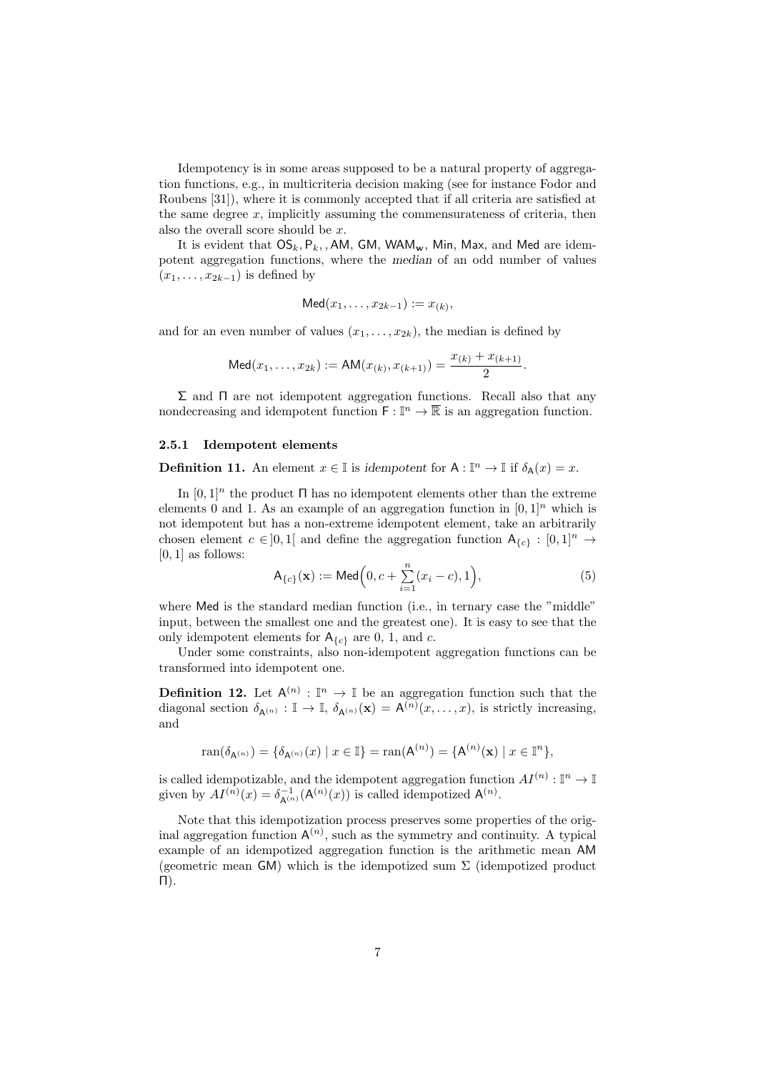Idempotency is in some areas supposed to be a natural property of aggregation functions, e.g., in multicriteria decision making (see for instance Fodor and Roubens [31]), where it is commonly accepted that if all criteria are satisfied at the same degree $x$, implicitly assuming the commensurateness of criteria, then also the overall score should be $x$.

It is evident that $\mathsf{OS}_k, \mathsf{P}_k,$, $\mathsf{AM}$, $\mathsf{GM}$, $\mathsf{WAM}_\mathbf{w}$, $\mathsf{Min}$, $\mathsf{Max}$, and $\mathsf{Med}$ are idempotent aggregation functions, where the *median* of an odd number of values $(x_1, \ldots, x_{2k-1})$ is defined by

$$\mathsf{Med}(x_1, \ldots, x_{2k-1}) := x_{(k)},$$

and for an even number of values $(x_1, \ldots, x_{2k})$, the median is defined by

$$\mathsf{Med}(x_1, \ldots, x_{2k}) := \mathsf{AM}(x_{(k)}, x_{(k+1)}) = \frac{x_{(k)} + x_{(k+1)}}{2}.$$

$\Sigma$ and $\Pi$ are not idempotent aggregation functions. Recall also that any nondecreasing and idempotent function $\mathsf{F} : \mathbb{I}^n \to \overline{\mathbb{R}}$ is an aggregation function.

### 2.5.1 Idempotent elements

**Definition 11.** An element $x \in \mathbb{I}$ is *idempotent* for $\mathsf{A} : \mathbb{I}^n \to \mathbb{I}$ if $\delta_\mathsf{A}(x) = x$.

In $[0,1]^n$ the product $\Pi$ has no idempotent elements other than the extreme elements 0 and 1. As an example of an aggregation function in $[0,1]^n$ which is not idempotent but has a non-extreme idempotent element, take an arbitrarily chosen element $c \in ]0,1[$ and define the aggregation function $\mathsf{A}_{\{c\}} : [0,1]^n \to [0,1]$ as follows:

$$\mathsf{A}_{\{c\}}(\mathbf{x}) := \mathsf{Med}\Big(0, c + \sum_{i=1}^{n} (x_i - c), 1\Big), \tag{5}$$

where $\mathsf{Med}$ is the standard median function (i.e., in ternary case the "middle" input, between the smallest one and the greatest one). It is easy to see that the only idempotent elements for $\mathsf{A}_{\{c\}}$ are 0, 1, and $c$.

Under some constraints, also non-idempotent aggregation functions can be transformed into idempotent one.

**Definition 12.** Let $\mathsf{A}^{(n)} : \mathbb{I}^n \to \mathbb{I}$ be an aggregation function such that the diagonal section $\delta_{\mathsf{A}^{(n)}} : \mathbb{I} \to \mathbb{I}$, $\delta_{\mathsf{A}^{(n)}}(\mathbf{x}) = \mathsf{A}^{(n)}(x, \ldots, x)$, is strictly increasing, and

$$\operatorname{ran}(\delta_{\mathsf{A}^{(n)}}) = \{\delta_{\mathsf{A}^{(n)}}(x) \mid x \in \mathbb{I}\} = \operatorname{ran}(\mathsf{A}^{(n)}) = \{\mathsf{A}^{(n)}(\mathbf{x}) \mid x \in \mathbb{I}^n\},$$

is called idempotizable, and the idempotent aggregation function $AI^{(n)} : \mathbb{I}^n \to \mathbb{I}$ given by $AI^{(n)}(x) = \delta^{-1}_{\mathsf{A}^{(n)}}(\mathsf{A}^{(n)}(x))$ is called idempotized $\mathsf{A}^{(n)}$.

Note that this idempotization process preserves some properties of the original aggregation function $\mathsf{A}^{(n)}$, such as the symmetry and continuity. A typical example of an idempotized aggregation function is the arithmetic mean $\mathsf{AM}$ (geometric mean $\mathsf{GM}$) which is the idempotized sum $\Sigma$ (idempotized product $\Pi$).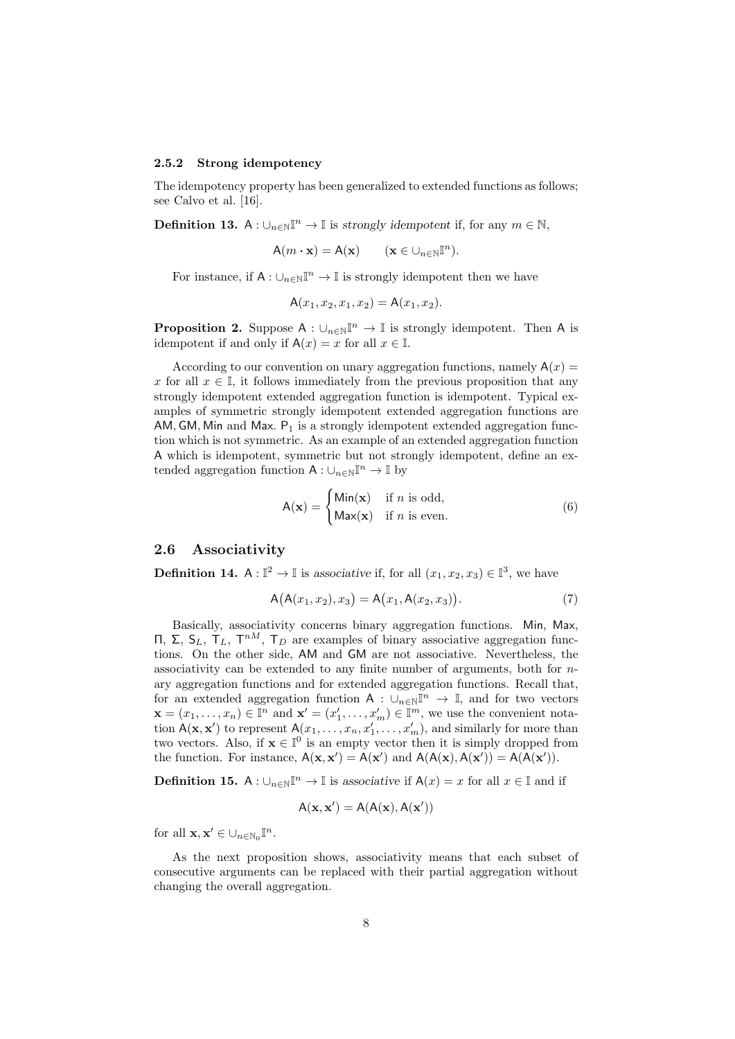### 2.5.2 Strong idempotency

The idempotency property has been generalized to extended functions as follows; see Calvo et al. [16].

**Definition 13.** $\mathsf{A} : \cup_{n\in\mathbb{N}}\mathbb{I}^n \to \mathbb{I}$ is *strongly idempotent* if, for any $m \in \mathbb{N}$,

$$\mathsf{A}(m \cdot \mathbf{x}) = \mathsf{A}(\mathbf{x}) \qquad (\mathbf{x} \in \cup_{n\in\mathbb{N}}\mathbb{I}^n).$$

For instance, if $\mathsf{A} : \cup_{n\in\mathbb{N}}\mathbb{I}^n \to \mathbb{I}$ is strongly idempotent then we have

$$\mathsf{A}(x_1, x_2, x_1, x_2) = \mathsf{A}(x_1, x_2).$$

**Proposition 2.** Suppose $\mathsf{A} : \cup_{n\in\mathbb{N}}\mathbb{I}^n \to \mathbb{I}$ is strongly idempotent. Then $\mathsf{A}$ is idempotent if and only if $\mathsf{A}(x) = x$ for all $x \in \mathbb{I}$.

According to our convention on unary aggregation functions, namely $\mathsf{A}(x) = x$ for all $x \in \mathbb{I}$, it follows immediately from the previous proposition that any strongly idempotent extended aggregation function is idempotent. Typical examples of symmetric strongly idempotent extended aggregation functions are $\mathsf{AM}, \mathsf{GM}, \mathsf{Min}$ and $\mathsf{Max}$. $\mathsf{P}_1$ is a strongly idempotent extended aggregation function which is not symmetric. As an example of an extended aggregation function $\mathsf{A}$ which is idempotent, symmetric but not strongly idempotent, define an extended aggregation function $\mathsf{A} : \cup_{n\in\mathbb{N}}\mathbb{I}^n \to \mathbb{I}$ by

$$\mathsf{A}(\mathbf{x}) = \begin{cases} \mathsf{Min}(\mathbf{x}) & \text{if } n \text{ is odd,} \\ \mathsf{Max}(\mathbf{x}) & \text{if } n \text{ is even.} \end{cases} \tag{6}$$

## 2.6 Associativity

**Definition 14.** $\mathsf{A} : \mathbb{I}^2 \to \mathbb{I}$ is *associative* if, for all $(x_1, x_2, x_3) \in \mathbb{I}^3$, we have

$$\mathsf{A}\big(\mathsf{A}(x_1, x_2), x_3\big) = \mathsf{A}\big(x_1, \mathsf{A}(x_2, x_3)\big). \tag{7}$$

Basically, associativity concerns binary aggregation functions. $\mathsf{Min}$, $\mathsf{Max}$, $\Pi$, $\Sigma$, $\mathsf{S}_L$, $\mathsf{T}_L$, $\mathsf{T}^{nM}$, $\mathsf{T}_D$ are examples of binary associative aggregation functions. On the other side, $\mathsf{AM}$ and $\mathsf{GM}$ are not associative. Nevertheless, the associativity can be extended to any finite number of arguments, both for $n$-ary aggregation functions and for extended aggregation functions. Recall that, for an extended aggregation function $\mathsf{A} : \cup_{n\in\mathbb{N}}\mathbb{I}^n \to \mathbb{I}$, and for two vectors $\mathbf{x} = (x_1, \ldots, x_n) \in \mathbb{I}^n$ and $\mathbf{x}' = (x'_1, \ldots, x'_m) \in \mathbb{I}^m$, we use the convenient notation $\mathsf{A}(\mathbf{x}, \mathbf{x}')$ to represent $\mathsf{A}(x_1, \ldots, x_n, x'_1, \ldots, x'_m)$, and similarly for more than two vectors. Also, if $\mathbf{x} \in \mathbb{I}^0$ is an empty vector then it is simply dropped from the function. For instance, $\mathsf{A}(\mathbf{x}, \mathbf{x}') = \mathsf{A}(\mathbf{x}')$ and $\mathsf{A}(\mathsf{A}(\mathbf{x}), \mathsf{A}(\mathbf{x}')) = \mathsf{A}(\mathsf{A}(\mathbf{x}'))$.

**Definition 15.** $\mathsf{A} : \cup_{n\in\mathbb{N}}\mathbb{I}^n \to \mathbb{I}$ is *associative* if $\mathsf{A}(x) = x$ for all $x \in \mathbb{I}$ and if

$$\mathsf{A}(\mathbf{x}, \mathbf{x}') = \mathsf{A}(\mathsf{A}(\mathbf{x}), \mathsf{A}(\mathbf{x}'))$$

for all $\mathbf{x}, \mathbf{x}' \in \cup_{n\in\mathbb{N}_0}\mathbb{I}^n$.

As the next proposition shows, associativity means that each subset of consecutive arguments can be replaced with their partial aggregation without changing the overall aggregation.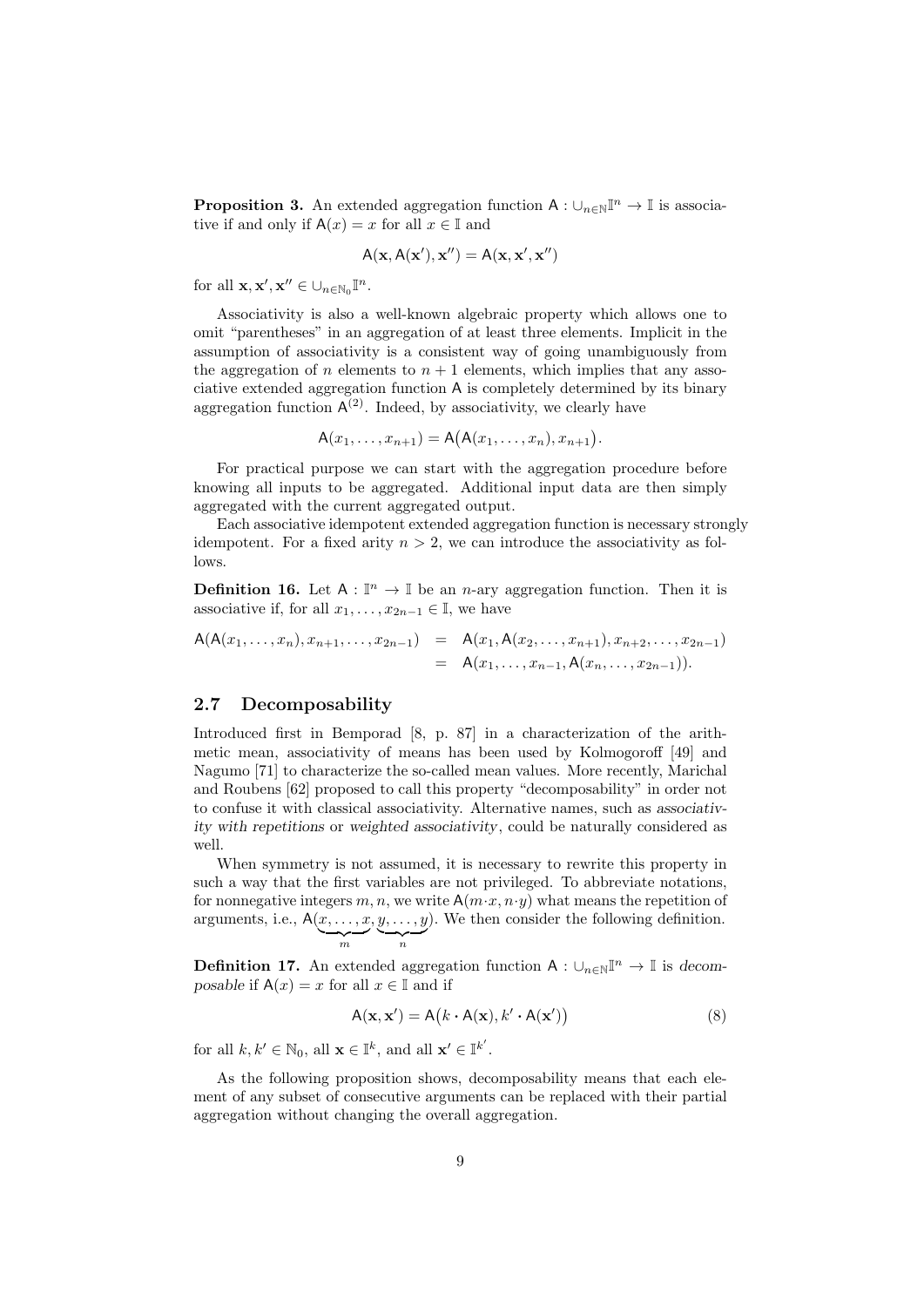**Proposition 3.** An extended aggregation function $\mathsf{A} : \cup_{n\in\mathbb{N}}\mathbb{I}^n \to \mathbb{I}$ is associative if and only if $\mathsf{A}(x) = x$ for all $x \in \mathbb{I}$ and

$$\mathsf{A}(\mathbf{x}, \mathsf{A}(\mathbf{x}'), \mathbf{x}'') = \mathsf{A}(\mathbf{x}, \mathbf{x}', \mathbf{x}'')$$

for all $\mathbf{x}, \mathbf{x}', \mathbf{x}'' \in \cup_{n\in\mathbb{N}_0}\mathbb{I}^n$.

Associativity is also a well-known algebraic property which allows one to omit "parentheses" in an aggregation of at least three elements. Implicit in the assumption of associativity is a consistent way of going unambiguously from the aggregation of $n$ elements to $n+1$ elements, which implies that any associative extended aggregation function $\mathsf{A}$ is completely determined by its binary aggregation function $\mathsf{A}^{(2)}$. Indeed, by associativity, we clearly have

$$\mathsf{A}(x_1, \ldots, x_{n+1}) = \mathsf{A}\big(\mathsf{A}(x_1, \ldots, x_n), x_{n+1}\big).$$

For practical purpose we can start with the aggregation procedure before knowing all inputs to be aggregated. Additional input data are then simply aggregated with the current aggregated output.

Each associative idempotent extended aggregation function is necessary strongly idempotent. For a fixed arity $n > 2$, we can introduce the associativity as follows.

**Definition 16.** Let $\mathsf{A} : \mathbb{I}^n \to \mathbb{I}$ be an $n$-ary aggregation function. Then it is associative if, for all $x_1, \ldots, x_{2n-1} \in \mathbb{I}$, we have

$$\begin{aligned}
\mathsf{A}(\mathsf{A}(x_1, \ldots, x_n), x_{n+1}, \ldots, x_{2n-1}) &= \mathsf{A}(x_1, \mathsf{A}(x_2, \ldots, x_{n+1}), x_{n+2}, \ldots, x_{2n-1}) \\
&= \mathsf{A}(x_1, \ldots, x_{n-1}, \mathsf{A}(x_n, \ldots, x_{2n-1})).
\end{aligned}$$

## 2.7 Decomposability

Introduced first in Bemporad [8, p. 87] in a characterization of the arithmetic mean, associativity of means has been used by Kolmogoroff [49] and Nagumo [71] to characterize the so-called mean values. More recently, Marichal and Roubens [62] proposed to call this property "decomposability" in order not to confuse it with classical associativity. Alternative names, such as *associativity with repetitions* or *weighted associativity*, could be naturally considered as well.

When symmetry is not assumed, it is necessary to rewrite this property in such a way that the first variables are not privileged. To abbreviate notations, for nonnegative integers $m, n$, we write $\mathsf{A}(m\cdot x, n\cdot y)$ what means the repetition of arguments, i.e., $\mathsf{A}(\underbrace{x, \ldots, x}_{m}, \underbrace{y, \ldots, y}_{n})$. We then consider the following definition.

**Definition 17.** An extended aggregation function $\mathsf{A} : \cup_{n\in\mathbb{N}}\mathbb{I}^n \to \mathbb{I}$ is *decomposable* if $\mathsf{A}(x) = x$ for all $x \in \mathbb{I}$ and if

$$\mathsf{A}(\mathbf{x}, \mathbf{x}') = \mathsf{A}\big(k \cdot \mathsf{A}(\mathbf{x}), k' \cdot \mathsf{A}(\mathbf{x}')\big) \tag{8}$$

for all $k, k' \in \mathbb{N}_0$, all $\mathbf{x} \in \mathbb{I}^k$, and all $\mathbf{x}' \in \mathbb{I}^{k'}$.

As the following proposition shows, decomposability means that each element of any subset of consecutive arguments can be replaced with their partial aggregation without changing the overall aggregation.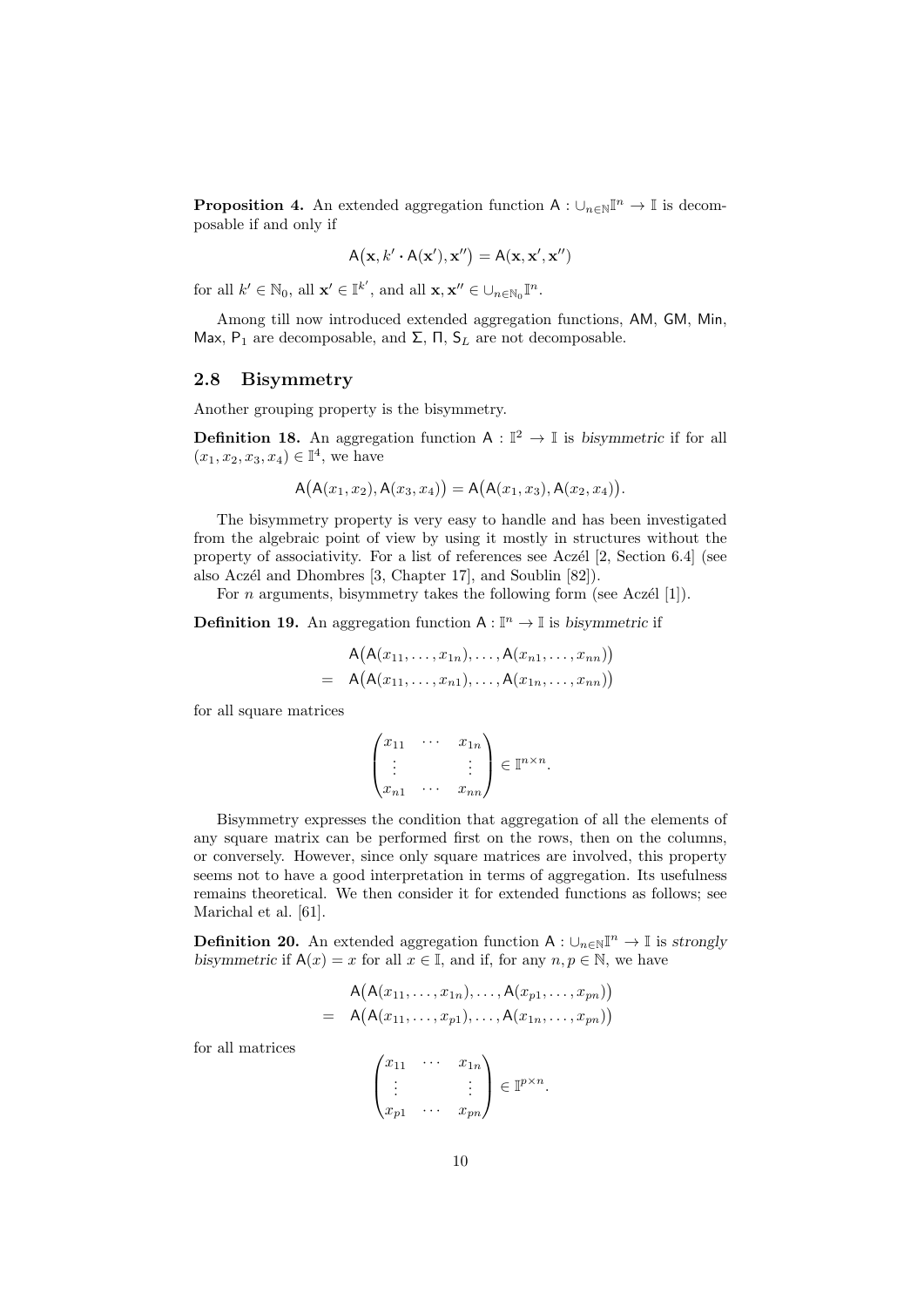**Proposition 4.** An extended aggregation function $\mathsf{A} : \cup_{n\in\mathbb{N}}\mathbb{I}^n \to \mathbb{I}$ is decomposable if and only if

$$\mathsf{A}\big(\mathbf{x}, k' \cdot \mathsf{A}(\mathbf{x}'), \mathbf{x}''\big) = \mathsf{A}(\mathbf{x}, \mathbf{x}', \mathbf{x}'')$$

for all $k' \in \mathbb{N}_0$, all $\mathbf{x}' \in \mathbb{I}^{k'}$, and all $\mathbf{x}, \mathbf{x}'' \in \cup_{n\in\mathbb{N}_0}\mathbb{I}^n$.

Among till now introduced extended aggregation functions, $\mathsf{AM}$, $\mathsf{GM}$, $\mathsf{Min}$, $\mathsf{Max}$, $\mathsf{P}_1$ are decomposable, and $\Sigma$, $\Pi$, $\mathsf{S}_L$ are not decomposable.

## 2.8 Bisymmetry

Another grouping property is the bisymmetry.

**Definition 18.** An aggregation function $\mathsf{A} : \mathbb{I}^2 \to \mathbb{I}$ is *bisymmetric* if for all $(x_1, x_2, x_3, x_4) \in \mathbb{I}^4$, we have

$$\mathsf{A}\big(\mathsf{A}(x_1, x_2), \mathsf{A}(x_3, x_4)\big) = \mathsf{A}\big(\mathsf{A}(x_1, x_3), \mathsf{A}(x_2, x_4)\big).$$

The bisymmetry property is very easy to handle and has been investigated from the algebraic point of view by using it mostly in structures without the property of associativity. For a list of references see Aczél [2, Section 6.4] (see also Aczél and Dhombres [3, Chapter 17], and Soublin [82]).

For $n$ arguments, bisymmetry takes the following form (see Aczél [1]).

**Definition 19.** An aggregation function $\mathsf{A} : \mathbb{I}^n \to \mathbb{I}$ is *bisymmetric* if

$$\begin{aligned} & \mathsf{A}\big(\mathsf{A}(x_{11}, \ldots, x_{1n}), \ldots, \mathsf{A}(x_{n1}, \ldots, x_{nn})\big) \\ = \quad & \mathsf{A}\big(\mathsf{A}(x_{11}, \ldots, x_{n1}), \ldots, \mathsf{A}(x_{1n}, \ldots, x_{nn})\big) \end{aligned}$$

for all square matrices

$$\begin{pmatrix} x_{11} & \cdots & x_{1n} \\ \vdots & & \vdots \\ x_{n1} & \cdots & x_{nn} \end{pmatrix} \in \mathbb{I}^{n\times n}.$$

Bisymmetry expresses the condition that aggregation of all the elements of any square matrix can be performed first on the rows, then on the columns, or conversely. However, since only square matrices are involved, this property seems not to have a good interpretation in terms of aggregation. Its usefulness remains theoretical. We then consider it for extended functions as follows; see Marichal et al. [61].

**Definition 20.** An extended aggregation function $\mathsf{A} : \cup_{n\in\mathbb{N}}\mathbb{I}^n \to \mathbb{I}$ is *strongly bisymmetric* if $\mathsf{A}(x) = x$ for all $x \in \mathbb{I}$, and if, for any $n, p \in \mathbb{N}$, we have

$$\begin{aligned} & \mathsf{A}\big(\mathsf{A}(x_{11}, \ldots, x_{1n}), \ldots, \mathsf{A}(x_{p1}, \ldots, x_{pn})\big) \\ = \quad & \mathsf{A}\big(\mathsf{A}(x_{11}, \ldots, x_{p1}), \ldots, \mathsf{A}(x_{1n}, \ldots, x_{pn})\big) \end{aligned}$$

for all matrices

$$\begin{pmatrix} x_{11} & \cdots & x_{1n} \\ \vdots & & \vdots \\ x_{p1} & \cdots & x_{pn} \end{pmatrix} \in \mathbb{I}^{p\times n}.$$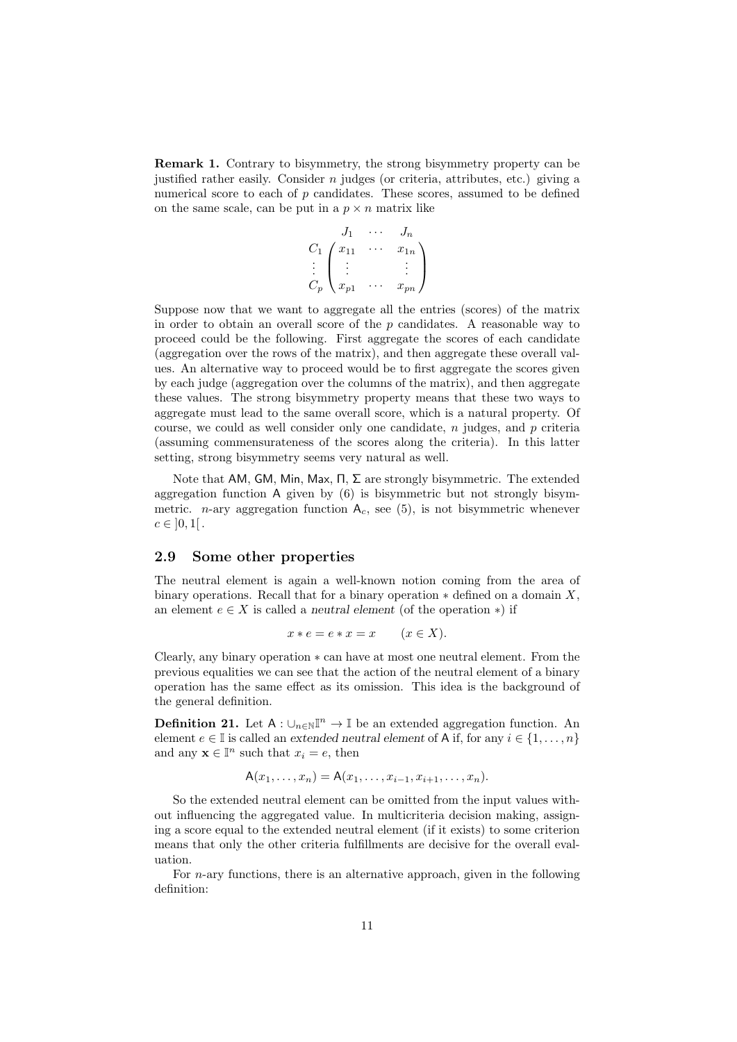**Remark 1.** Contrary to bisymmetry, the strong bisymmetry property can be justified rather easily. Consider $n$ judges (or criteria, attributes, etc.) giving a numerical score to each of $p$ candidates. These scores, assumed to be defined on the same scale, can be put in a $p \times n$ matrix like

$$\begin{array}{c} \\ C_1 \\ \vdots \\ C_p \end{array} \begin{array}{c} \begin{array}{ccc} J_1 & \cdots & J_n \end{array} \\ \begin{pmatrix} x_{11} & \cdots & x_{1n} \\ \vdots & & \vdots \\ x_{p1} & \cdots & x_{pn} \end{pmatrix} \end{array}$$

Suppose now that we want to aggregate all the entries (scores) of the matrix in order to obtain an overall score of the $p$ candidates. A reasonable way to proceed could be the following. First aggregate the scores of each candidate (aggregation over the rows of the matrix), and then aggregate these overall values. An alternative way to proceed would be to first aggregate the scores given by each judge (aggregation over the columns of the matrix), and then aggregate these values. The strong bisymmetry property means that these two ways to aggregate must lead to the same overall score, which is a natural property. Of course, we could as well consider only one candidate, $n$ judges, and $p$ criteria (assuming commensurateness of the scores along the criteria). In this latter setting, strong bisymmetry seems very natural as well.

Note that $\mathsf{AM}$, $\mathsf{GM}$, $\mathsf{Min}$, $\mathsf{Max}$, $\Pi$, $\Sigma$ are strongly bisymmetric. The extended aggregation function $\mathsf{A}$ given by (6) is bisymmetric but not strongly bisymmetric. $n$-ary aggregation function $\mathsf{A}_c$, see (5), is not bisymmetric whenever $c \in \,]0,1[\,$.

## 2.9 Some other properties

The neutral element is again a well-known notion coming from the area of binary operations. Recall that for a binary operation $*$ defined on a domain $X$, an element $e \in X$ is called a *neutral element* (of the operation $*$) if

$$x * e = e * x = x \qquad (x \in X).$$

Clearly, any binary operation $*$ can have at most one neutral element. From the previous equalities we can see that the action of the neutral element of a binary operation has the same effect as its omission. This idea is the background of the general definition.

**Definition 21.** Let $\mathsf{A} : \cup_{n\in\mathbb{N}}\mathbb{I}^n \to \mathbb{I}$ be an extended aggregation function. An element $e \in \mathbb{I}$ is called an *extended neutral element* of $\mathsf{A}$ if, for any $i \in \{1, \ldots, n\}$ and any $\mathbf{x} \in \mathbb{I}^n$ such that $x_i = e$, then

$$\mathsf{A}(x_1, \ldots, x_n) = \mathsf{A}(x_1, \ldots, x_{i-1}, x_{i+1}, \ldots, x_n).$$

So the extended neutral element can be omitted from the input values without influencing the aggregated value. In multicriteria decision making, assigning a score equal to the extended neutral element (if it exists) to some criterion means that only the other criteria fulfillments are decisive for the overall evaluation.

For $n$-ary functions, there is an alternative approach, given in the following definition: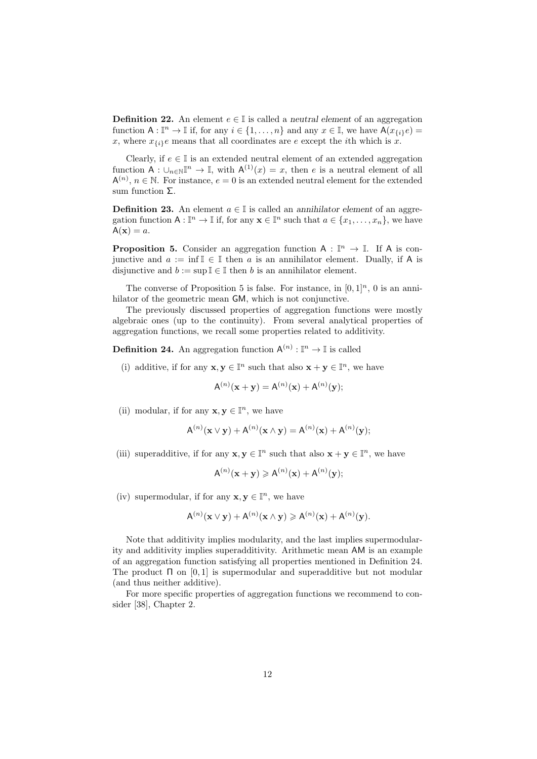**Definition 22.** An element $e \in \mathbb{I}$ is called a *neutral element* of an aggregation function $\mathsf{A} : \mathbb{I}^n \to \mathbb{I}$ if, for any $i \in \{1, \ldots, n\}$ and any $x \in \mathbb{I}$, we have $\mathsf{A}(x_{\{i\}}e) = x$, where $x_{\{i\}}e$ means that all coordinates are $e$ except the $i$th which is $x$.

Clearly, if $e \in \mathbb{I}$ is an extended neutral element of an extended aggregation function $\mathsf{A} : \cup_{n \in \mathbb{N}} \mathbb{I}^n \to \mathbb{I}$, with $\mathsf{A}^{(1)}(x) = x$, then $e$ is a neutral element of all $\mathsf{A}^{(n)}$, $n \in \mathbb{N}$. For instance, $e = 0$ is an extended neutral element for the extended sum function $\mathsf{\Sigma}$.

**Definition 23.** An element $a \in \mathbb{I}$ is called an *annihilator element* of an aggregation function $\mathsf{A} : \mathbb{I}^n \to \mathbb{I}$ if, for any $\mathbf{x} \in \mathbb{I}^n$ such that $a \in \{x_1, \ldots, x_n\}$, we have $\mathsf{A}(\mathbf{x}) = a$.

**Proposition 5.** Consider an aggregation function $\mathsf{A} : \mathbb{I}^n \to \mathbb{I}$. If $\mathsf{A}$ is conjunctive and $a := \inf \mathbb{I} \in \mathbb{I}$ then $a$ is an annihilator element. Dually, if $\mathsf{A}$ is disjunctive and $b := \sup \mathbb{I} \in \mathbb{I}$ then $b$ is an annihilator element.

The converse of Proposition 5 is false. For instance, in $[0,1]^n$, 0 is an annihilator of the geometric mean $\mathsf{GM}$, which is not conjunctive.

The previously discussed properties of aggregation functions were mostly algebraic ones (up to the continuity). From several analytical properties of aggregation functions, we recall some properties related to additivity.

**Definition 24.** An aggregation function $\mathsf{A}^{(n)} : \mathbb{I}^n \to \mathbb{I}$ is called

(i) additive, if for any $\mathbf{x}, \mathbf{y} \in \mathbb{I}^n$ such that also $\mathbf{x} + \mathbf{y} \in \mathbb{I}^n$, we have

$$\mathsf{A}^{(n)}(\mathbf{x} + \mathbf{y}) = \mathsf{A}^{(n)}(\mathbf{x}) + \mathsf{A}^{(n)}(\mathbf{y});$$

(ii) modular, if for any $\mathbf{x}, \mathbf{y} \in \mathbb{I}^n$, we have

$$\mathsf{A}^{(n)}(\mathbf{x} \vee \mathbf{y}) + \mathsf{A}^{(n)}(\mathbf{x} \wedge \mathbf{y}) = \mathsf{A}^{(n)}(\mathbf{x}) + \mathsf{A}^{(n)}(\mathbf{y});$$

(iii) superadditive, if for any $\mathbf{x}, \mathbf{y} \in \mathbb{I}^n$ such that also $\mathbf{x} + \mathbf{y} \in \mathbb{I}^n$, we have

$$\mathsf{A}^{(n)}(\mathbf{x} + \mathbf{y}) \geqslant \mathsf{A}^{(n)}(\mathbf{x}) + \mathsf{A}^{(n)}(\mathbf{y});$$

(iv) supermodular, if for any $\mathbf{x}, \mathbf{y} \in \mathbb{I}^n$, we have

$$\mathsf{A}^{(n)}(\mathbf{x} \vee \mathbf{y}) + \mathsf{A}^{(n)}(\mathbf{x} \wedge \mathbf{y}) \geqslant \mathsf{A}^{(n)}(\mathbf{x}) + \mathsf{A}^{(n)}(\mathbf{y}).$$

Note that additivity implies modularity, and the last implies supermodularity and additivity implies superadditivity. Arithmetic mean $\mathsf{AM}$ is an example of an aggregation function satisfying all properties mentioned in Definition 24. The product $\mathsf{\Pi}$ on $[0,1]$ is supermodular and superadditive but not modular (and thus neither additive).

For more specific properties of aggregation functions we recommend to consider [38], Chapter 2.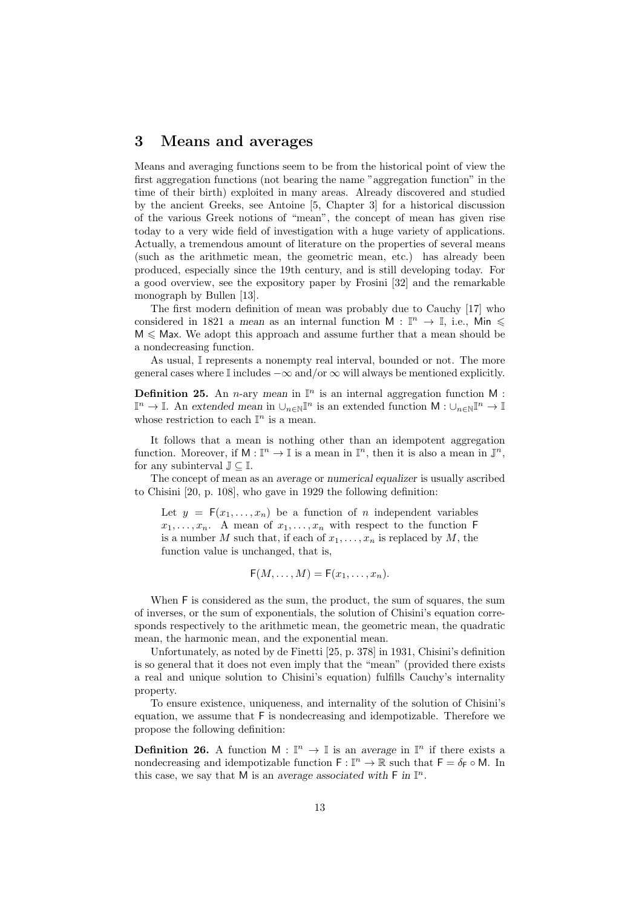## 3 Means and averages

Means and averaging functions seem to be from the historical point of view the first aggregation functions (not bearing the name "aggregation function" in the time of their birth) exploited in many areas. Already discovered and studied by the ancient Greeks, see Antoine [5, Chapter 3] for a historical discussion of the various Greek notions of "mean", the concept of mean has given rise today to a very wide field of investigation with a huge variety of applications. Actually, a tremendous amount of literature on the properties of several means (such as the arithmetic mean, the geometric mean, etc.) has already been produced, especially since the 19th century, and is still developing today. For a good overview, see the expository paper by Frosini [32] and the remarkable monograph by Bullen [13].

The first modern definition of mean was probably due to Cauchy [17] who considered in 1821 a *mean* as an internal function $\mathsf{M} : \mathbb{I}^n \to \mathbb{I}$, i.e., $\mathsf{Min} \leqslant \mathsf{M} \leqslant \mathsf{Max}$. We adopt this approach and assume further that a mean should be a nondecreasing function.

As usual, $\mathbb{I}$ represents a nonempty real interval, bounded or not. The more general cases where $\mathbb{I}$ includes $-\infty$ and/or $\infty$ will always be mentioned explicitly.

**Definition 25.** An $n$-ary *mean* in $\mathbb{I}^n$ is an internal aggregation function $\mathsf{M} : \mathbb{I}^n \to \mathbb{I}$. An *extended mean* in $\cup_{n\in\mathbb{N}}\mathbb{I}^n$ is an extended function $\mathsf{M} : \cup_{n\in\mathbb{N}}\mathbb{I}^n \to \mathbb{I}$ whose restriction to each $\mathbb{I}^n$ is a mean.

It follows that a mean is nothing other than an idempotent aggregation function. Moreover, if $\mathsf{M} : \mathbb{I}^n \to \mathbb{I}$ is a mean in $\mathbb{I}^n$, then it is also a mean in $\mathbb{J}^n$, for any subinterval $\mathbb{J} \subseteq \mathbb{I}$.

The concept of mean as an *average* or *numerical equalizer* is usually ascribed to Chisini [20, p. 108], who gave in 1929 the following definition:

> Let $y = \mathsf{F}(x_1, \ldots, x_n)$ be a function of $n$ independent variables $x_1, \ldots, x_n$. A mean of $x_1, \ldots, x_n$ with respect to the function $\mathsf{F}$ is a number $M$ such that, if each of $x_1, \ldots, x_n$ is replaced by $M$, the function value is unchanged, that is,
>
> $$\mathsf{F}(M, \ldots, M) = \mathsf{F}(x_1, \ldots, x_n).$$

When $\mathsf{F}$ is considered as the sum, the product, the sum of squares, the sum of inverses, or the sum of exponentials, the solution of Chisini's equation corresponds respectively to the arithmetic mean, the geometric mean, the quadratic mean, the harmonic mean, and the exponential mean.

Unfortunately, as noted by de Finetti [25, p. 378] in 1931, Chisini's definition is so general that it does not even imply that the "mean" (provided there exists a real and unique solution to Chisini's equation) fulfills Cauchy's internality property.

To ensure existence, uniqueness, and internality of the solution of Chisini's equation, we assume that $\mathsf{F}$ is nondecreasing and idempotizable. Therefore we propose the following definition:

**Definition 26.** A function $\mathsf{M} : \mathbb{I}^n \to \mathbb{I}$ is an *average* in $\mathbb{I}^n$ if there exists a nondecreasing and idempotizable function $\mathsf{F} : \mathbb{I}^n \to \mathbb{R}$ such that $\mathsf{F} = \delta_{\mathsf{F}} \circ \mathsf{M}$. In this case, we say that $\mathsf{M}$ is an *average associated with* $\mathsf{F}$ *in* $\mathbb{I}^n$.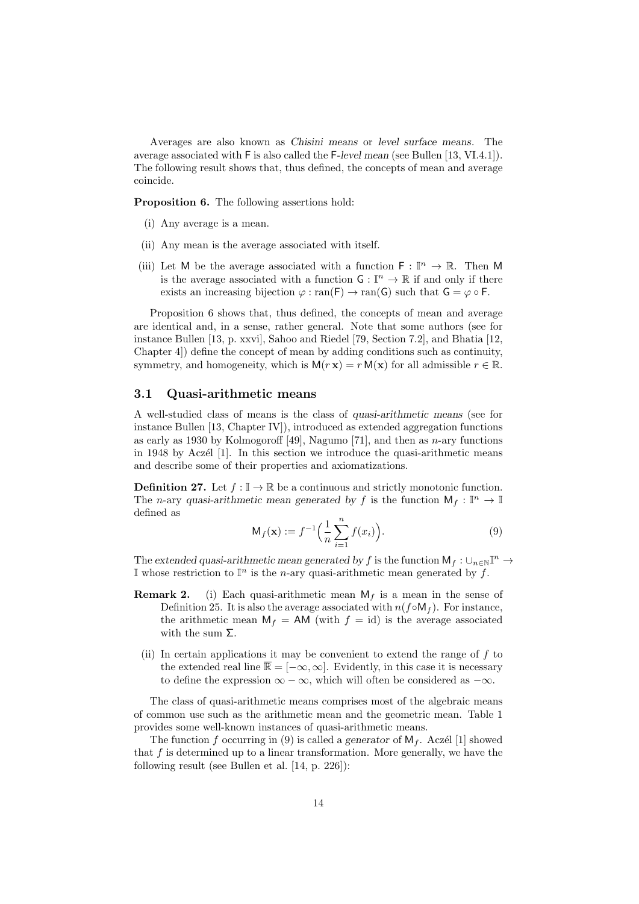Averages are also known as *Chisini means* or *level surface means*. The average associated with $\mathsf{F}$ is also called the $\mathsf{F}$-*level mean* (see Bullen [13, VI.4.1]). The following result shows that, thus defined, the concepts of mean and average coincide.

**Proposition 6.** The following assertions hold:

(i) Any average is a mean.

(ii) Any mean is the average associated with itself.

(iii) Let $\mathsf{M}$ be the average associated with a function $\mathsf{F} : \mathbb{I}^n \to \mathbb{R}$. Then $\mathsf{M}$ is the average associated with a function $\mathsf{G} : \mathbb{I}^n \to \mathbb{R}$ if and only if there exists an increasing bijection $\varphi : \mathrm{ran}(\mathsf{F}) \to \mathrm{ran}(\mathsf{G})$ such that $\mathsf{G} = \varphi \circ \mathsf{F}$.

Proposition 6 shows that, thus defined, the concepts of mean and average are identical and, in a sense, rather general. Note that some authors (see for instance Bullen [13, p. xxvi], Sahoo and Riedel [79, Section 7.2], and Bhatia [12, Chapter 4]) define the concept of mean by adding conditions such as continuity, symmetry, and homogeneity, which is $\mathsf{M}(r\,\mathbf{x}) = r\,\mathsf{M}(\mathbf{x})$ for all admissible $r \in \mathbb{R}$.

### 3.1 Quasi-arithmetic means

A well-studied class of means is the class of *quasi-arithmetic means* (see for instance Bullen [13, Chapter IV]), introduced as extended aggregation functions as early as 1930 by Kolmogoroff [49], Nagumo [71], and then as $n$-ary functions in 1948 by Aczél [1]. In this section we introduce the quasi-arithmetic means and describe some of their properties and axiomatizations.

**Definition 27.** Let $f : \mathbb{I} \to \mathbb{R}$ be a continuous and strictly monotonic function. The $n$-ary *quasi-arithmetic mean generated by* $f$ is the function $\mathsf{M}_f : \mathbb{I}^n \to \mathbb{I}$ defined as

$$\mathsf{M}_f(\mathbf{x}) := f^{-1}\Big(\frac{1}{n}\sum_{i=1}^{n} f(x_i)\Big). \tag{9}$$

The *extended quasi-arithmetic mean generated by* $f$ is the function $\mathsf{M}_f : \cup_{n\in\mathbb{N}}\mathbb{I}^n \to \mathbb{I}$ whose restriction to $\mathbb{I}^n$ is the $n$-ary quasi-arithmetic mean generated by $f$.

**Remark 2.** (i) Each quasi-arithmetic mean $\mathsf{M}_f$ is a mean in the sense of Definition 25. It is also the average associated with $n(f\circ\mathsf{M}_f)$. For instance, the arithmetic mean $\mathsf{M}_f = \mathsf{AM}$ (with $f = \mathrm{id}$) is the average associated with the sum $\Sigma$.

(ii) In certain applications it may be convenient to extend the range of $f$ to the extended real line $\overline{\mathbb{R}} = [-\infty, \infty]$. Evidently, in this case it is necessary to define the expression $\infty - \infty$, which will often be considered as $-\infty$.

The class of quasi-arithmetic means comprises most of the algebraic means of common use such as the arithmetic mean and the geometric mean. Table 1 provides some well-known instances of quasi-arithmetic means.

The function $f$ occurring in (9) is called a *generator* of $\mathsf{M}_f$. Aczél [1] showed that $f$ is determined up to a linear transformation. More generally, we have the following result (see Bullen et al. [14, p. 226]):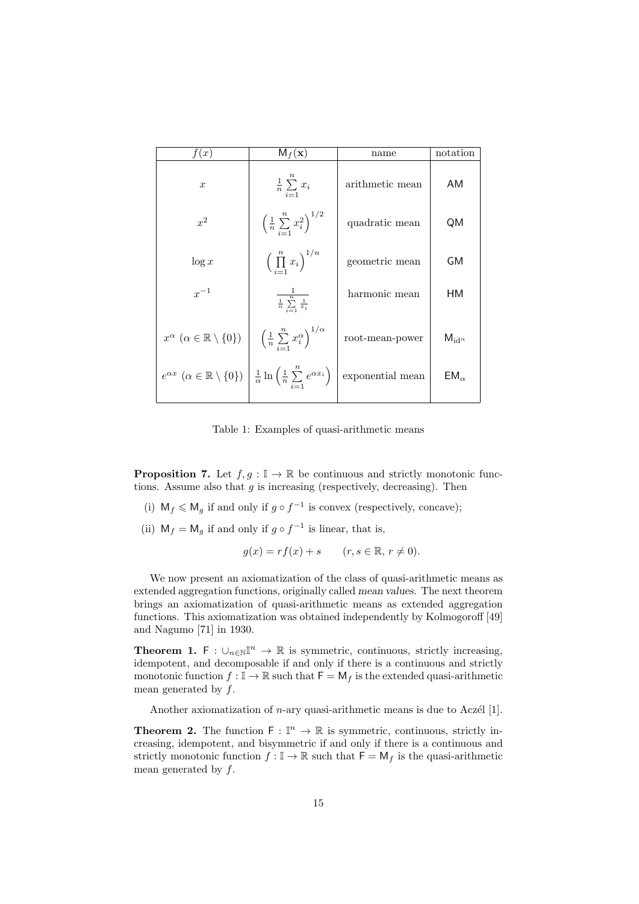| $f(x)$ | $\mathsf{M}_f(\mathbf{x})$ | name | notation |
|---|---|---|---|
| $x$ | $\frac{1}{n}\sum\limits_{i=1}^{n} x_i$ | arithmetic mean | $\mathsf{AM}$ |
| $x^2$ | $\left(\frac{1}{n}\sum\limits_{i=1}^{n} x_i^2\right)^{1/2}$ | quadratic mean | $\mathsf{QM}$ |
| $\log x$ | $\left(\prod\limits_{i=1}^{n} x_i\right)^{1/n}$ | geometric mean | $\mathsf{GM}$ |
| $x^{-1}$ | $\frac{1}{\frac{1}{n}\sum\limits_{i=1}^{n}\frac{1}{x_i}}$ | harmonic mean | $\mathsf{HM}$ |
| $x^\alpha$ $(\alpha \in \mathbb{R}\setminus\{0\})$ | $\left(\frac{1}{n}\sum\limits_{i=1}^{n} x_i^\alpha\right)^{1/\alpha}$ | root-mean-power | $\mathsf{M}_{\mathrm{id}^\alpha}$ |
| $e^{\alpha x}$ $(\alpha \in \mathbb{R}\setminus\{0\})$ | $\frac{1}{\alpha}\ln\left(\frac{1}{n}\sum\limits_{i=1}^{n} e^{\alpha x_i}\right)$ | exponential mean | $\mathsf{EM}_\alpha$ |

Table 1: Examples of quasi-arithmetic means

**Proposition 7.** Let $f, g : \mathbb{I} \to \mathbb{R}$ be continuous and strictly monotonic functions. Assume also that $g$ is increasing (respectively, decreasing). Then

(i) $\mathsf{M}_f \leqslant \mathsf{M}_g$ if and only if $g \circ f^{-1}$ is convex (respectively, concave);

(ii) $\mathsf{M}_f = \mathsf{M}_g$ if and only if $g \circ f^{-1}$ is linear, that is,

$$g(x) = rf(x) + s \qquad (r, s \in \mathbb{R},\ r \neq 0).$$

We now present an axiomatization of the class of quasi-arithmetic means as extended aggregation functions, originally called *mean values*. The next theorem brings an axiomatization of quasi-arithmetic means as extended aggregation functions. This axiomatization was obtained independently by Kolmogoroff [49] and Nagumo [71] in 1930.

**Theorem 1.** $\mathsf{F} : \cup_{n\in\mathbb{N}}\mathbb{I}^n \to \mathbb{R}$ is symmetric, continuous, strictly increasing, idempotent, and decomposable if and only if there is a continuous and strictly monotonic function $f : \mathbb{I} \to \mathbb{R}$ such that $\mathsf{F} = \mathsf{M}_f$ is the extended quasi-arithmetic mean generated by $f$.

Another axiomatization of $n$-ary quasi-arithmetic means is due to Aczél [1].

**Theorem 2.** The function $\mathsf{F} : \mathbb{I}^n \to \mathbb{R}$ is symmetric, continuous, strictly increasing, idempotent, and bisymmetric if and only if there is a continuous and strictly monotonic function $f : \mathbb{I} \to \mathbb{R}$ such that $\mathsf{F} = \mathsf{M}_f$ is the quasi-arithmetic mean generated by $f$.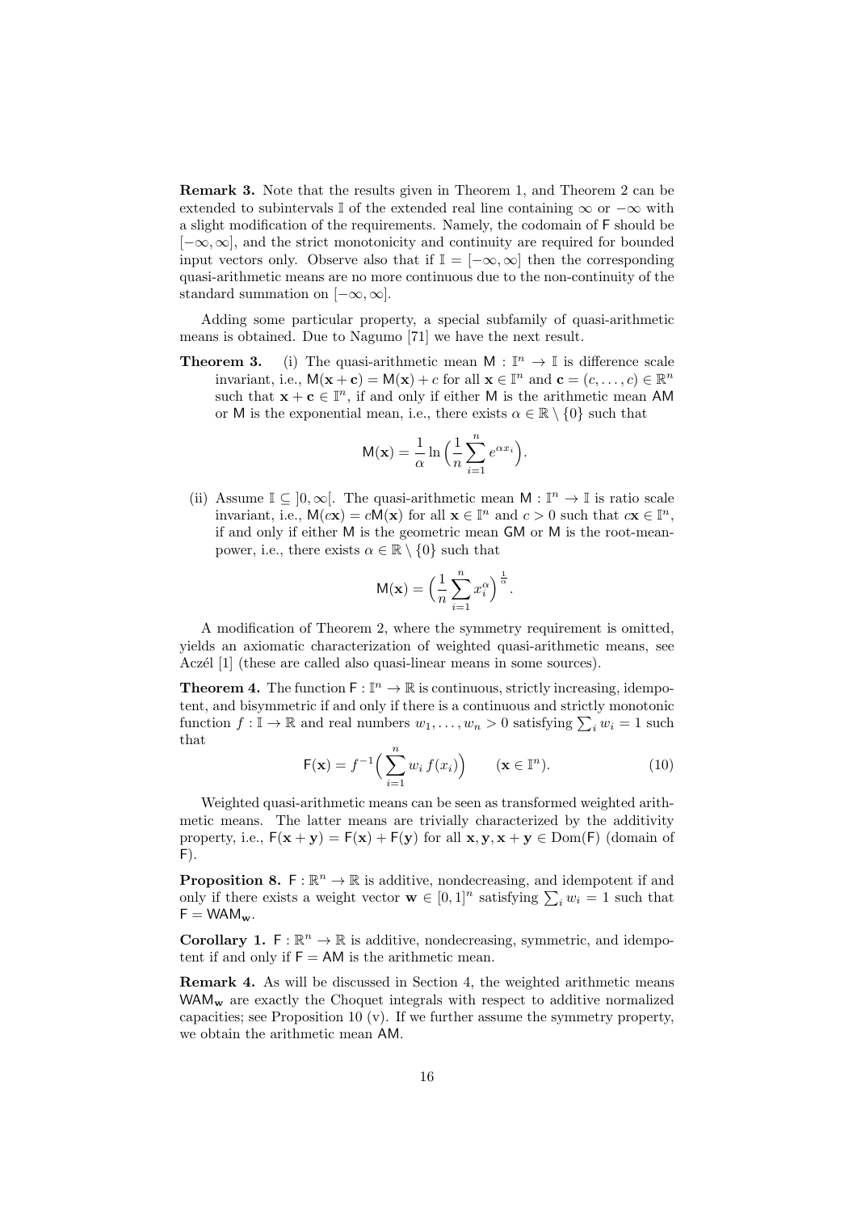**Remark 3.** Note that the results given in Theorem 1, and Theorem 2 can be extended to subintervals $\mathbb{I}$ of the extended real line containing $\infty$ or $-\infty$ with a slight modification of the requirements. Namely, the codomain of $\mathsf{F}$ should be $[-\infty, \infty]$, and the strict monotonicity and continuity are required for bounded input vectors only. Observe also that if $\mathbb{I} = [-\infty, \infty]$ then the corresponding quasi-arithmetic means are no more continuous due to the non-continuity of the standard summation on $[-\infty, \infty]$.

Adding some particular property, a special subfamily of quasi-arithmetic means is obtained. Due to Nagumo [71] we have the next result.

**Theorem 3.** (i) The quasi-arithmetic mean $\mathsf{M} : \mathbb{I}^n \to \mathbb{I}$ is difference scale invariant, i.e., $\mathsf{M}(\mathbf{x} + \mathbf{c}) = \mathsf{M}(\mathbf{x}) + c$ for all $\mathbf{x} \in \mathbb{I}^n$ and $\mathbf{c} = (c, \ldots, c) \in \mathbb{R}^n$ such that $\mathbf{x} + \mathbf{c} \in \mathbb{I}^n$, if and only if either $\mathsf{M}$ is the arithmetic mean $\mathsf{AM}$ or $\mathsf{M}$ is the exponential mean, i.e., there exists $\alpha \in \mathbb{R} \setminus \{0\}$ such that

$$\mathsf{M}(\mathbf{x}) = \frac{1}{\alpha} \ln \Big( \frac{1}{n} \sum_{i=1}^{n} e^{\alpha x_i} \Big).$$

(ii) Assume $\mathbb{I} \subseteq ]0, \infty[$. The quasi-arithmetic mean $\mathsf{M} : \mathbb{I}^n \to \mathbb{I}$ is ratio scale invariant, i.e., $\mathsf{M}(c\mathbf{x}) = c\mathsf{M}(\mathbf{x})$ for all $\mathbf{x} \in \mathbb{I}^n$ and $c > 0$ such that $c\mathbf{x} \in \mathbb{I}^n$, if and only if either $\mathsf{M}$ is the geometric mean $\mathsf{GM}$ or $\mathsf{M}$ is the root-mean-power, i.e., there exists $\alpha \in \mathbb{R} \setminus \{0\}$ such that

$$\mathsf{M}(\mathbf{x}) = \Big( \frac{1}{n} \sum_{i=1}^{n} x_i^{\alpha} \Big)^{\frac{1}{\alpha}}.$$

A modification of Theorem 2, where the symmetry requirement is omitted, yields an axiomatic characterization of weighted quasi-arithmetic means, see Aczél [1] (these are called also quasi-linear means in some sources).

**Theorem 4.** The function $\mathsf{F} : \mathbb{I}^n \to \mathbb{R}$ is continuous, strictly increasing, idempotent, and bisymmetric if and only if there is a continuous and strictly monotonic function $f : \mathbb{I} \to \mathbb{R}$ and real numbers $w_1, \ldots, w_n > 0$ satisfying $\sum_i w_i = 1$ such that

$$\mathsf{F}(\mathbf{x}) = f^{-1}\Big( \sum_{i=1}^{n} w_i \, f(x_i) \Big) \qquad (\mathbf{x} \in \mathbb{I}^n). \tag{10}$$

Weighted quasi-arithmetic means can be seen as transformed weighted arithmetic means. The latter means are trivially characterized by the additivity property, i.e., $\mathsf{F}(\mathbf{x} + \mathbf{y}) = \mathsf{F}(\mathbf{x}) + \mathsf{F}(\mathbf{y})$ for all $\mathbf{x}, \mathbf{y}, \mathbf{x} + \mathbf{y} \in \mathrm{Dom}(\mathsf{F})$ (domain of $\mathsf{F}$).

**Proposition 8.** $\mathsf{F} : \mathbb{R}^n \to \mathbb{R}$ is additive, nondecreasing, and idempotent if and only if there exists a weight vector $\mathbf{w} \in [0, 1]^n$ satisfying $\sum_i w_i = 1$ such that $\mathsf{F} = \mathsf{WAM}_{\mathbf{w}}$.

**Corollary 1.** $\mathsf{F} : \mathbb{R}^n \to \mathbb{R}$ is additive, nondecreasing, symmetric, and idempotent if and only if $\mathsf{F} = \mathsf{AM}$ is the arithmetic mean.

**Remark 4.** As will be discussed in Section 4, the weighted arithmetic means $\mathsf{WAM}_{\mathbf{w}}$ are exactly the Choquet integrals with respect to additive normalized capacities; see Proposition 10 (v). If we further assume the symmetry property, we obtain the arithmetic mean $\mathsf{AM}$.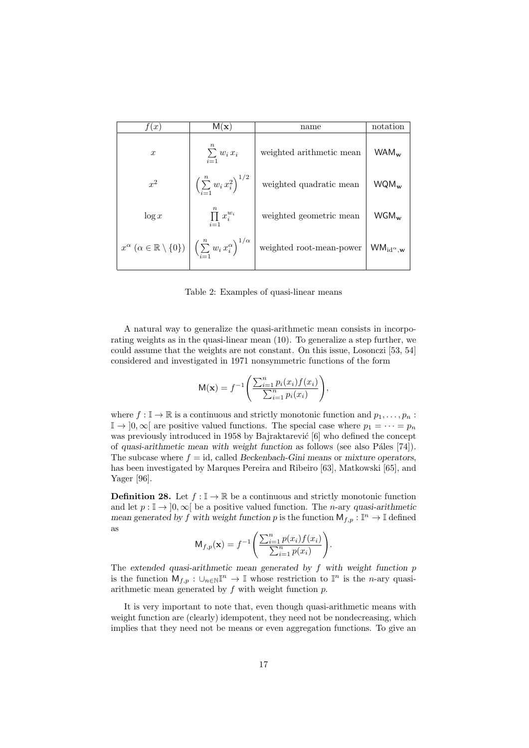| $f(x)$ | $\mathsf{M}(\mathbf{x})$ | name | notation |
|---|---|---|---|
| $x$ | $\sum_{i=1}^{n} w_i\, x_i$ | weighted arithmetic mean | $\mathsf{WAM}_{\mathbf{w}}$ |
| $x^2$ | $\Big(\sum_{i=1}^{n} w_i\, x_i^2\Big)^{1/2}$ | weighted quadratic mean | $\mathsf{WQM}_{\mathbf{w}}$ |
| $\log x$ | $\prod_{i=1}^{n} x_i^{w_i}$ | weighted geometric mean | $\mathsf{WGM}_{\mathbf{w}}$ |
| $x^{\alpha}$ $(\alpha \in \mathbb{R}\setminus\{0\})$ | $\Big(\sum_{i=1}^{n} w_i\, x_i^{\alpha}\Big)^{1/\alpha}$ | weighted root-mean-power | $\mathsf{WM}_{\mathrm{id}^{\alpha},\mathbf{w}}$ |

Table 2: Examples of quasi-linear means

A natural way to generalize the quasi-arithmetic mean consists in incorporating weights as in the quasi-linear mean (10). To generalize a step further, we could assume that the weights are not constant. On this issue, Losonczi [53, 54] considered and investigated in 1971 nonsymmetric functions of the form

$$\mathsf{M}(\mathbf{x}) = f^{-1}\left(\frac{\sum_{i=1}^{n} p_i(x_i) f(x_i)}{\sum_{i=1}^{n} p_i(x_i)}\right),$$

where $f : \mathbb{I} \to \mathbb{R}$ is a continuous and strictly monotonic function and $p_1, \ldots, p_n : \mathbb{I} \to \,]0, \infty[$ are positive valued functions. The special case where $p_1 = \cdots = p_n$ was previously introduced in 1958 by Bajraktarević [6] who defined the concept of *quasi-arithmetic mean with weight function* as follows (see also Páles [74]). The subcase where $f = \mathrm{id}$, called *Beckenbach-Gini means* or *mixture operators*, has been investigated by Marques Pereira and Ribeiro [63], Matkowski [65], and Yager [96].

**Definition 28.** Let $f : \mathbb{I} \to \mathbb{R}$ be a continuous and strictly monotonic function and let $p : \mathbb{I} \to \,]0, \infty[$ be a positive valued function. The $n$-ary *quasi-arithmetic mean generated by $f$ with weight function $p$* is the function $\mathsf{M}_{f,p} : \mathbb{I}^n \to \mathbb{I}$ defined as

$$\mathsf{M}_{f,p}(\mathbf{x}) = f^{-1}\left(\frac{\sum_{i=1}^{n} p(x_i) f(x_i)}{\sum_{i=1}^{n} p(x_i)}\right).$$

The *extended quasi-arithmetic mean generated by $f$ with weight function $p$* is the function $\mathsf{M}_{f,p} : \cup_{n\in\mathbb{N}} \mathbb{I}^n \to \mathbb{I}$ whose restriction to $\mathbb{I}^n$ is the $n$-ary quasi-arithmetic mean generated by $f$ with weight function $p$.

It is very important to note that, even though quasi-arithmetic means with weight function are (clearly) idempotent, they need not be nondecreasing, which implies that they need not be means or even aggregation functions. To give an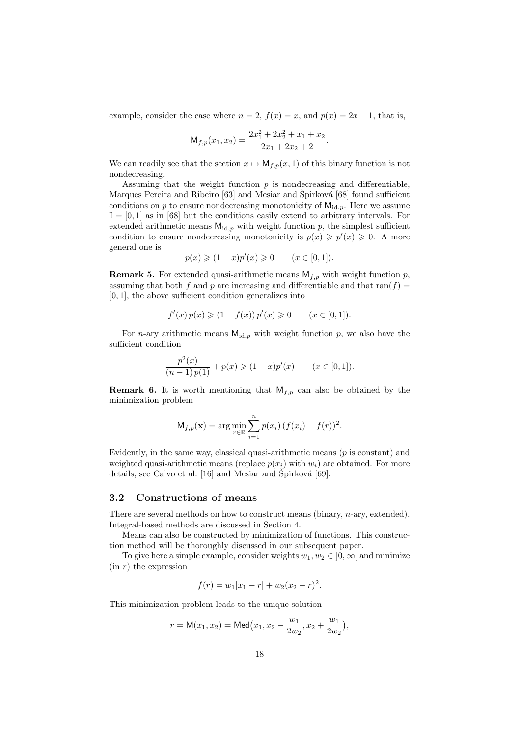example, consider the case where $n = 2$, $f(x) = x$, and $p(x) = 2x + 1$, that is,

$$\mathsf{M}_{f,p}(x_1, x_2) = \frac{2x_1^2 + 2x_2^2 + x_1 + x_2}{2x_1 + 2x_2 + 2}.$$

We can readily see that the section $x \mapsto \mathsf{M}_{f,p}(x, 1)$ of this binary function is not nondecreasing.

Assuming that the weight function $p$ is nondecreasing and differentiable, Marques Pereira and Ribeiro [63] and Mesiar and Špirková [68] found sufficient conditions on $p$ to ensure nondecreasing monotonicity of $\mathsf{M}_{\mathrm{id},p}$. Here we assume $\mathbb{I} = [0, 1]$ as in [68] but the conditions easily extend to arbitrary intervals. For extended arithmetic means $\mathsf{M}_{\mathrm{id},p}$ with weight function $p$, the simplest sufficient condition to ensure nondecreasing monotonicity is $p(x) \geqslant p'(x) \geqslant 0$. A more general one is

$$p(x) \geqslant (1 - x)p'(x) \geqslant 0 \qquad (x \in [0, 1]).$$

**Remark 5.** For extended quasi-arithmetic means $\mathsf{M}_{f,p}$ with weight function $p$, assuming that both $f$ and $p$ are increasing and differentiable and that $\mathrm{ran}(f) = [0, 1]$, the above sufficient condition generalizes into

$$f'(x)\, p(x) \geqslant (1 - f(x))\, p'(x) \geqslant 0 \qquad (x \in [0, 1]).$$

For $n$-ary arithmetic means $\mathsf{M}_{\mathrm{id},p}$ with weight function $p$, we also have the sufficient condition

$$\frac{p^2(x)}{(n-1)\, p(1)} + p(x) \geqslant (1 - x)p'(x) \qquad (x \in [0, 1]).$$

**Remark 6.** It is worth mentioning that $\mathsf{M}_{f,p}$ can also be obtained by the minimization problem

$$\mathsf{M}_{f,p}(\mathbf{x}) = \arg\min_{r \in \mathbb{R}} \sum_{i=1}^{n} p(x_i)\, (f(x_i) - f(r))^2.$$

Evidently, in the same way, classical quasi-arithmetic means ($p$ is constant) and weighted quasi-arithmetic means (replace $p(x_i)$ with $w_i$) are obtained. For more details, see Calvo et al. [16] and Mesiar and Špirková [69].

### 3.2 Constructions of means

There are several methods on how to construct means (binary, $n$-ary, extended). Integral-based methods are discussed in Section 4.

Means can also be constructed by minimization of functions. This construction method will be thoroughly discussed in our subsequent paper.

To give here a simple example, consider weights $w_1, w_2 \in \left]0, \infty\right[$ and minimize (in $r$) the expression

$$f(r) = w_1|x_1 - r| + w_2(x_2 - r)^2.$$

This minimization problem leads to the unique solution

$$r = \mathsf{M}(x_1, x_2) = \mathsf{Med}\big(x_1, x_2 - \frac{w_1}{2w_2}, x_2 + \frac{w_1}{2w_2}\big),$$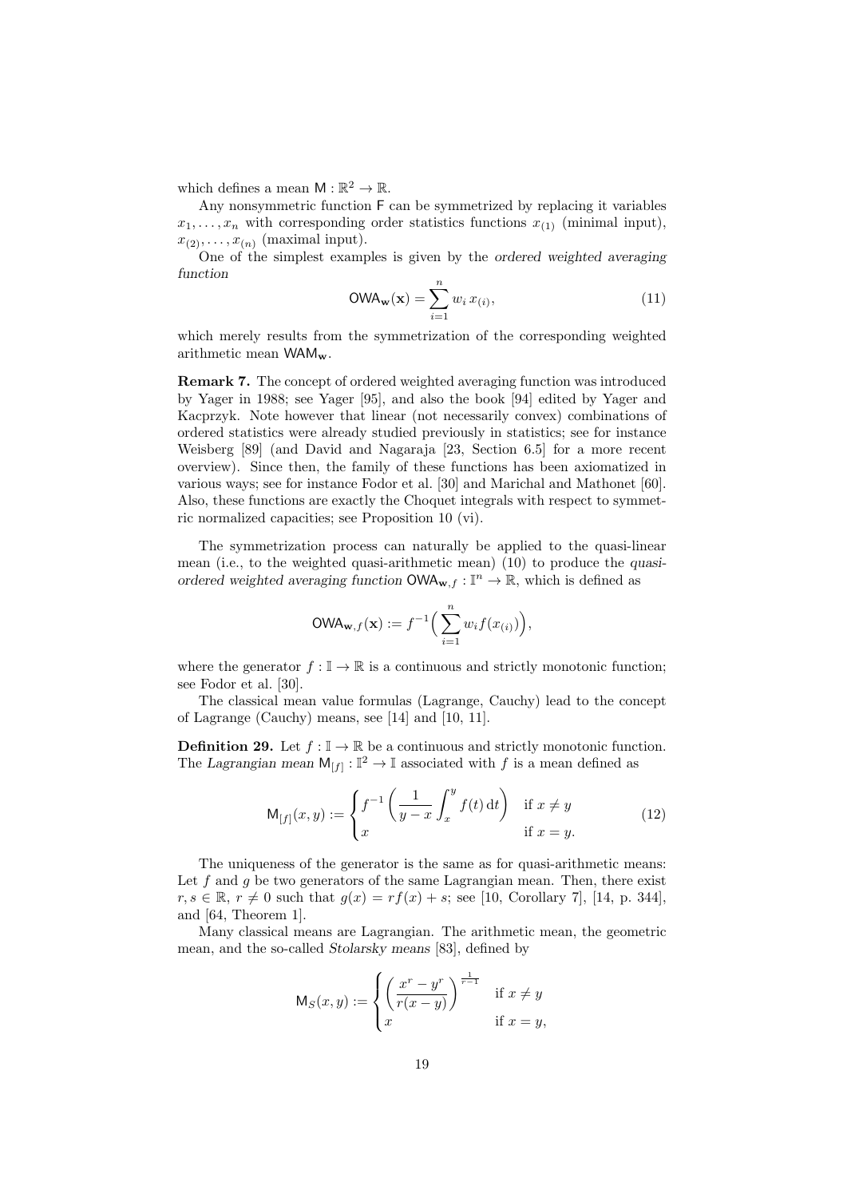which defines a mean $\mathsf{M} : \mathbb{R}^2 \to \mathbb{R}$.

Any nonsymmetric function $\mathsf{F}$ can be symmetrized by replacing it variables $x_1, \ldots, x_n$ with corresponding order statistics functions $x_{(1)}$ (minimal input), $x_{(2)}, \ldots, x_{(n)}$ (maximal input).

One of the simplest examples is given by the *ordered weighted averaging function*

$$\mathsf{OWA}_{\mathbf{w}}(\mathbf{x}) = \sum_{i=1}^{n} w_i \, x_{(i)}, \tag{11}$$

which merely results from the symmetrization of the corresponding weighted arithmetic mean $\mathsf{WAM}_{\mathbf{w}}$.

**Remark 7.** The concept of ordered weighted averaging function was introduced by Yager in 1988; see Yager [95], and also the book [94] edited by Yager and Kacprzyk. Note however that linear (not necessarily convex) combinations of ordered statistics were already studied previously in statistics; see for instance Weisberg [89] (and David and Nagaraja [23, Section 6.5] for a more recent overview). Since then, the family of these functions has been axiomatized in various ways; see for instance Fodor et al. [30] and Marichal and Mathonet [60]. Also, these functions are exactly the Choquet integrals with respect to symmetric normalized capacities; see Proposition 10 (vi).

The symmetrization process can naturally be applied to the quasi-linear mean (i.e., to the weighted quasi-arithmetic mean) (10) to produce the *quasi-ordered weighted averaging function* $\mathsf{OWA}_{\mathbf{w},f} : \mathbb{I}^n \to \mathbb{R}$, which is defined as

$$\mathsf{OWA}_{\mathbf{w},f}(\mathbf{x}) := f^{-1}\Big(\sum_{i=1}^{n} w_i f(x_{(i)})\Big),$$

where the generator $f : \mathbb{I} \to \mathbb{R}$ is a continuous and strictly monotonic function; see Fodor et al. [30].

The classical mean value formulas (Lagrange, Cauchy) lead to the concept of Lagrange (Cauchy) means, see [14] and [10, 11].

**Definition 29.** Let $f : \mathbb{I} \to \mathbb{R}$ be a continuous and strictly monotonic function. The *Lagrangian mean* $\mathsf{M}_{[f]} : \mathbb{I}^2 \to \mathbb{I}$ associated with $f$ is a mean defined as

$$\mathsf{M}_{[f]}(x, y) := \begin{cases} f^{-1}\left(\dfrac{1}{y-x}\displaystyle\int_x^y f(t)\,\mathrm{d}t\right) & \text{if } x \neq y \\ x & \text{if } x = y. \end{cases} \tag{12}$$

The uniqueness of the generator is the same as for quasi-arithmetic means: Let $f$ and $g$ be two generators of the same Lagrangian mean. Then, there exist $r, s \in \mathbb{R}$, $r \neq 0$ such that $g(x) = rf(x) + s$; see [10, Corollary 7], [14, p. 344], and [64, Theorem 1].

Many classical means are Lagrangian. The arithmetic mean, the geometric mean, and the so-called *Stolarsky means* [83], defined by

$$\mathsf{M}_S(x, y) := \begin{cases} \left(\dfrac{x^r - y^r}{r(x-y)}\right)^{\frac{1}{r-1}} & \text{if } x \neq y \\ x & \text{if } x = y, \end{cases}$$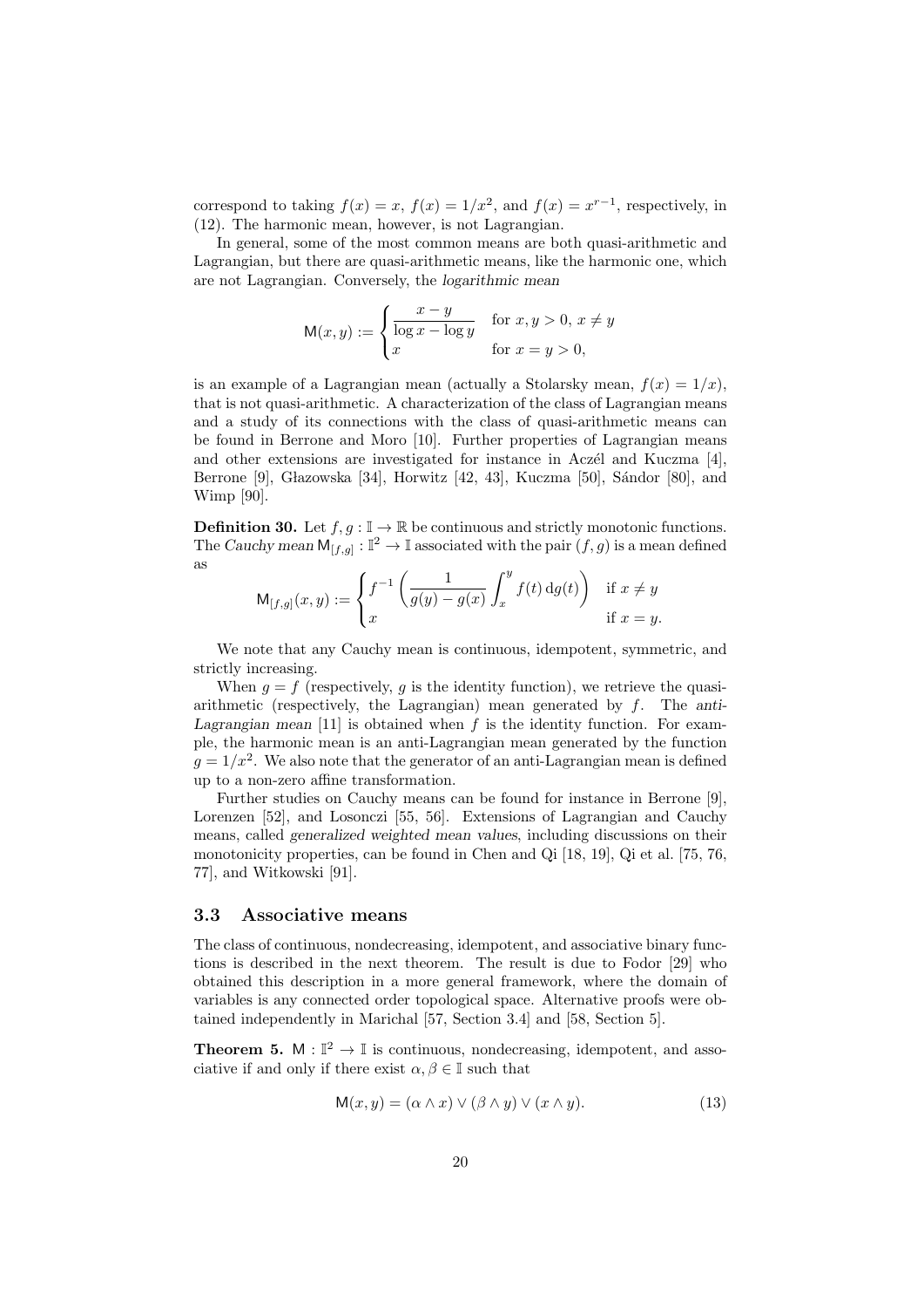correspond to taking $f(x) = x$, $f(x) = 1/x^2$, and $f(x) = x^{r-1}$, respectively, in (12). The harmonic mean, however, is not Lagrangian.

In general, some of the most common means are both quasi-arithmetic and Lagrangian, but there are quasi-arithmetic means, like the harmonic one, which are not Lagrangian. Conversely, the *logarithmic mean*

$$\mathsf{M}(x, y) := \begin{cases} \dfrac{x - y}{\log x - \log y} & \text{for } x, y > 0,\ x \neq y \\ x & \text{for } x = y > 0, \end{cases}$$

is an example of a Lagrangian mean (actually a Stolarsky mean, $f(x) = 1/x$), that is not quasi-arithmetic. A characterization of the class of Lagrangian means and a study of its connections with the class of quasi-arithmetic means can be found in Berrone and Moro [10]. Further properties of Lagrangian means and other extensions are investigated for instance in Aczél and Kuczma [4], Berrone [9], Głazowska [34], Horwitz [42, 43], Kuczma [50], Sándor [80], and Wimp [90].

**Definition 30.** Let $f, g : \mathbb{I} \to \mathbb{R}$ be continuous and strictly monotonic functions. The *Cauchy mean* $\mathsf{M}_{[f,g]} : \mathbb{I}^2 \to \mathbb{I}$ associated with the pair $(f, g)$ is a mean defined as

$$\mathsf{M}_{[f,g]}(x, y) := \begin{cases} f^{-1}\left(\dfrac{1}{g(y) - g(x)} \displaystyle\int_x^y f(t)\, \mathrm{d}g(t)\right) & \text{if } x \neq y \\ x & \text{if } x = y. \end{cases}$$

We note that any Cauchy mean is continuous, idempotent, symmetric, and strictly increasing.

When $g = f$ (respectively, $g$ is the identity function), we retrieve the quasi-arithmetic (respectively, the Lagrangian) mean generated by $f$. The *anti-Lagrangian mean* [11] is obtained when $f$ is the identity function. For example, the harmonic mean is an anti-Lagrangian mean generated by the function $g = 1/x^2$. We also note that the generator of an anti-Lagrangian mean is defined up to a non-zero affine transformation.

Further studies on Cauchy means can be found for instance in Berrone [9], Lorenzen [52], and Losonczi [55, 56]. Extensions of Lagrangian and Cauchy means, called *generalized weighted mean values*, including discussions on their monotonicity properties, can be found in Chen and Qi [18, 19], Qi et al. [75, 76, 77], and Witkowski [91].

### 3.3 Associative means

The class of continuous, nondecreasing, idempotent, and associative binary functions is described in the next theorem. The result is due to Fodor [29] who obtained this description in a more general framework, where the domain of variables is any connected order topological space. Alternative proofs were obtained independently in Marichal [57, Section 3.4] and [58, Section 5].

**Theorem 5.** $\mathsf{M} : \mathbb{I}^2 \to \mathbb{I}$ is continuous, nondecreasing, idempotent, and associative if and only if there exist $\alpha, \beta \in \mathbb{I}$ such that

$$\mathsf{M}(x, y) = (\alpha \wedge x) \vee (\beta \wedge y) \vee (x \wedge y). \tag{13}$$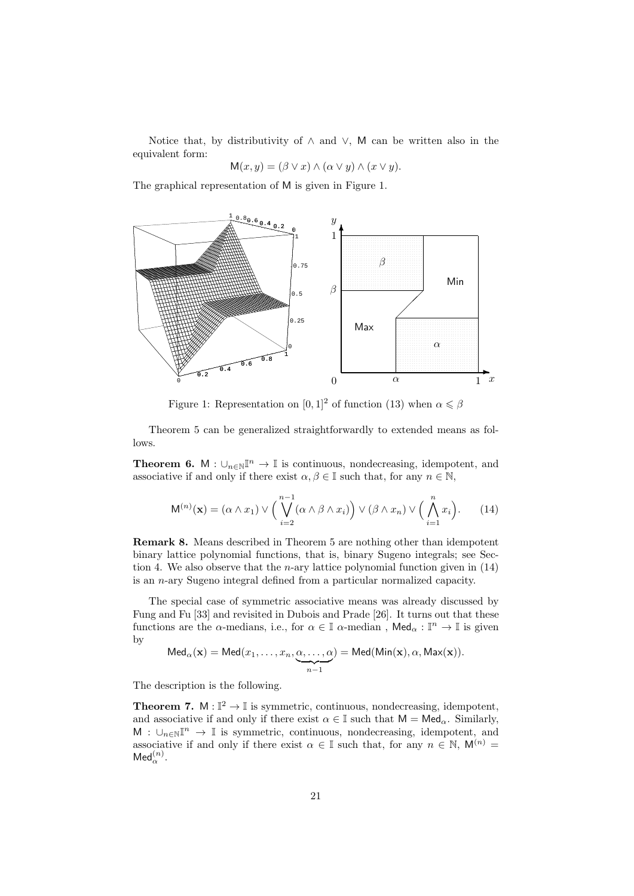Notice that, by distributivity of $\wedge$ and $\vee$, $\mathsf{M}$ can be written also in the equivalent form:

$$\mathsf{M}(x,y) = (\beta \vee x) \wedge (\alpha \vee y) \wedge (x \vee y).$$

The graphical representation of $\mathsf{M}$ is given in Figure 1.

Figure 1: Representation on $[0,1]^2$ of function (13) when $\alpha \leqslant \beta$

Theorem 5 can be generalized straightforwardly to extended means as follows.

**Theorem 6.** $\mathsf{M} : \cup_{n\in\mathbb{N}}\mathbb{I}^n \to \mathbb{I}$ is continuous, nondecreasing, idempotent, and associative if and only if there exist $\alpha, \beta \in \mathbb{I}$ such that, for any $n \in \mathbb{N}$,

$$\mathsf{M}^{(n)}(\mathbf{x}) = (\alpha \wedge x_1) \vee \Big( \bigvee_{i=2}^{n-1} (\alpha \wedge \beta \wedge x_i) \Big) \vee (\beta \wedge x_n) \vee \Big( \bigwedge_{i=1}^{n} x_i \Big). \qquad (14)$$

**Remark 8.** Means described in Theorem 5 are nothing other than idempotent binary lattice polynomial functions, that is, binary Sugeno integrals; see Section 4. We also observe that the $n$-ary lattice polynomial function given in (14) is an $n$-ary Sugeno integral defined from a particular normalized capacity.

The special case of symmetric associative means was already discussed by Fung and Fu [33] and revisited in Dubois and Prade [26]. It turns out that these functions are the $\alpha$-medians, i.e., for $\alpha \in \mathbb{I}$ $\alpha$-median , $\mathsf{Med}_\alpha : \mathbb{I}^n \to \mathbb{I}$ is given by

$$\mathsf{Med}_\alpha(\mathbf{x}) = \mathsf{Med}(x_1, \ldots, x_n, \underbrace{\alpha, \ldots, \alpha}_{n-1}) = \mathsf{Med}(\mathsf{Min}(\mathbf{x}), \alpha, \mathsf{Max}(\mathbf{x})).$$

The description is the following.

**Theorem 7.** $\mathsf{M} : \mathbb{I}^2 \to \mathbb{I}$ is symmetric, continuous, nondecreasing, idempotent, and associative if and only if there exist $\alpha \in \mathbb{I}$ such that $\mathsf{M} = \mathsf{Med}_\alpha$. Similarly, $\mathsf{M} : \cup_{n\in\mathbb{N}}\mathbb{I}^n \to \mathbb{I}$ is symmetric, continuous, nondecreasing, idempotent, and associative if and only if there exist $\alpha \in \mathbb{I}$ such that, for any $n \in \mathbb{N}$, $\mathsf{M}^{(n)} = \mathsf{Med}_\alpha^{(n)}$.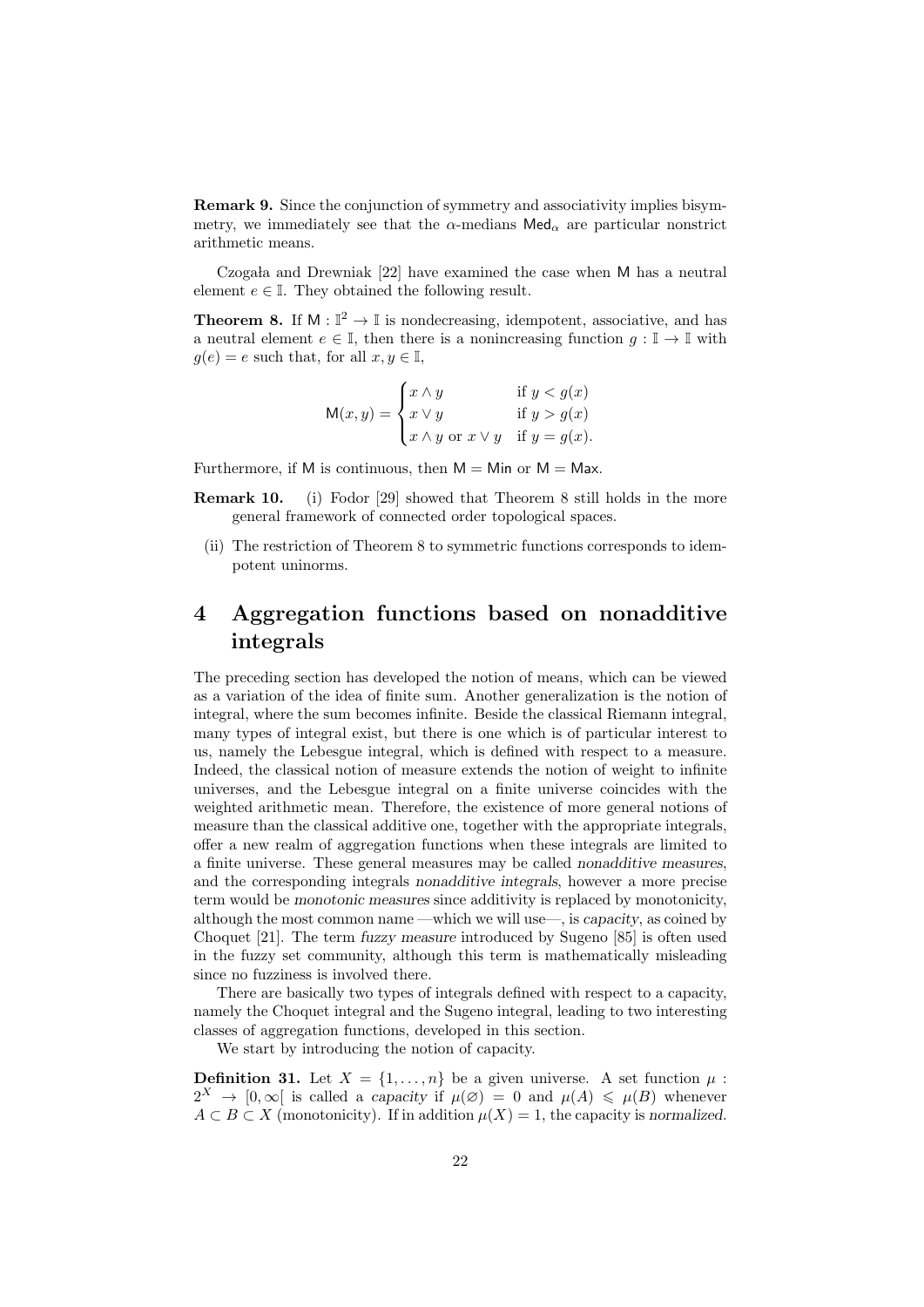**Remark 9.** Since the conjunction of symmetry and associativity implies bisymmetry, we immediately see that the $\alpha$-medians $\mathsf{Med}_\alpha$ are particular nonstrict arithmetic means.

Czogała and Drewniak [22] have examined the case when $\mathsf{M}$ has a neutral element $e \in \mathbb{I}$. They obtained the following result.

**Theorem 8.** *If $\mathsf{M} : \mathbb{I}^2 \to \mathbb{I}$ is nondecreasing, idempotent, associative, and has a neutral element $e \in \mathbb{I}$, then there is a nonincreasing function $g : \mathbb{I} \to \mathbb{I}$ with $g(e) = e$ such that, for all $x, y \in \mathbb{I}$,*

$$\mathsf{M}(x,y) = \begin{cases} x \wedge y & \text{if } y < g(x) \\ x \vee y & \text{if } y > g(x) \\ x \wedge y \text{ or } x \vee y & \text{if } y = g(x). \end{cases}$$

*Furthermore, if $\mathsf{M}$ is continuous, then $\mathsf{M} = \mathsf{Min}$ or $\mathsf{M} = \mathsf{Max}$.*

**Remark 10.**

(i) Fodor [29] showed that Theorem 8 still holds in the more general framework of connected order topological spaces.

(ii) The restriction of Theorem 8 to symmetric functions corresponds to idempotent uninorms.

# 4 Aggregation functions based on nonadditive integrals

The preceding section has developed the notion of means, which can be viewed as a variation of the idea of finite sum. Another generalization is the notion of integral, where the sum becomes infinite. Beside the classical Riemann integral, many types of integral exist, but there is one which is of particular interest to us, namely the Lebesgue integral, which is defined with respect to a measure. Indeed, the classical notion of measure extends the notion of weight to infinite universes, and the Lebesgue integral on a finite universe coincides with the weighted arithmetic mean. Therefore, the existence of more general notions of measure than the classical additive one, together with the appropriate integrals, offer a new realm of aggregation functions when these integrals are limited to a finite universe. These general measures may be called *nonadditive measures*, and the corresponding integrals *nonadditive integrals*, however a more precise term would be *monotonic measures* since additivity is replaced by monotonicity, although the most common name —which we will use—, is *capacity*, as coined by Choquet [21]. The term *fuzzy measure* introduced by Sugeno [85] is often used in the fuzzy set community, although this term is mathematically misleading since no fuzziness is involved there.

There are basically two types of integrals defined with respect to a capacity, namely the Choquet integral and the Sugeno integral, leading to two interesting classes of aggregation functions, developed in this section.

We start by introducing the notion of capacity.

**Definition 31.** Let $X = \{1, \ldots, n\}$ be a given universe. A set function $\mu : 2^X \to [0, \infty[$ is called a *capacity* if $\mu(\varnothing) = 0$ and $\mu(A) \leqslant \mu(B)$ whenever $A \subset B \subset X$ (monotonicity). If in addition $\mu(X) = 1$, the capacity is *normalized*.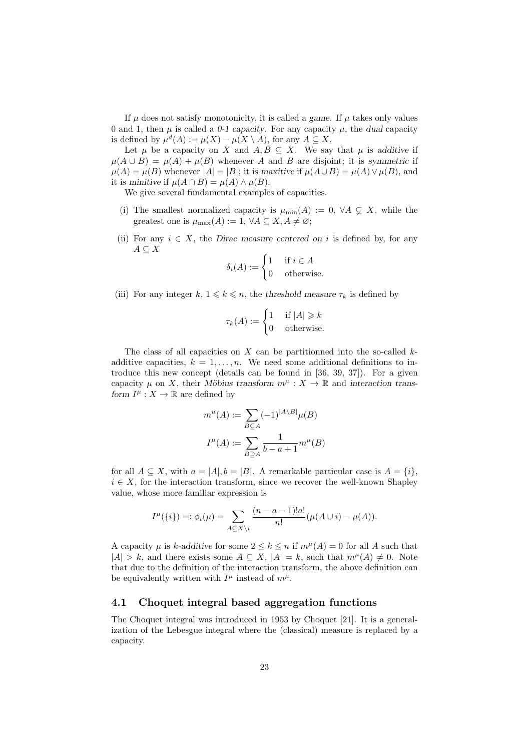If $\mu$ does not satisfy monotonicity, it is called a *game*. If $\mu$ takes only values 0 and 1, then $\mu$ is called a *0-1 capacity*. For any capacity $\mu$, the *dual* capacity is defined by $\mu^d(A) := \mu(X) - \mu(X \setminus A)$, for any $A \subseteq X$.

Let $\mu$ be a capacity on $X$ and $A, B \subseteq X$. We say that $\mu$ is *additive* if $\mu(A \cup B) = \mu(A) + \mu(B)$ whenever $A$ and $B$ are disjoint; it is *symmetric* if $\mu(A) = \mu(B)$ whenever $|A| = |B|$; it is *maxitive* if $\mu(A \cup B) = \mu(A) \vee \mu(B)$, and it is *minitive* if $\mu(A \cap B) = \mu(A) \wedge \mu(B)$.

We give several fundamental examples of capacities.

(i) The smallest normalized capacity is $\mu_{\min}(A) := 0$, $\forall A \subsetneq X$, while the greatest one is $\mu_{\max}(A) := 1$, $\forall A \subseteq X, A \neq \varnothing$;

(ii) For any $i \in X$, the *Dirac measure centered on* $i$ is defined by, for any $A \subseteq X$

$$\delta_i(A) := \begin{cases} 1 & \text{if } i \in A \\ 0 & \text{otherwise.} \end{cases}$$

(iii) For any integer $k$, $1 \leqslant k \leqslant n$, the *threshold measure* $\tau_k$ is defined by

$$\tau_k(A) := \begin{cases} 1 & \text{if } |A| \geqslant k \\ 0 & \text{otherwise.} \end{cases}$$

The class of all capacities on $X$ can be partitionned into the so-called $k$-additive capacities, $k = 1, \ldots, n$. We need some additional definitions to introduce this new concept (details can be found in [36, 39, 37]). For a given capacity $\mu$ on $X$, their *Möbius transform* $m^\mu : X \to \mathbb{R}$ and *interaction transform* $I^\mu : X \to \mathbb{R}$ are defined by

$$m^u(A) := \sum_{B \subseteq A} (-1)^{|A \setminus B|} \mu(B)$$

$$I^\mu(A) := \sum_{B \supseteq A} \frac{1}{b - a + 1} m^\mu(B)$$

for all $A \subseteq X$, with $a = |A|, b = |B|$. A remarkable particular case is $A = \{i\}$, $i \in X$, for the interaction transform, since we recover the well-known Shapley value, whose more familiar expression is

$$I^\mu(\{i\}) =: \phi_i(\mu) = \sum_{A \subseteq X \setminus i} \frac{(n - a - 1)! a!}{n!} (\mu(A \cup i) - \mu(A)).$$

A capacity $\mu$ is *k-additive* for some $2 \leq k \leq n$ if $m^\mu(A) = 0$ for all $A$ such that $|A| > k$, and there exists some $A \subseteq X$, $|A| = k$, such that $m^\mu(A) \neq 0$. Note that due to the definition of the interaction transform, the above definition can be equivalently written with $I^\mu$ instead of $m^\mu$.

## 4.1 Choquet integral based aggregation functions

The Choquet integral was introduced in 1953 by Choquet [21]. It is a generalization of the Lebesgue integral where the (classical) measure is replaced by a capacity.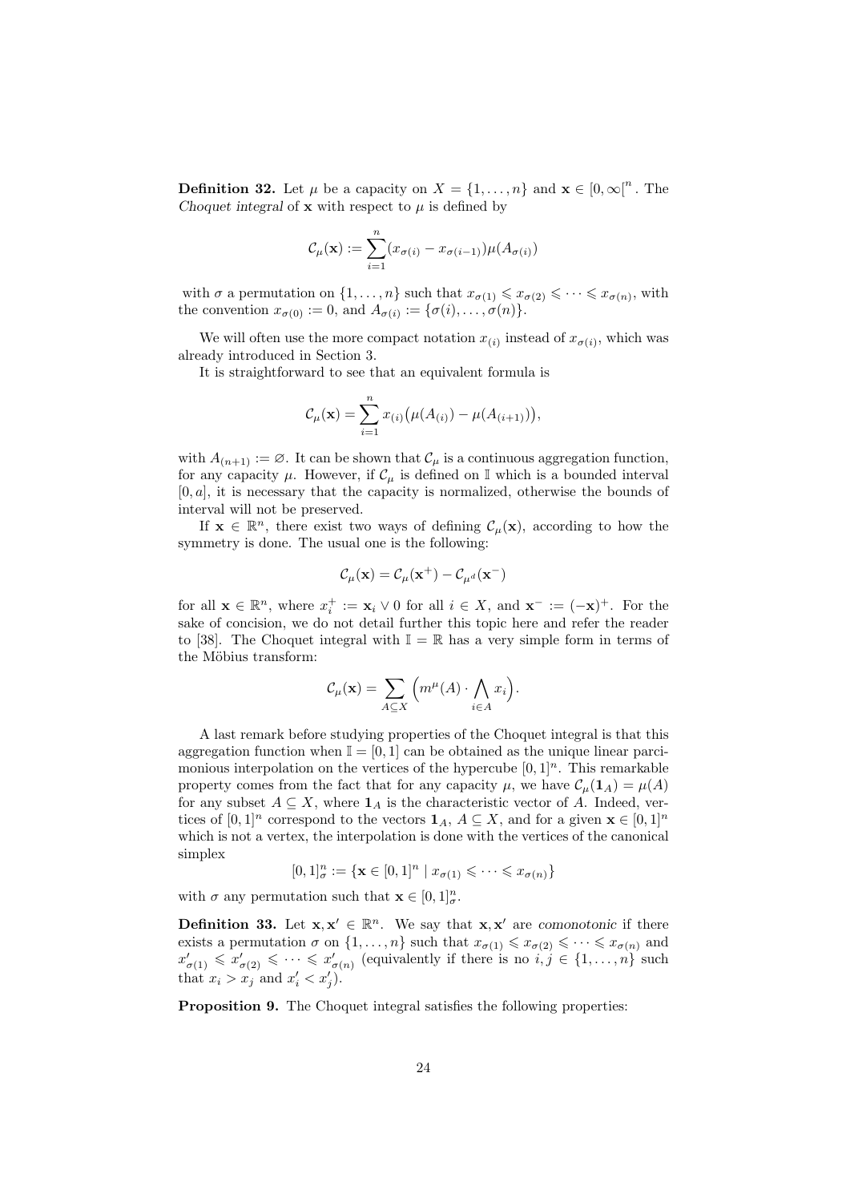**Definition 32.** Let $\mu$ be a capacity on $X = \{1, \ldots, n\}$ and $\mathbf{x} \in [0, \infty[^n$. The *Choquet integral* of $\mathbf{x}$ with respect to $\mu$ is defined by

$$\mathcal{C}_\mu(\mathbf{x}) := \sum_{i=1}^{n} (x_{\sigma(i)} - x_{\sigma(i-1)}) \mu(A_{\sigma(i)})$$

with $\sigma$ a permutation on $\{1, \ldots, n\}$ such that $x_{\sigma(1)} \leqslant x_{\sigma(2)} \leqslant \cdots \leqslant x_{\sigma(n)}$, with the convention $x_{\sigma(0)} := 0$, and $A_{\sigma(i)} := \{\sigma(i), \ldots, \sigma(n)\}$.

We will often use the more compact notation $x_{(i)}$ instead of $x_{\sigma(i)}$, which was already introduced in Section 3.

It is straightforward to see that an equivalent formula is

$$\mathcal{C}_\mu(\mathbf{x}) = \sum_{i=1}^{n} x_{(i)} \big( \mu(A_{(i)}) - \mu(A_{(i+1)}) \big),$$

with $A_{(n+1)} := \varnothing$. It can be shown that $\mathcal{C}_\mu$ is a continuous aggregation function, for any capacity $\mu$. However, if $\mathcal{C}_\mu$ is defined on $\mathbb{I}$ which is a bounded interval $[0, a]$, it is necessary that the capacity is normalized, otherwise the bounds of interval will not be preserved.

If $\mathbf{x} \in \mathbb{R}^n$, there exist two ways of defining $\mathcal{C}_\mu(\mathbf{x})$, according to how the symmetry is done. The usual one is the following:

$$\mathcal{C}_\mu(\mathbf{x}) = \mathcal{C}_\mu(\mathbf{x}^+) - \mathcal{C}_{\mu^d}(\mathbf{x}^-)$$

for all $\mathbf{x} \in \mathbb{R}^n$, where $x_i^+ := \mathbf{x}_i \vee 0$ for all $i \in X$, and $\mathbf{x}^- := (-\mathbf{x})^+$. For the sake of concision, we do not detail further this topic here and refer the reader to [38]. The Choquet integral with $\mathbb{I} = \mathbb{R}$ has a very simple form in terms of the Möbius transform:

$$\mathcal{C}_\mu(\mathbf{x}) = \sum_{A \subseteq X} \Big( m^\mu(A) \cdot \bigwedge_{i \in A} x_i \Big).$$

A last remark before studying properties of the Choquet integral is that this aggregation function when $\mathbb{I} = [0, 1]$ can be obtained as the unique linear parcimonious interpolation on the vertices of the hypercube $[0, 1]^n$. This remarkable property comes from the fact that for any capacity $\mu$, we have $\mathcal{C}_\mu(\mathbf{1}_A) = \mu(A)$ for any subset $A \subseteq X$, where $\mathbf{1}_A$ is the characteristic vector of $A$. Indeed, vertices of $[0, 1]^n$ correspond to the vectors $\mathbf{1}_A$, $A \subseteq X$, and for a given $\mathbf{x} \in [0, 1]^n$ which is not a vertex, the interpolation is done with the vertices of the canonical simplex

$$[0, 1]^n_\sigma := \{\mathbf{x} \in [0, 1]^n \mid x_{\sigma(1)} \leqslant \cdots \leqslant x_{\sigma(n)}\}$$

with $\sigma$ any permutation such that $\mathbf{x} \in [0, 1]^n_\sigma$.

**Definition 33.** Let $\mathbf{x}, \mathbf{x}' \in \mathbb{R}^n$. We say that $\mathbf{x}, \mathbf{x}'$ are *comonotonic* if there exists a permutation $\sigma$ on $\{1, \ldots, n\}$ such that $x_{\sigma(1)} \leqslant x_{\sigma(2)} \leqslant \cdots \leqslant x_{\sigma(n)}$ and $x'_{\sigma(1)} \leqslant x'_{\sigma(2)} \leqslant \cdots \leqslant x'_{\sigma(n)}$ (equivalently if there is no $i, j \in \{1, \ldots, n\}$ such that $x_i > x_j$ and $x'_i < x'_j$).

**Proposition 9.** The Choquet integral satisfies the following properties: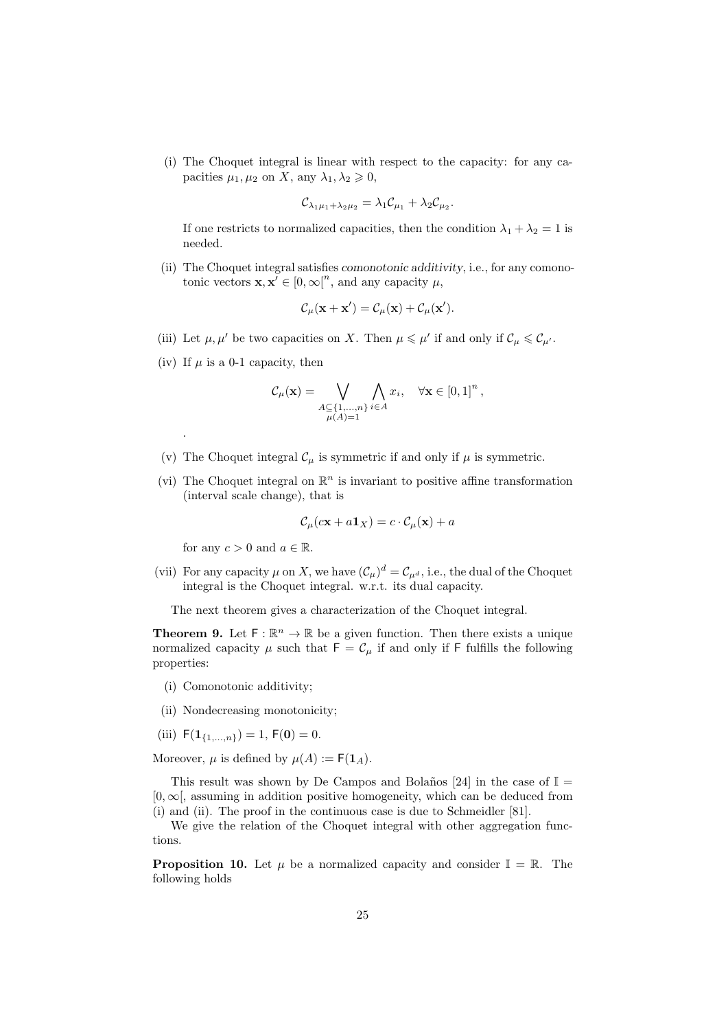(i) The Choquet integral is linear with respect to the capacity: for any capacities $\mu_1, \mu_2$ on $X$, any $\lambda_1, \lambda_2 \geqslant 0$,

$$\mathcal{C}_{\lambda_1\mu_1+\lambda_2\mu_2} = \lambda_1 \mathcal{C}_{\mu_1} + \lambda_2 \mathcal{C}_{\mu_2}.$$

If one restricts to normalized capacities, then the condition $\lambda_1 + \lambda_2 = 1$ is needed.

(ii) The Choquet integral satisfies *comonotonic additivity*, i.e., for any comonotonic vectors $\mathbf{x}, \mathbf{x}' \in [0, \infty[^n$, and any capacity $\mu$,

$$\mathcal{C}_\mu(\mathbf{x} + \mathbf{x}') = \mathcal{C}_\mu(\mathbf{x}) + \mathcal{C}_\mu(\mathbf{x}').$$

(iii) Let $\mu, \mu'$ be two capacities on $X$. Then $\mu \leqslant \mu'$ if and only if $\mathcal{C}_\mu \leqslant \mathcal{C}_{\mu'}$.

(iv) If $\mu$ is a 0-1 capacity, then

$$\mathcal{C}_\mu(\mathbf{x}) = \bigvee_{\substack{A \subseteq \{1,\dots,n\} \\ \mu(A)=1}} \bigwedge_{i \in A} x_i, \quad \forall \mathbf{x} \in [0,1]^n,$$

.

(v) The Choquet integral $\mathcal{C}_\mu$ is symmetric if and only if $\mu$ is symmetric.

(vi) The Choquet integral on $\mathbb{R}^n$ is invariant to positive affine transformation (interval scale change), that is

$$\mathcal{C}_\mu(c\mathbf{x} + a\mathbf{1}_X) = c \cdot \mathcal{C}_\mu(\mathbf{x}) + a$$

for any $c > 0$ and $a \in \mathbb{R}$.

(vii) For any capacity $\mu$ on $X$, we have $(\mathcal{C}_\mu)^d = \mathcal{C}_{\mu^d}$, i.e., the dual of the Choquet integral is the Choquet integral. w.r.t. its dual capacity.

The next theorem gives a characterization of the Choquet integral.

**Theorem 9.** Let $\mathsf{F} : \mathbb{R}^n \to \mathbb{R}$ be a given function. Then there exists a unique normalized capacity $\mu$ such that $\mathsf{F} = \mathcal{C}_\mu$ if and only if $\mathsf{F}$ fulfills the following properties:

(i) Comonotonic additivity;

(ii) Nondecreasing monotonicity;

(iii) $\mathsf{F}(\mathbf{1}_{\{1,\dots,n\}}) = 1$, $\mathsf{F}(\mathbf{0}) = 0$.

Moreover, $\mu$ is defined by $\mu(A) := \mathsf{F}(\mathbf{1}_A)$.

This result was shown by De Campos and Bolaños [24] in the case of $\mathbb{I} = [0, \infty[$, assuming in addition positive homogeneity, which can be deduced from (i) and (ii). The proof in the continuous case is due to Schmeidler [81].

We give the relation of the Choquet integral with other aggregation functions.

**Proposition 10.** Let $\mu$ be a normalized capacity and consider $\mathbb{I} = \mathbb{R}$. The following holds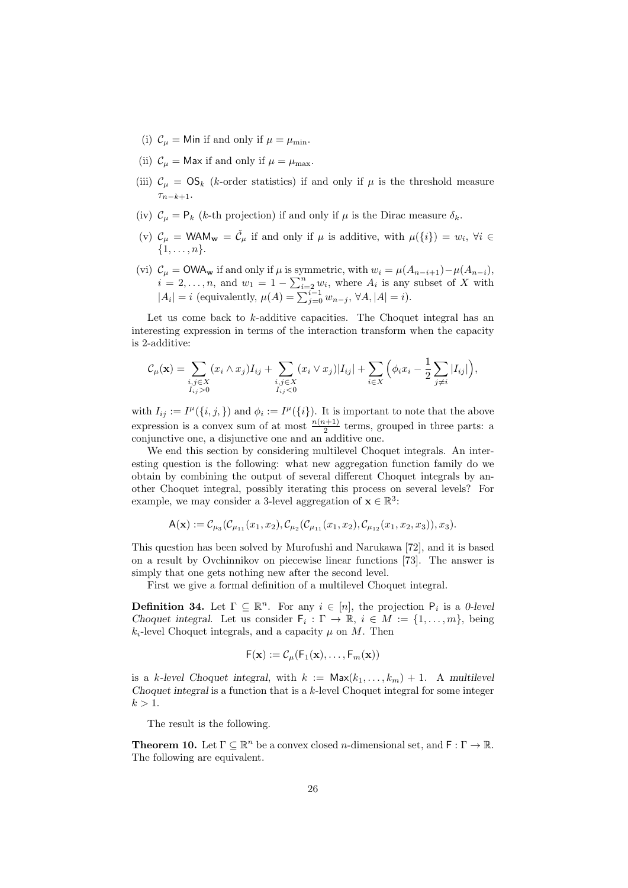(i) $\mathcal{C}_\mu = \mathsf{Min}$ if and only if $\mu = \mu_{\min}$.

(ii) $\mathcal{C}_\mu = \mathsf{Max}$ if and only if $\mu = \mu_{\max}$.

(iii) $\mathcal{C}_\mu = \mathsf{OS}_k$ ($k$-order statistics) if and only if $\mu$ is the threshold measure $\tau_{n-k+1}$.

(iv) $\mathcal{C}_\mu = \mathsf{P}_k$ ($k$-th projection) if and only if $\mu$ is the Dirac measure $\delta_k$.

(v) $\mathcal{C}_\mu = \mathsf{WAM}_{\mathbf{w}} = \check{\mathcal{C}}_\mu$ if and only if $\mu$ is additive, with $\mu(\{i\}) = w_i$, $\forall i \in \{1, \dots, n\}$.

(vi) $\mathcal{C}_\mu = \mathsf{OWA}_{\mathbf{w}}$ if and only if $\mu$ is symmetric, with $w_i = \mu(A_{n-i+1}) - \mu(A_{n-i})$, $i = 2, \dots, n$, and $w_1 = 1 - \sum_{i=2}^{n} w_i$, where $A_i$ is any subset of $X$ with $|A_i| = i$ (equivalently, $\mu(A) = \sum_{j=0}^{i-1} w_{n-j}$, $\forall A, |A| = i$).

Let us come back to $k$-additive capacities. The Choquet integral has an interesting expression in terms of the interaction transform when the capacity is 2-additive:

$$\mathcal{C}_\mu(\mathbf{x}) = \sum_{\substack{i,j \in X \\ I_{ij} > 0}} (x_i \wedge x_j) I_{ij} + \sum_{\substack{i,j \in X \\ I_{ij} < 0}} (x_i \vee x_j) |I_{ij}| + \sum_{i \in X} \Big( \phi_i x_i - \frac{1}{2} \sum_{j \neq i} |I_{ij}| \Big),$$

with $I_{ij} := I^\mu(\{i, j, \})$ and $\phi_i := I^\mu(\{i\})$. It is important to note that the above expression is a convex sum of at most $\frac{n(n+1)}{2}$ terms, grouped in three parts: a conjunctive one, a disjunctive one and an additive one.

We end this section by considering multilevel Choquet integrals. An interesting question is the following: what new aggregation function family do we obtain by combining the output of several different Choquet integrals by another Choquet integral, possibly iterating this process on several levels? For example, we may consider a 3-level aggregation of $\mathbf{x} \in \mathbb{R}^3$:

$$\mathsf{A}(\mathbf{x}) := \mathcal{C}_{\mu_3}(\mathcal{C}_{\mu_{11}}(x_1, x_2), \mathcal{C}_{\mu_2}(\mathcal{C}_{\mu_{11}}(x_1, x_2), \mathcal{C}_{\mu_{12}}(x_1, x_2, x_3)), x_3).$$

This question has been solved by Murofushi and Narukawa [72], and it is based on a result by Ovchinnikov on piecewise linear functions [73]. The answer is simply that one gets nothing new after the second level.

First we give a formal definition of a multilevel Choquet integral.

**Definition 34.** Let $\Gamma \subseteq \mathbb{R}^n$. For any $i \in [n]$, the projection $\mathsf{P}_i$ is a *0-level Choquet integral*. Let us consider $\mathsf{F}_i : \Gamma \to \mathbb{R}$, $i \in M := \{1, \dots, m\}$, being $k_i$-level Choquet integrals, and a capacity $\mu$ on $M$. Then

$$\mathsf{F}(\mathbf{x}) := \mathcal{C}_\mu(\mathsf{F}_1(\mathbf{x}), \dots, \mathsf{F}_m(\mathbf{x}))$$

is a *$k$-level Choquet integral*, with $k := \mathsf{Max}(k_1, \dots, k_m) + 1$. A *multilevel Choquet integral* is a function that is a $k$-level Choquet integral for some integer $k > 1$.

The result is the following.

**Theorem 10.** Let $\Gamma \subseteq \mathbb{R}^n$ be a convex closed $n$-dimensional set, and $\mathsf{F} : \Gamma \to \mathbb{R}$. The following are equivalent.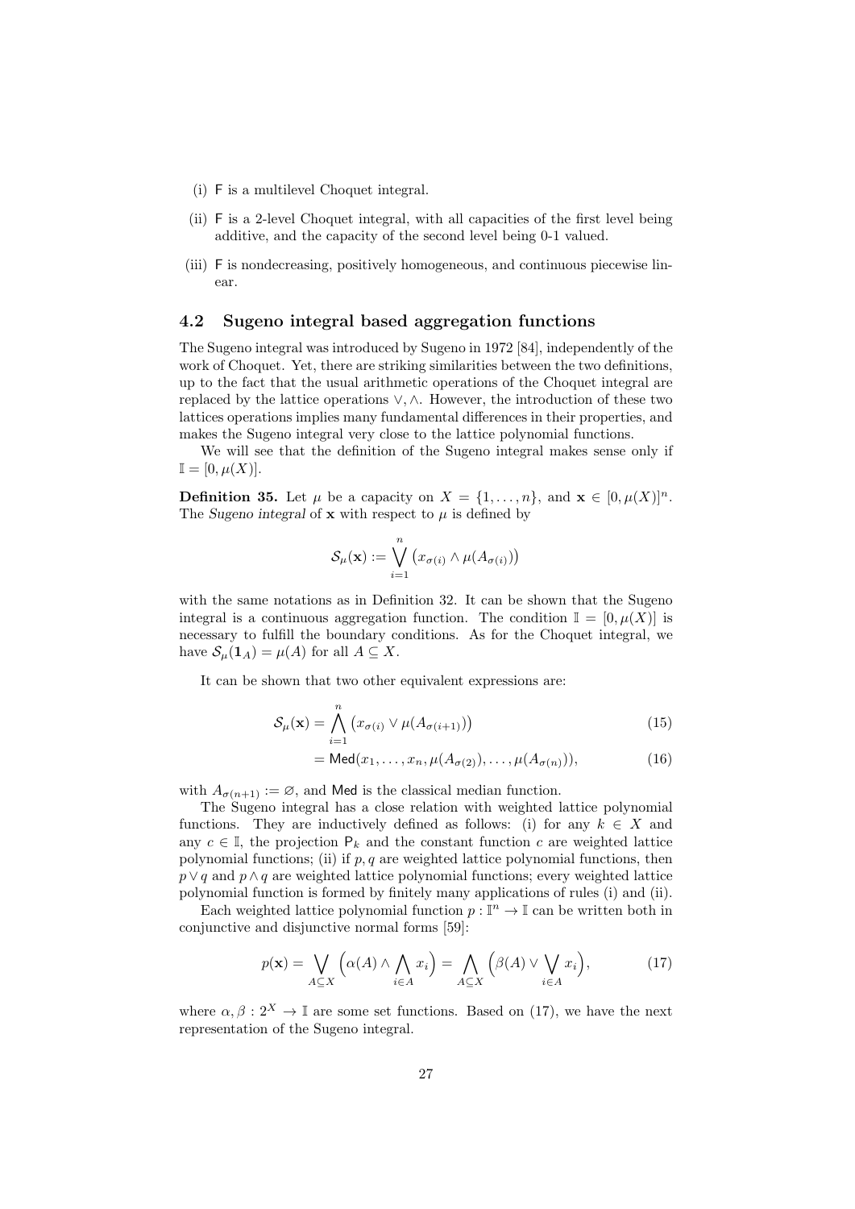(i) $\mathsf{F}$ is a multilevel Choquet integral.

(ii) $\mathsf{F}$ is a 2-level Choquet integral, with all capacities of the first level being additive, and the capacity of the second level being 0-1 valued.

(iii) $\mathsf{F}$ is nondecreasing, positively homogeneous, and continuous piecewise linear.

### 4.2 Sugeno integral based aggregation functions

The Sugeno integral was introduced by Sugeno in 1972 [84], independently of the work of Choquet. Yet, there are striking similarities between the two definitions, up to the fact that the usual arithmetic operations of the Choquet integral are replaced by the lattice operations $\vee, \wedge$. However, the introduction of these two lattices operations implies many fundamental differences in their properties, and makes the Sugeno integral very close to the lattice polynomial functions.

We will see that the definition of the Sugeno integral makes sense only if $\mathbb{I} = [0, \mu(X)]$.

**Definition 35.** Let $\mu$ be a capacity on $X = \{1, \ldots, n\}$, and $\mathbf{x} \in [0, \mu(X)]^n$. The *Sugeno integral* of $\mathbf{x}$ with respect to $\mu$ is defined by

$$\mathcal{S}_\mu(\mathbf{x}) := \bigvee_{i=1}^{n} \big(x_{\sigma(i)} \wedge \mu(A_{\sigma(i)})\big)$$

with the same notations as in Definition 32. It can be shown that the Sugeno integral is a continuous aggregation function. The condition $\mathbb{I} = [0, \mu(X)]$ is necessary to fulfill the boundary conditions. As for the Choquet integral, we have $\mathcal{S}_\mu(\mathbf{1}_A) = \mu(A)$ for all $A \subseteq X$.

It can be shown that two other equivalent expressions are:

$$\mathcal{S}_\mu(\mathbf{x}) = \bigwedge_{i=1}^{n} \big(x_{\sigma(i)} \vee \mu(A_{\sigma(i+1)})\big) \tag{15}$$

$$= \mathsf{Med}(x_1, \ldots, x_n, \mu(A_{\sigma(2)}), \ldots, \mu(A_{\sigma(n)})), \tag{16}$$

with $A_{\sigma(n+1)} := \varnothing$, and $\mathsf{Med}$ is the classical median function.

The Sugeno integral has a close relation with weighted lattice polynomial functions. They are inductively defined as follows: (i) for any $k \in X$ and any $c \in \mathbb{I}$, the projection $\mathsf{P}_k$ and the constant function $c$ are weighted lattice polynomial functions; (ii) if $p, q$ are weighted lattice polynomial functions, then $p \vee q$ and $p \wedge q$ are weighted lattice polynomial functions; every weighted lattice polynomial function is formed by finitely many applications of rules (i) and (ii).

Each weighted lattice polynomial function $p : \mathbb{I}^n \to \mathbb{I}$ can be written both in conjunctive and disjunctive normal forms [59]:

$$p(\mathbf{x}) = \bigvee_{A \subseteq X} \Big(\alpha(A) \wedge \bigwedge_{i \in A} x_i\Big) = \bigwedge_{A \subseteq X} \Big(\beta(A) \vee \bigvee_{i \in A} x_i\Big), \tag{17}$$

where $\alpha, \beta : 2^X \to \mathbb{I}$ are some set functions. Based on (17), we have the next representation of the Sugeno integral.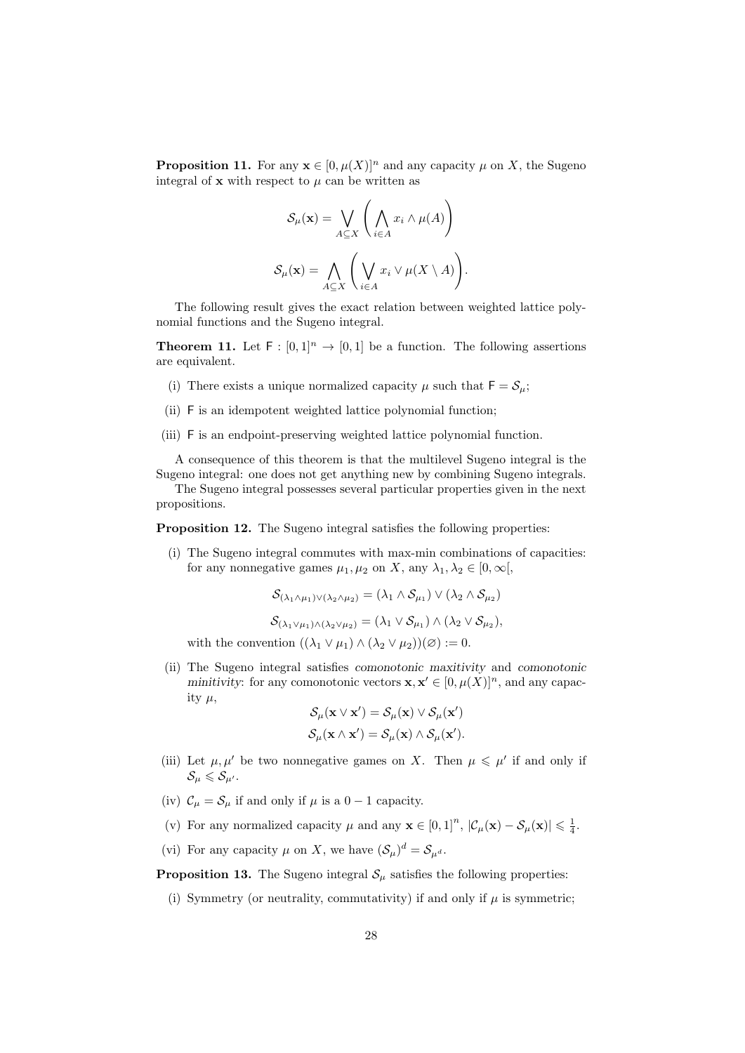**Proposition 11.** For any $\mathbf{x} \in [0, \mu(X)]^n$ and any capacity $\mu$ on $X$, the Sugeno integral of $\mathbf{x}$ with respect to $\mu$ can be written as

$$\mathcal{S}_\mu(\mathbf{x}) = \bigvee_{A \subseteq X} \left( \bigwedge_{i \in A} x_i \wedge \mu(A) \right)$$

$$\mathcal{S}_\mu(\mathbf{x}) = \bigwedge_{A \subseteq X} \left( \bigvee_{i \in A} x_i \vee \mu(X \setminus A) \right).$$

The following result gives the exact relation between weighted lattice polynomial functions and the Sugeno integral.

**Theorem 11.** Let $\mathsf{F} : [0,1]^n \to [0,1]$ be a function. The following assertions are equivalent.

(i) There exists a unique normalized capacity $\mu$ such that $\mathsf{F} = \mathcal{S}_\mu$;

(ii) $\mathsf{F}$ is an idempotent weighted lattice polynomial function;

(iii) $\mathsf{F}$ is an endpoint-preserving weighted lattice polynomial function.

A consequence of this theorem is that the multilevel Sugeno integral is the Sugeno integral: one does not get anything new by combining Sugeno integrals.

The Sugeno integral possesses several particular properties given in the next propositions.

**Proposition 12.** The Sugeno integral satisfies the following properties:

(i) The Sugeno integral commutes with max-min combinations of capacities: for any nonnegative games $\mu_1, \mu_2$ on $X$, any $\lambda_1, \lambda_2 \in [0, \infty[$,

$$\mathcal{S}_{(\lambda_1 \wedge \mu_1) \vee (\lambda_2 \wedge \mu_2)} = (\lambda_1 \wedge \mathcal{S}_{\mu_1}) \vee (\lambda_2 \wedge \mathcal{S}_{\mu_2})$$

$$\mathcal{S}_{(\lambda_1 \vee \mu_1) \wedge (\lambda_2 \vee \mu_2)} = (\lambda_1 \vee \mathcal{S}_{\mu_1}) \wedge (\lambda_2 \vee \mathcal{S}_{\mu_2}),$$

with the convention $((\lambda_1 \vee \mu_1) \wedge (\lambda_2 \vee \mu_2))(\varnothing) := 0$.

(ii) The Sugeno integral satisfies *comonotonic maxitivity* and *comonotonic minitivity*: for any comonotonic vectors $\mathbf{x}, \mathbf{x}' \in [0, \mu(X)]^n$, and any capacity $\mu$,

$$\mathcal{S}_\mu(\mathbf{x} \vee \mathbf{x}') = \mathcal{S}_\mu(\mathbf{x}) \vee \mathcal{S}_\mu(\mathbf{x}')$$

$$\mathcal{S}_\mu(\mathbf{x} \wedge \mathbf{x}') = \mathcal{S}_\mu(\mathbf{x}) \wedge \mathcal{S}_\mu(\mathbf{x}').$$

(iii) Let $\mu, \mu'$ be two nonnegative games on $X$. Then $\mu \leqslant \mu'$ if and only if $\mathcal{S}_\mu \leqslant \mathcal{S}_{\mu'}$.

(iv) $\mathcal{C}_\mu = \mathcal{S}_\mu$ if and only if $\mu$ is a $0-1$ capacity.

(v) For any normalized capacity $\mu$ and any $\mathbf{x} \in [0,1]^n$, $|\mathcal{C}_\mu(\mathbf{x}) - \mathcal{S}_\mu(\mathbf{x})| \leqslant \frac{1}{4}$.

(vi) For any capacity $\mu$ on $X$, we have $(\mathcal{S}_\mu)^d = \mathcal{S}_{\mu^d}$.

**Proposition 13.** The Sugeno integral $\mathcal{S}_\mu$ satisfies the following properties:

(i) Symmetry (or neutrality, commutativity) if and only if $\mu$ is symmetric;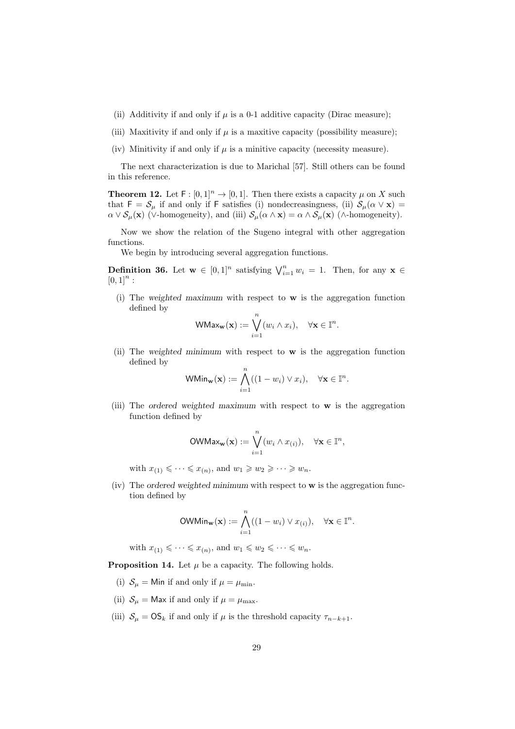(ii) Additivity if and only if $\mu$ is a 0-1 additive capacity (Dirac measure);

(iii) Maxitivity if and only if $\mu$ is a maxitive capacity (possibility measure);

(iv) Minitivity if and only if $\mu$ is a minitive capacity (necessity measure).

The next characterization is due to Marichal [57]. Still others can be found in this reference.

**Theorem 12.** Let $\mathsf{F} : [0,1]^n \to [0,1]$. Then there exists a capacity $\mu$ on $X$ such that $\mathsf{F} = \mathcal{S}_\mu$ if and only if $\mathsf{F}$ satisfies (i) nondecreasingness, (ii) $\mathcal{S}_\mu(\alpha \vee \mathbf{x}) = \alpha \vee \mathcal{S}_\mu(\mathbf{x})$ ($\vee$-homogeneity), and (iii) $\mathcal{S}_\mu(\alpha \wedge \mathbf{x}) = \alpha \wedge \mathcal{S}_\mu(\mathbf{x})$ ($\wedge$-homogeneity).

Now we show the relation of the Sugeno integral with other aggregation functions.

We begin by introducing several aggregation functions.

**Definition 36.** Let $\mathbf{w} \in [0,1]^n$ satisfying $\bigvee_{i=1}^n w_i = 1$. Then, for any $\mathbf{x} \in [0,1]^n$ :

(i) The *weighted maximum* with respect to $\mathbf{w}$ is the aggregation function defined by

$$\mathsf{WMax}_{\mathbf{w}}(\mathbf{x}) := \bigvee_{i=1}^n (w_i \wedge x_i), \quad \forall \mathbf{x} \in \mathbb{I}^n.$$

(ii) The *weighted minimum* with respect to $\mathbf{w}$ is the aggregation function defined by

$$\mathsf{WMin}_{\mathbf{w}}(\mathbf{x}) := \bigwedge_{i=1}^n ((1 - w_i) \vee x_i), \quad \forall \mathbf{x} \in \mathbb{I}^n.$$

(iii) The *ordered weighted maximum* with respect to $\mathbf{w}$ is the aggregation function defined by

$$\mathsf{OWMax}_{\mathbf{w}}(\mathbf{x}) := \bigvee_{i=1}^n (w_i \wedge x_{(i)}), \quad \forall \mathbf{x} \in \mathbb{I}^n,$$

with $x_{(1)} \leqslant \cdots \leqslant x_{(n)}$, and $w_1 \geqslant w_2 \geqslant \cdots \geqslant w_n$.

(iv) The *ordered weighted minimum* with respect to $\mathbf{w}$ is the aggregation function defined by

$$\mathsf{OWMin}_{\mathbf{w}}(\mathbf{x}) := \bigwedge_{i=1}^n ((1 - w_i) \vee x_{(i)}), \quad \forall \mathbf{x} \in \mathbb{I}^n.$$

with $x_{(1)} \leqslant \cdots \leqslant x_{(n)}$, and $w_1 \leqslant w_2 \leqslant \cdots \leqslant w_n$.

**Proposition 14.** Let $\mu$ be a capacity. The following holds.

(i) $\mathcal{S}_\mu = \mathsf{Min}$ if and only if $\mu = \mu_{\min}$.

(ii) $\mathcal{S}_\mu = \mathsf{Max}$ if and only if $\mu = \mu_{\max}$.

(iii) $\mathcal{S}_\mu = \mathsf{OS}_k$ if and only if $\mu$ is the threshold capacity $\tau_{n-k+1}$.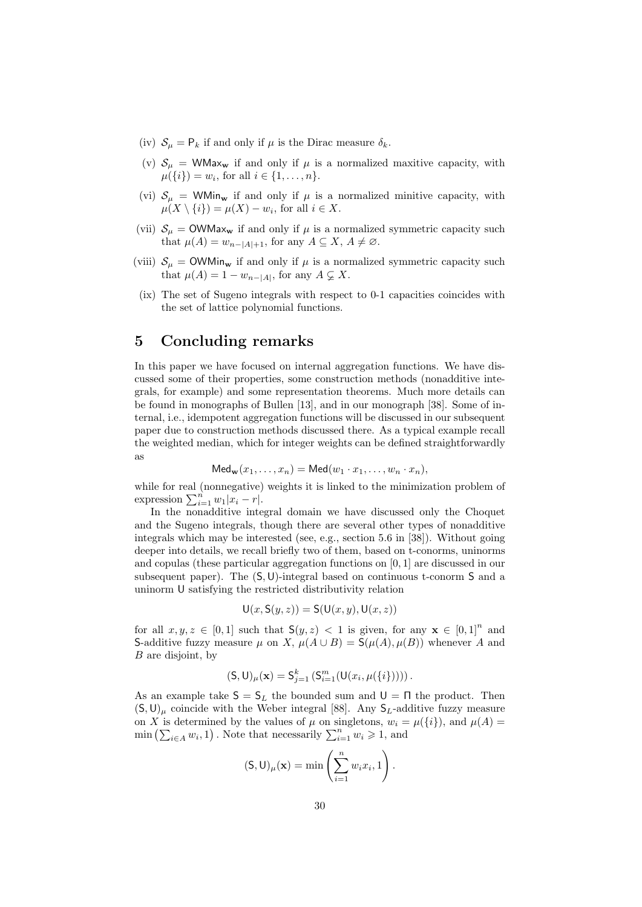(iv) $\mathcal{S}_\mu = \mathsf{P}_k$ if and only if $\mu$ is the Dirac measure $\delta_k$.

(v) $\mathcal{S}_\mu = \mathsf{WMax}_\mathbf{w}$ if and only if $\mu$ is a normalized maxitive capacity, with $\mu(\{i\}) = w_i$, for all $i \in \{1, \ldots, n\}$.

(vi) $\mathcal{S}_\mu = \mathsf{WMin}_\mathbf{w}$ if and only if $\mu$ is a normalized minitive capacity, with $\mu(X \setminus \{i\}) = \mu(X) - w_i$, for all $i \in X$.

(vii) $\mathcal{S}_\mu = \mathsf{OWMax}_\mathbf{w}$ if and only if $\mu$ is a normalized symmetric capacity such that $\mu(A) = w_{n-|A|+1}$, for any $A \subseteq X$, $A \neq \varnothing$.

(viii) $\mathcal{S}_\mu = \mathsf{OWMin}_\mathbf{w}$ if and only if $\mu$ is a normalized symmetric capacity such that $\mu(A) = 1 - w_{n-|A|}$, for any $A \subsetneq X$.

(ix) The set of Sugeno integrals with respect to 0-1 capacities coincides with the set of lattice polynomial functions.

# 5 Concluding remarks

In this paper we have focused on internal aggregation functions. We have discussed some of their properties, some construction methods (nonadditive integrals, for example) and some representation theorems. Much more details can be found in monographs of Bullen [13], and in our monograph [38]. Some of internal, i.e., idempotent aggregation functions will be discussed in our subsequent paper due to construction methods discussed there. As a typical example recall the weighted median, which for integer weights can be defined straightforwardly as

$$\mathsf{Med}_\mathbf{w}(x_1, \ldots, x_n) = \mathsf{Med}(w_1 \cdot x_1, \ldots, w_n \cdot x_n),$$

while for real (nonnegative) weights it is linked to the minimization problem of expression $\sum_{i=1}^n w_1 |x_i - r|$.

In the nonadditive integral domain we have discussed only the Choquet and the Sugeno integrals, though there are several other types of nonadditive integrals which may be interested (see, e.g., section 5.6 in [38]). Without going deeper into details, we recall briefly two of them, based on t-conorms, uninorms and copulas (these particular aggregation functions on $[0,1]$ are discussed in our subsequent paper). The $(\mathsf{S}, \mathsf{U})$-integral based on continuous t-conorm $\mathsf{S}$ and a uninorm $\mathsf{U}$ satisfying the restricted distributivity relation

$$\mathsf{U}(x, \mathsf{S}(y, z)) = \mathsf{S}(\mathsf{U}(x, y), \mathsf{U}(x, z))$$

for all $x, y, z \in [0,1]$ such that $\mathsf{S}(y, z) < 1$ is given, for any $\mathbf{x} \in [0,1]^n$ and $\mathsf{S}$-additive fuzzy measure $\mu$ on $X$, $\mu(A \cup B) = \mathsf{S}(\mu(A), \mu(B))$ whenever $A$ and $B$ are disjoint, by

$$(\mathsf{S}, \mathsf{U})_\mu(\mathbf{x}) = \mathsf{S}_{j=1}^k \left( \mathsf{S}_{i=1}^m (\mathsf{U}(x_i, \mu(\{i\}))) \right).$$

As an example take $\mathsf{S} = \mathsf{S}_L$ the bounded sum and $\mathsf{U} = \Pi$ the product. Then $(\mathsf{S}, \mathsf{U})_\mu$ coincide with the Weber integral [88]. Any $\mathsf{S}_L$-additive fuzzy measure on $X$ is determined by the values of $\mu$ on singletons, $w_i = \mu(\{i\})$, and $\mu(A) = \min\left(\sum_{i \in A} w_i, 1\right)$. Note that necessarily $\sum_{i=1}^n w_i \geqslant 1$, and

$$(\mathsf{S}, \mathsf{U})_\mu(\mathbf{x}) = \min\left(\sum_{i=1}^n w_i x_i, 1\right).$$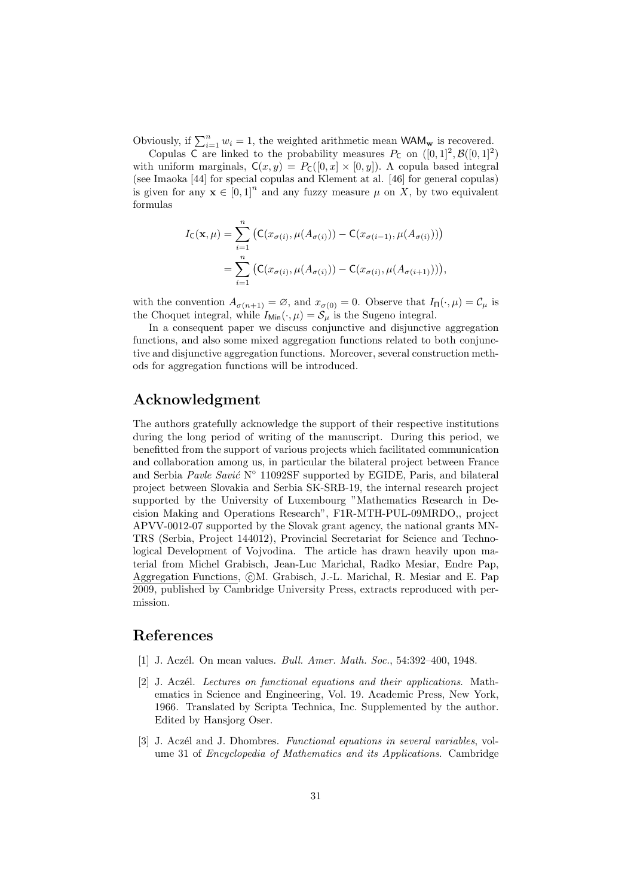Obviously, if $\sum_{i=1}^{n} w_i = 1$, the weighted arithmetic mean $\mathsf{WAM}_{\mathbf{w}}$ is recovered.

Copulas $\mathsf{C}$ are linked to the probability measures $P_{\mathsf{C}}$ on $([0,1]^2, \mathcal{B}([0,1]^2)$ with uniform marginals, $\mathsf{C}(x,y) = P_{\mathsf{C}}([0,x] \times [0,y])$. A copula based integral (see Imaoka [44] for special copulas and Klement at al. [46] for general copulas) is given for any $\mathbf{x} \in [0,1]^n$ and any fuzzy measure $\mu$ on $X$, by two equivalent formulas

$$
\begin{aligned}
I_{\mathsf{C}}(\mathbf{x}, \mu) &= \sum_{i=1}^{n} \big( \mathsf{C}(x_{\sigma(i)}, \mu(A_{\sigma(i)})) - \mathsf{C}(x_{\sigma(i-1)}, \mu(A_{\sigma(i)})) \big) \\
&= \sum_{i=1}^{n} \big( \mathsf{C}(x_{\sigma(i)}, \mu(A_{\sigma(i)})) - \mathsf{C}(x_{\sigma(i)}, \mu(A_{\sigma(i+1)})) \big),
\end{aligned}
$$

with the convention $A_{\sigma(n+1)} = \varnothing$, and $x_{\sigma(0)} = 0$. Observe that $I_{\Pi}(\cdot, \mu) = \mathcal{C}_\mu$ is the Choquet integral, while $I_{\mathsf{Min}}(\cdot, \mu) = \mathcal{S}_\mu$ is the Sugeno integral.

In a consequent paper we discuss conjunctive and disjunctive aggregation functions, and also some mixed aggregation functions related to both conjunctive and disjunctive aggregation functions. Moreover, several construction methods for aggregation functions will be introduced.

## Acknowledgment

The authors gratefully acknowledge the support of their respective institutions during the long period of writing of the manuscript. During this period, we benefitted from the support of various projects which facilitated communication and collaboration among us, in particular the bilateral project between France and Serbia *Pavle Savić* N° 11092SF supported by EGIDE, Paris, and bilateral project between Slovakia and Serbia SK-SRB-19, the internal research project supported by the University of Luxembourg "Mathematics Research in Decision Making and Operations Research", F1R-MTH-PUL-09MRDO,, project APVV-0012-07 supported by the Slovak grant agency, the national grants MNTRS (Serbia, Project 144012), Provincial Secretariat for Science and Technological Development of Vojvodina. The article has drawn heavily upon material from Michel Grabisch, Jean-Luc Marichal, Radko Mesiar, Endre Pap, Aggregation Functions, ©M. Grabisch, J.-L. Marichal, R. Mesiar and E. Pap 2009, published by Cambridge University Press, extracts reproduced with permission.

## References

[1] J. Aczél. On mean values. *Bull. Amer. Math. Soc.*, 54:392–400, 1948.

[2] J. Aczél. *Lectures on functional equations and their applications*. Mathematics in Science and Engineering, Vol. 19. Academic Press, New York, 1966. Translated by Scripta Technica, Inc. Supplemented by the author. Edited by Hansjorg Oser.

[3] J. Aczél and J. Dhombres. *Functional equations in several variables*, volume 31 of *Encyclopedia of Mathematics and its Applications*. Cambridge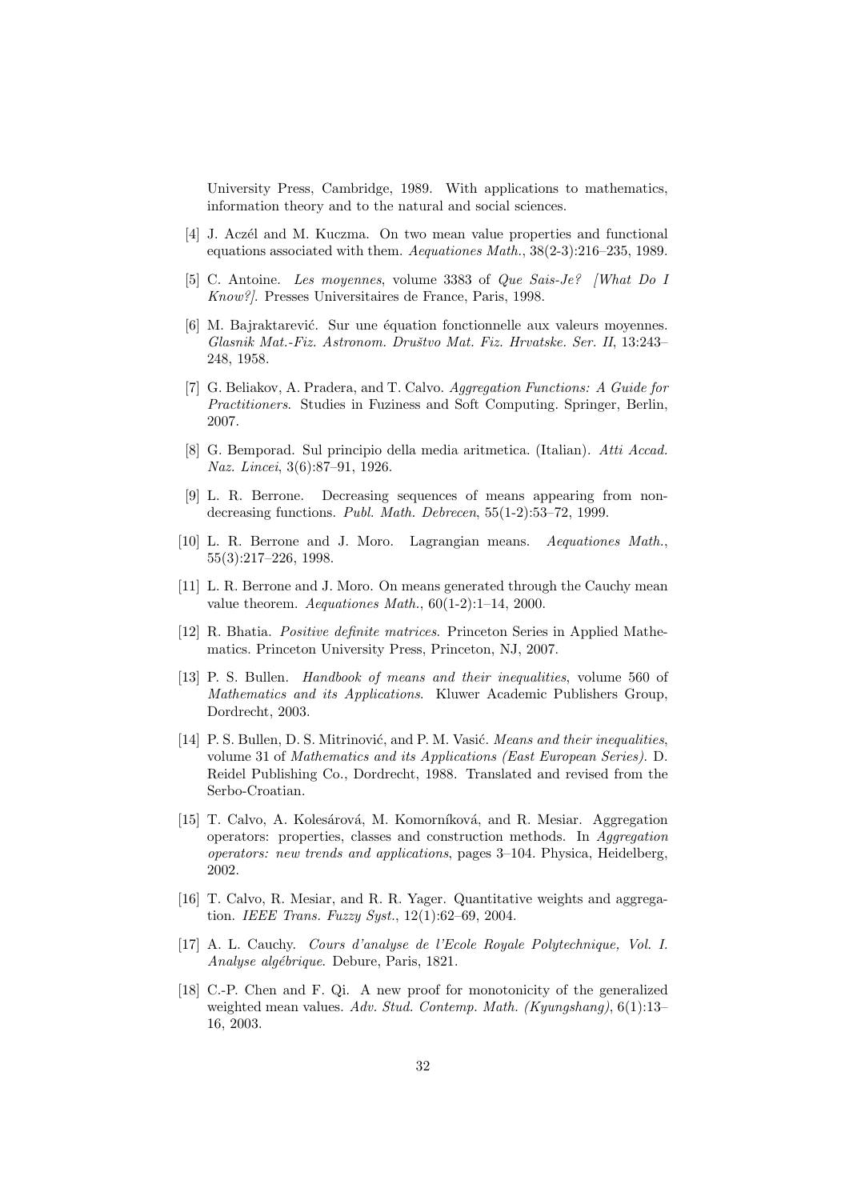University Press, Cambridge, 1989. With applications to mathematics, information theory and to the natural and social sciences.

[4] J. Aczél and M. Kuczma. On two mean value properties and functional equations associated with them. *Aequationes Math.*, 38(2-3):216–235, 1989.

[5] C. Antoine. *Les moyennes*, volume 3383 of *Que Sais-Je? [What Do I Know?]*. Presses Universitaires de France, Paris, 1998.

[6] M. Bajraktarević. Sur une équation fonctionnelle aux valeurs moyennes. *Glasnik Mat.-Fiz. Astronom. Društvo Mat. Fiz. Hrvatske. Ser. II*, 13:243–248, 1958.

[7] G. Beliakov, A. Pradera, and T. Calvo. *Aggregation Functions: A Guide for Practitioners*. Studies in Fuziness and Soft Computing. Springer, Berlin, 2007.

[8] G. Bemporad. Sul principio della media aritmetica. (Italian). *Atti Accad. Naz. Lincei*, 3(6):87–91, 1926.

[9] L. R. Berrone. Decreasing sequences of means appearing from non-decreasing functions. *Publ. Math. Debrecen*, 55(1-2):53–72, 1999.

[10] L. R. Berrone and J. Moro. Lagrangian means. *Aequationes Math.*, 55(3):217–226, 1998.

[11] L. R. Berrone and J. Moro. On means generated through the Cauchy mean value theorem. *Aequationes Math.*, 60(1-2):1–14, 2000.

[12] R. Bhatia. *Positive definite matrices*. Princeton Series in Applied Mathematics. Princeton University Press, Princeton, NJ, 2007.

[13] P. S. Bullen. *Handbook of means and their inequalities*, volume 560 of *Mathematics and its Applications*. Kluwer Academic Publishers Group, Dordrecht, 2003.

[14] P. S. Bullen, D. S. Mitrinović, and P. M. Vasić. *Means and their inequalities*, volume 31 of *Mathematics and its Applications (East European Series)*. D. Reidel Publishing Co., Dordrecht, 1988. Translated and revised from the Serbo-Croatian.

[15] T. Calvo, A. Kolesárová, M. Komorníková, and R. Mesiar. Aggregation operators: properties, classes and construction methods. In *Aggregation operators: new trends and applications*, pages 3–104. Physica, Heidelberg, 2002.

[16] T. Calvo, R. Mesiar, and R. R. Yager. Quantitative weights and aggregation. *IEEE Trans. Fuzzy Syst.*, 12(1):62–69, 2004.

[17] A. L. Cauchy. *Cours d'analyse de l'Ecole Royale Polytechnique, Vol. I. Analyse algébrique*. Debure, Paris, 1821.

[18] C.-P. Chen and F. Qi. A new proof for monotonicity of the generalized weighted mean values. *Adv. Stud. Contemp. Math. (Kyungshang)*, 6(1):13–16, 2003.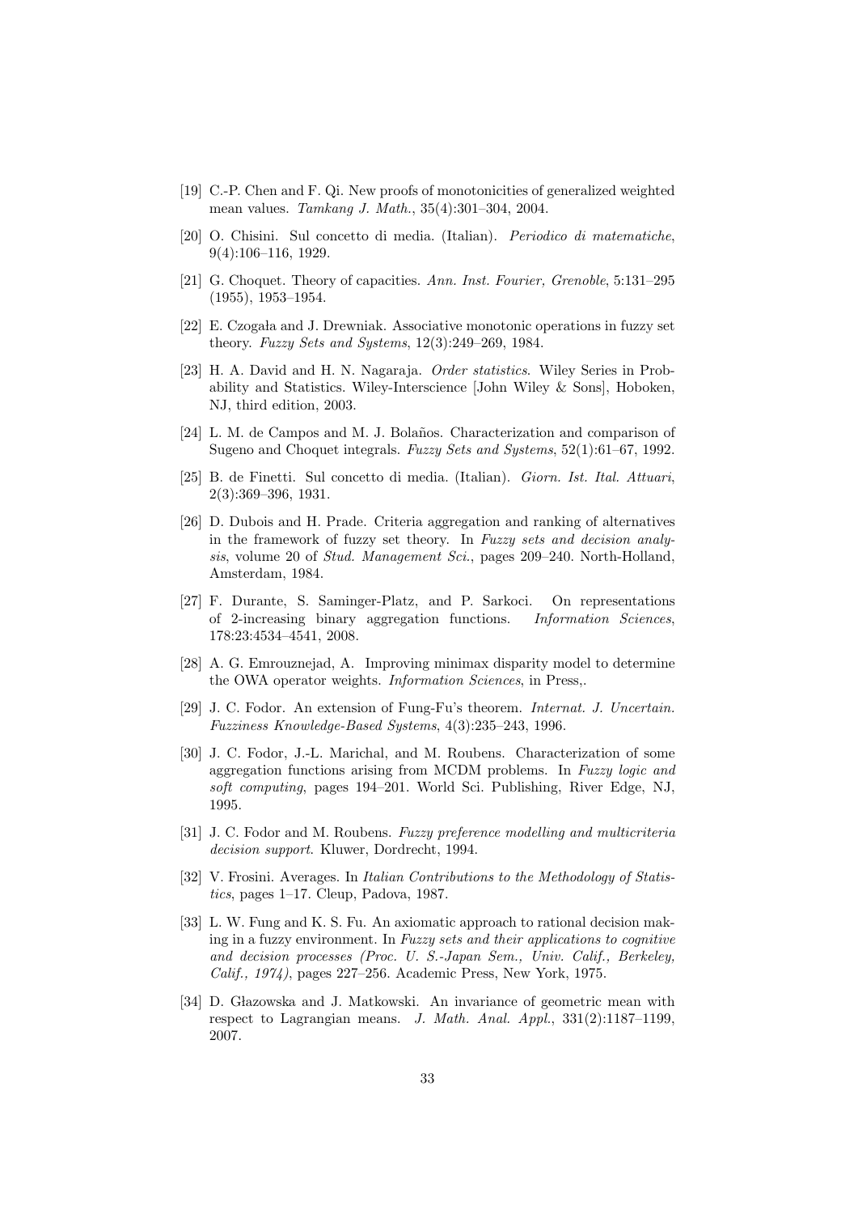[19] C.-P. Chen and F. Qi. New proofs of monotonicities of generalized weighted mean values. *Tamkang J. Math.*, 35(4):301–304, 2004.

[20] O. Chisini. Sul concetto di media. (Italian). *Periodico di matematiche*, 9(4):106–116, 1929.

[21] G. Choquet. Theory of capacities. *Ann. Inst. Fourier, Grenoble*, 5:131–295 (1955), 1953–1954.

[22] E. Czogała and J. Drewniak. Associative monotonic operations in fuzzy set theory. *Fuzzy Sets and Systems*, 12(3):249–269, 1984.

[23] H. A. David and H. N. Nagaraja. *Order statistics*. Wiley Series in Probability and Statistics. Wiley-Interscience [John Wiley & Sons], Hoboken, NJ, third edition, 2003.

[24] L. M. de Campos and M. J. Bolaños. Characterization and comparison of Sugeno and Choquet integrals. *Fuzzy Sets and Systems*, 52(1):61–67, 1992.

[25] B. de Finetti. Sul concetto di media. (Italian). *Giorn. Ist. Ital. Attuari*, 2(3):369–396, 1931.

[26] D. Dubois and H. Prade. Criteria aggregation and ranking of alternatives in the framework of fuzzy set theory. In *Fuzzy sets and decision analysis*, volume 20 of *Stud. Management Sci.*, pages 209–240. North-Holland, Amsterdam, 1984.

[27] F. Durante, S. Saminger-Platz, and P. Sarkoci. On representations of 2-increasing binary aggregation functions. *Information Sciences*, 178:23:4534–4541, 2008.

[28] A. G. Emrouznejad, A. Improving minimax disparity model to determine the OWA operator weights. *Information Sciences*, in Press,.

[29] J. C. Fodor. An extension of Fung-Fu's theorem. *Internat. J. Uncertain. Fuzziness Knowledge-Based Systems*, 4(3):235–243, 1996.

[30] J. C. Fodor, J.-L. Marichal, and M. Roubens. Characterization of some aggregation functions arising from MCDM problems. In *Fuzzy logic and soft computing*, pages 194–201. World Sci. Publishing, River Edge, NJ, 1995.

[31] J. C. Fodor and M. Roubens. *Fuzzy preference modelling and multicriteria decision support*. Kluwer, Dordrecht, 1994.

[32] V. Frosini. Averages. In *Italian Contributions to the Methodology of Statistics*, pages 1–17. Cleup, Padova, 1987.

[33] L. W. Fung and K. S. Fu. An axiomatic approach to rational decision making in a fuzzy environment. In *Fuzzy sets and their applications to cognitive and decision processes (Proc. U. S.-Japan Sem., Univ. Calif., Berkeley, Calif., 1974)*, pages 227–256. Academic Press, New York, 1975.

[34] D. Głazowska and J. Matkowski. An invariance of geometric mean with respect to Lagrangian means. *J. Math. Anal. Appl.*, 331(2):1187–1199, 2007.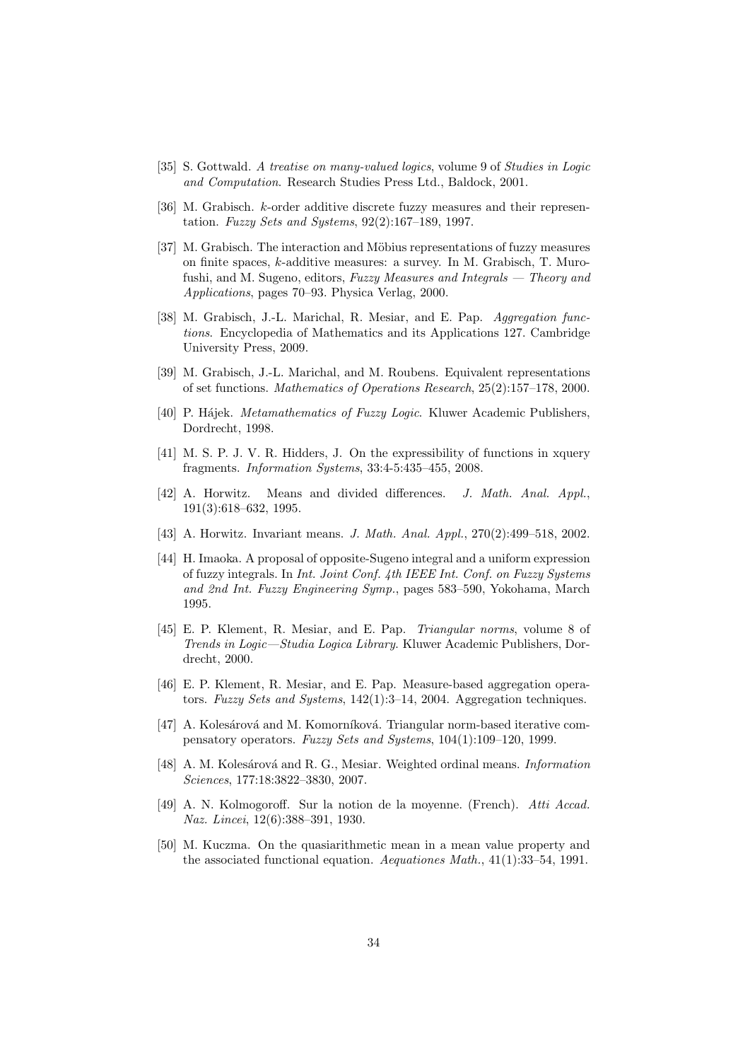[35] S. Gottwald. *A treatise on many-valued logics*, volume 9 of *Studies in Logic and Computation*. Research Studies Press Ltd., Baldock, 2001.

[36] M. Grabisch. $k$-order additive discrete fuzzy measures and their representation. *Fuzzy Sets and Systems*, 92(2):167–189, 1997.

[37] M. Grabisch. The interaction and Möbius representations of fuzzy measures on finite spaces, $k$-additive measures: a survey. In M. Grabisch, T. Murofushi, and M. Sugeno, editors, *Fuzzy Measures and Integrals — Theory and Applications*, pages 70–93. Physica Verlag, 2000.

[38] M. Grabisch, J.-L. Marichal, R. Mesiar, and E. Pap. *Aggregation functions*. Encyclopedia of Mathematics and its Applications 127. Cambridge University Press, 2009.

[39] M. Grabisch, J.-L. Marichal, and M. Roubens. Equivalent representations of set functions. *Mathematics of Operations Research*, 25(2):157–178, 2000.

[40] P. Hájek. *Metamathematics of Fuzzy Logic*. Kluwer Academic Publishers, Dordrecht, 1998.

[41] M. S. P. J. V. R. Hidders, J. On the expressibility of functions in xquery fragments. *Information Systems*, 33:4-5:435–455, 2008.

[42] A. Horwitz. Means and divided differences. *J. Math. Anal. Appl.*, 191(3):618–632, 1995.

[43] A. Horwitz. Invariant means. *J. Math. Anal. Appl.*, 270(2):499–518, 2002.

[44] H. Imaoka. A proposal of opposite-Sugeno integral and a uniform expression of fuzzy integrals. In *Int. Joint Conf. 4th IEEE Int. Conf. on Fuzzy Systems and 2nd Int. Fuzzy Engineering Symp.*, pages 583–590, Yokohama, March 1995.

[45] E. P. Klement, R. Mesiar, and E. Pap. *Triangular norms*, volume 8 of *Trends in Logic—Studia Logica Library*. Kluwer Academic Publishers, Dordrecht, 2000.

[46] E. P. Klement, R. Mesiar, and E. Pap. Measure-based aggregation operators. *Fuzzy Sets and Systems*, 142(1):3–14, 2004. Aggregation techniques.

[47] A. Kolesárová and M. Komorníková. Triangular norm-based iterative compensatory operators. *Fuzzy Sets and Systems*, 104(1):109–120, 1999.

[48] A. M. Kolesárová and R. G., Mesiar. Weighted ordinal means. *Information Sciences*, 177:18:3822–3830, 2007.

[49] A. N. Kolmogoroff. Sur la notion de la moyenne. (French). *Atti Accad. Naz. Lincei*, 12(6):388–391, 1930.

[50] M. Kuczma. On the quasiarithmetic mean in a mean value property and the associated functional equation. *Aequationes Math.*, 41(1):33–54, 1991.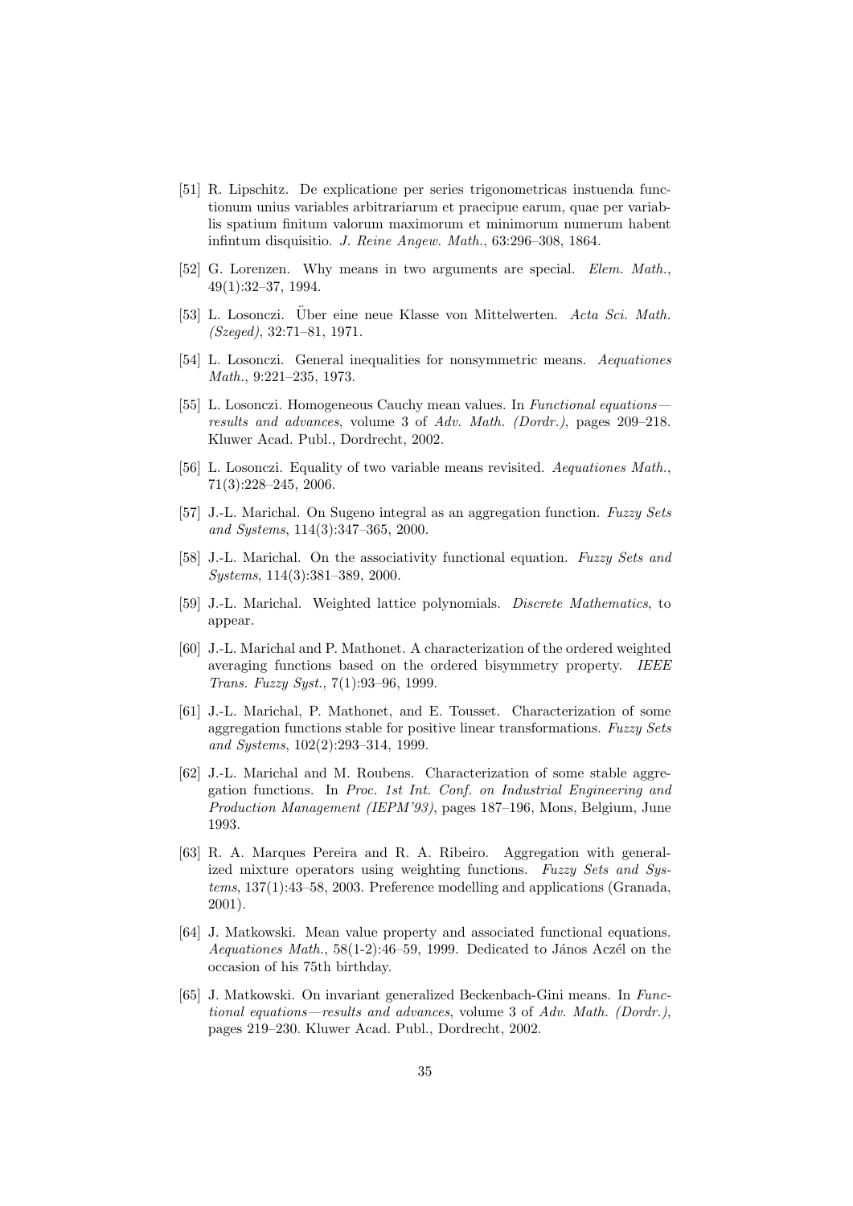[51] R. Lipschitz. De explicatione per series trigonometricas instuenda functionum unius variables arbitrariarum et praecipue earum, quae per variablis spatium finitum valorum maximorum et minimorum numerum habent infintum disquisitio. *J. Reine Angew. Math.*, 63:296–308, 1864.

[52] G. Lorenzen. Why means in two arguments are special. *Elem. Math.*, 49(1):32–37, 1994.

[53] L. Losonczi. Über eine neue Klasse von Mittelwerten. *Acta Sci. Math. (Szeged)*, 32:71–81, 1971.

[54] L. Losonczi. General inequalities for nonsymmetric means. *Aequationes Math.*, 9:221–235, 1973.

[55] L. Losonczi. Homogeneous Cauchy mean values. In *Functional equations—results and advances*, volume 3 of *Adv. Math. (Dordr.)*, pages 209–218. Kluwer Acad. Publ., Dordrecht, 2002.

[56] L. Losonczi. Equality of two variable means revisited. *Aequationes Math.*, 71(3):228–245, 2006.

[57] J.-L. Marichal. On Sugeno integral as an aggregation function. *Fuzzy Sets and Systems*, 114(3):347–365, 2000.

[58] J.-L. Marichal. On the associativity functional equation. *Fuzzy Sets and Systems*, 114(3):381–389, 2000.

[59] J.-L. Marichal. Weighted lattice polynomials. *Discrete Mathematics*, to appear.

[60] J.-L. Marichal and P. Mathonet. A characterization of the ordered weighted averaging functions based on the ordered bisymmetry property. *IEEE Trans. Fuzzy Syst.*, 7(1):93–96, 1999.

[61] J.-L. Marichal, P. Mathonet, and E. Tousset. Characterization of some aggregation functions stable for positive linear transformations. *Fuzzy Sets and Systems*, 102(2):293–314, 1999.

[62] J.-L. Marichal and M. Roubens. Characterization of some stable aggregation functions. In *Proc. 1st Int. Conf. on Industrial Engineering and Production Management (IEPM'93)*, pages 187–196, Mons, Belgium, June 1993.

[63] R. A. Marques Pereira and R. A. Ribeiro. Aggregation with generalized mixture operators using weighting functions. *Fuzzy Sets and Systems*, 137(1):43–58, 2003. Preference modelling and applications (Granada, 2001).

[64] J. Matkowski. Mean value property and associated functional equations. *Aequationes Math.*, 58(1-2):46–59, 1999. Dedicated to János Aczél on the occasion of his 75th birthday.

[65] J. Matkowski. On invariant generalized Beckenbach-Gini means. In *Functional equations—results and advances*, volume 3 of *Adv. Math. (Dordr.)*, pages 219–230. Kluwer Acad. Publ., Dordrecht, 2002.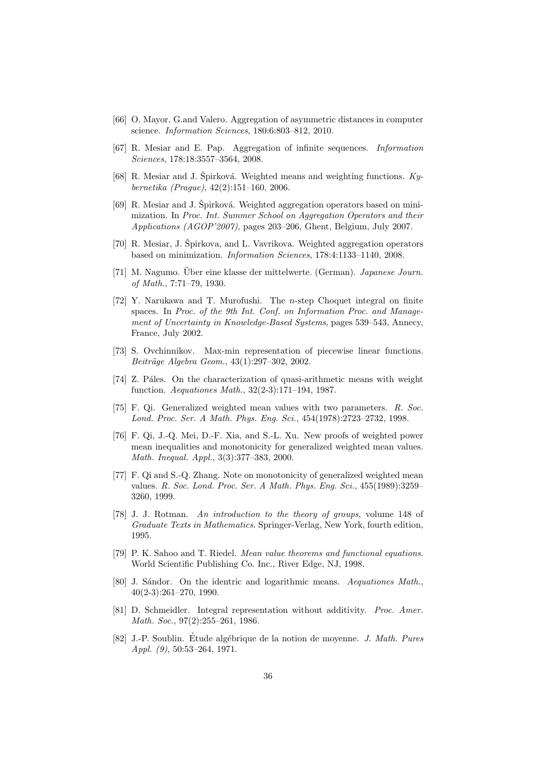[66] O. Mayor, G.and Valero. Aggregation of asymmetric distances in computer science. *Information Sciences*, 180:6:803–812, 2010.

[67] R. Mesiar and E. Pap. Aggregation of infinite sequences. *Information Sciences*, 178:18:3557–3564, 2008.

[68] R. Mesiar and J. Špirková. Weighted means and weighting functions. *Kybernetika (Prague)*, 42(2):151–160, 2006.

[69] R. Mesiar and J. Špirková. Weighted aggregation operators based on minimization. In *Proc. Int. Summer School on Aggregation Operators and their Applications (AGOP'2007)*, pages 203–206, Ghent, Belgium, July 2007.

[70] R. Mesiar, J. Špirkova, and L. Vavrikova. Weighted aggregation operators based on minimization. *Information Sciences*, 178:4:1133–1140, 2008.

[71] M. Nagumo. Über eine klasse der mittelwerte. (German). *Japanese Journ. of Math.*, 7:71–79, 1930.

[72] Y. Narukawa and T. Murofushi. The $n$-step Choquet integral on finite spaces. In *Proc. of the 9th Int. Conf. on Information Proc. and Management of Uncertainty in Knowledge-Based Systems*, pages 539–543, Annecy, France, July 2002.

[73] S. Ovchinnikov. Max-min representation of piecewise linear functions. *Beiträge Algebra Geom.*, 43(1):297–302, 2002.

[74] Z. Páles. On the characterization of quasi-arithmetic means with weight function. *Aequationes Math.*, 32(2-3):171–194, 1987.

[75] F. Qi. Generalized weighted mean values with two parameters. *R. Soc. Lond. Proc. Ser. A Math. Phys. Eng. Sci.*, 454(1978):2723–2732, 1998.

[76] F. Qi, J.-Q. Mei, D.-F. Xia, and S.-L. Xu. New proofs of weighted power mean inequalities and monotonicity for generalized weighted mean values. *Math. Inequal. Appl.*, 3(3):377–383, 2000.

[77] F. Qi and S.-Q. Zhang. Note on monotonicity of generalized weighted mean values. *R. Soc. Lond. Proc. Ser. A Math. Phys. Eng. Sci.*, 455(1989):3259–3260, 1999.

[78] J. J. Rotman. *An introduction to the theory of groups*, volume 148 of *Graduate Texts in Mathematics*. Springer-Verlag, New York, fourth edition, 1995.

[79] P. K. Sahoo and T. Riedel. *Mean value theorems and functional equations*. World Scientific Publishing Co. Inc., River Edge, NJ, 1998.

[80] J. Sándor. On the identric and logarithmic means. *Aequationes Math.*, 40(2-3):261–270, 1990.

[81] D. Schmeidler. Integral representation without additivity. *Proc. Amer. Math. Soc.*, 97(2):255–261, 1986.

[82] J.-P. Soublin. Étude algébrique de la notion de moyenne. *J. Math. Pures Appl. (9)*, 50:53–264, 1971.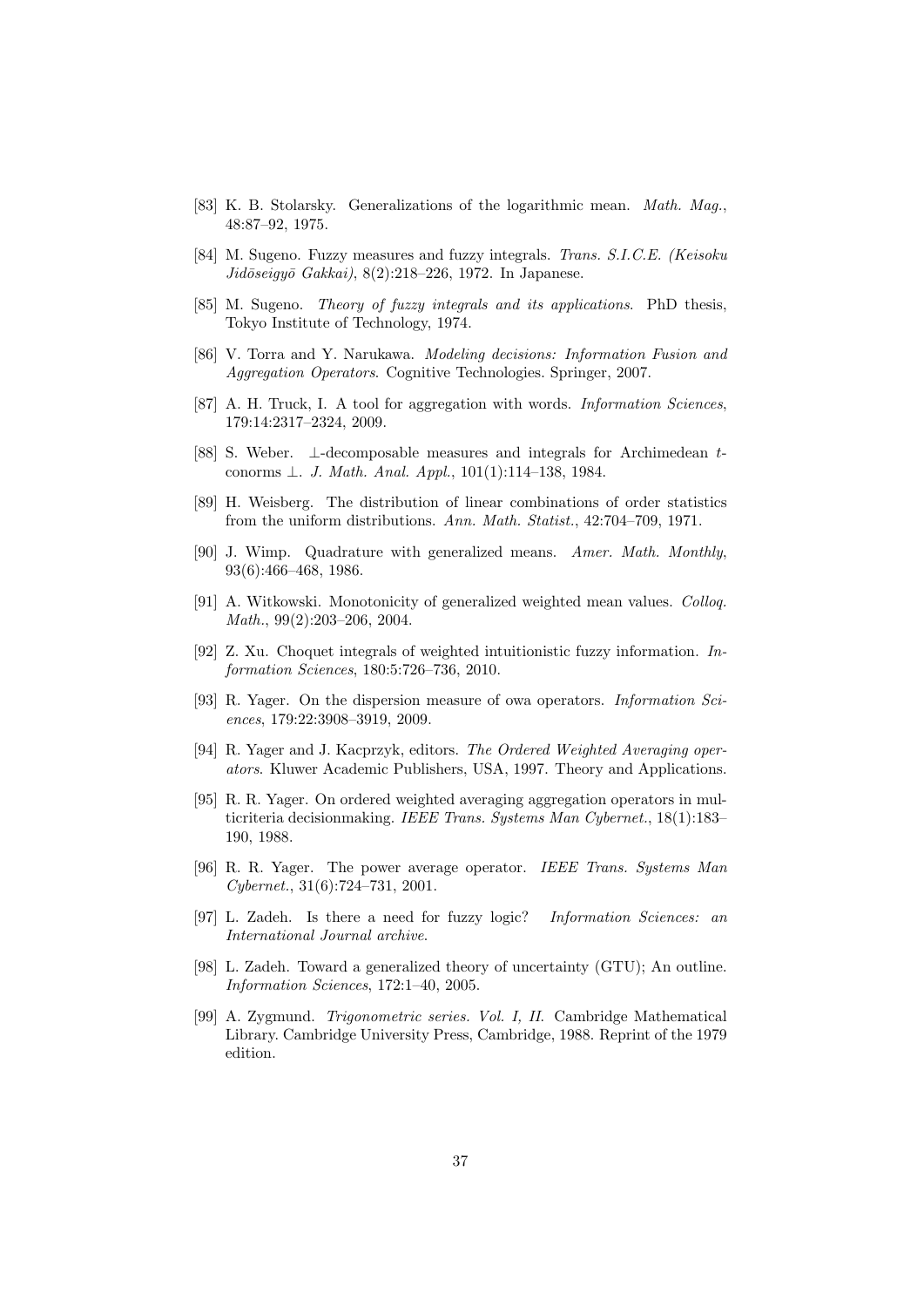[83] K. B. Stolarsky. Generalizations of the logarithmic mean. *Math. Mag.*, 48:87–92, 1975.

[84] M. Sugeno. Fuzzy measures and fuzzy integrals. *Trans. S.I.C.E. (Keisoku Jidōseigyō Gakkai)*, 8(2):218–226, 1972. In Japanese.

[85] M. Sugeno. *Theory of fuzzy integrals and its applications*. PhD thesis, Tokyo Institute of Technology, 1974.

[86] V. Torra and Y. Narukawa. *Modeling decisions: Information Fusion and Aggregation Operators*. Cognitive Technologies. Springer, 2007.

[87] A. H. Truck, I. A tool for aggregation with words. *Information Sciences*, 179:14:2317–2324, 2009.

[88] S. Weber. $\perp$-decomposable measures and integrals for Archimedean $t$-conorms $\perp$. *J. Math. Anal. Appl.*, 101(1):114–138, 1984.

[89] H. Weisberg. The distribution of linear combinations of order statistics from the uniform distributions. *Ann. Math. Statist.*, 42:704–709, 1971.

[90] J. Wimp. Quadrature with generalized means. *Amer. Math. Monthly*, 93(6):466–468, 1986.

[91] A. Witkowski. Monotonicity of generalized weighted mean values. *Colloq. Math.*, 99(2):203–206, 2004.

[92] Z. Xu. Choquet integrals of weighted intuitionistic fuzzy information. *Information Sciences*, 180:5:726–736, 2010.

[93] R. Yager. On the dispersion measure of owa operators. *Information Sciences*, 179:22:3908–3919, 2009.

[94] R. Yager and J. Kacprzyk, editors. *The Ordered Weighted Averaging operators*. Kluwer Academic Publishers, USA, 1997. Theory and Applications.

[95] R. R. Yager. On ordered weighted averaging aggregation operators in multicriteria decisionmaking. *IEEE Trans. Systems Man Cybernet.*, 18(1):183–190, 1988.

[96] R. R. Yager. The power average operator. *IEEE Trans. Systems Man Cybernet.*, 31(6):724–731, 2001.

[97] L. Zadeh. Is there a need for fuzzy logic? *Information Sciences: an International Journal archive*.

[98] L. Zadeh. Toward a generalized theory of uncertainty (GTU); An outline. *Information Sciences*, 172:1–40, 2005.

[99] A. Zygmund. *Trigonometric series. Vol. I, II*. Cambridge Mathematical Library. Cambridge University Press, Cambridge, 1988. Reprint of the 1979 edition.